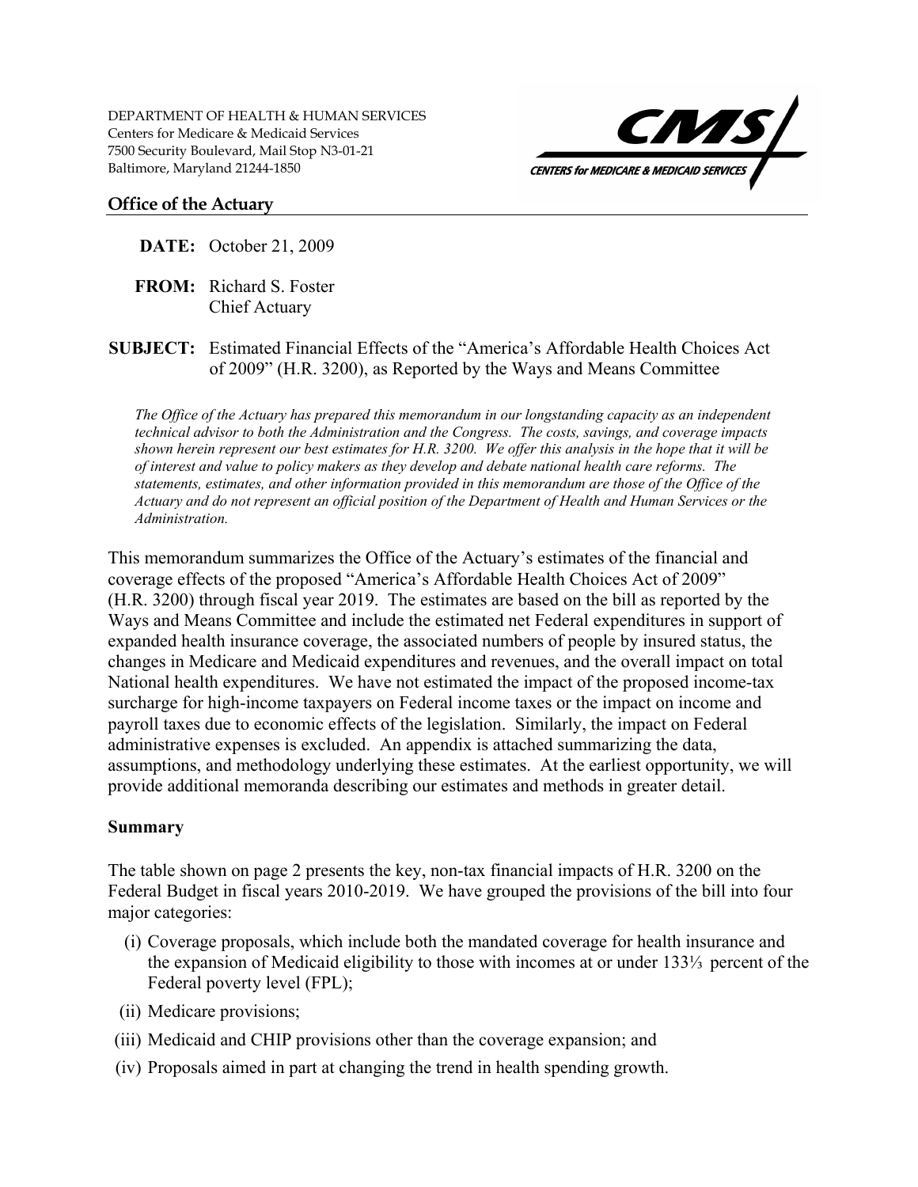DEPARTMENT OF HEALTH & HUMAN SERVICES
Centers for Medicare & Medicaid Services
7500 Security Boulevard, Mail Stop N3-01-21
Baltimore, Maryland 21244-1850

CMS — CENTERS for MEDICARE & MEDICAID SERVICES

**Office of the Actuary**

**DATE:** October 21, 2009

**FROM:** Richard S. Foster
Chief Actuary

**SUBJECT:** Estimated Financial Effects of the "America's Affordable Health Choices Act of 2009" (H.R. 3200), as Reported by the Ways and Means Committee

*The Office of the Actuary has prepared this memorandum in our longstanding capacity as an independent technical advisor to both the Administration and the Congress. The costs, savings, and coverage impacts shown herein represent our best estimates for H.R. 3200. We offer this analysis in the hope that it will be of interest and value to policy makers as they develop and debate national health care reforms. The statements, estimates, and other information provided in this memorandum are those of the Office of the Actuary and do not represent an official position of the Department of Health and Human Services or the Administration.*

This memorandum summarizes the Office of the Actuary's estimates of the financial and coverage effects of the proposed "America's Affordable Health Choices Act of 2009" (H.R. 3200) through fiscal year 2019. The estimates are based on the bill as reported by the Ways and Means Committee and include the estimated net Federal expenditures in support of expanded health insurance coverage, the associated numbers of people by insured status, the changes in Medicare and Medicaid expenditures and revenues, and the overall impact on total National health expenditures. We have not estimated the impact of the proposed income-tax surcharge for high-income taxpayers on Federal income taxes or the impact on income and payroll taxes due to economic effects of the legislation. Similarly, the impact on Federal administrative expenses is excluded. An appendix is attached summarizing the data, assumptions, and methodology underlying these estimates. At the earliest opportunity, we will provide additional memoranda describing our estimates and methods in greater detail.

**Summary**

The table shown on page 2 presents the key, non-tax financial impacts of H.R. 3200 on the Federal Budget in fiscal years 2010-2019. We have grouped the provisions of the bill into four major categories:

(i) Coverage proposals, which include both the mandated coverage for health insurance and the expansion of Medicaid eligibility to those with incomes at or under 133⅓ percent of the Federal poverty level (FPL);

(ii) Medicare provisions;

(iii) Medicaid and CHIP provisions other than the coverage expansion; and

(iv) Proposals aimed in part at changing the trend in health spending growth.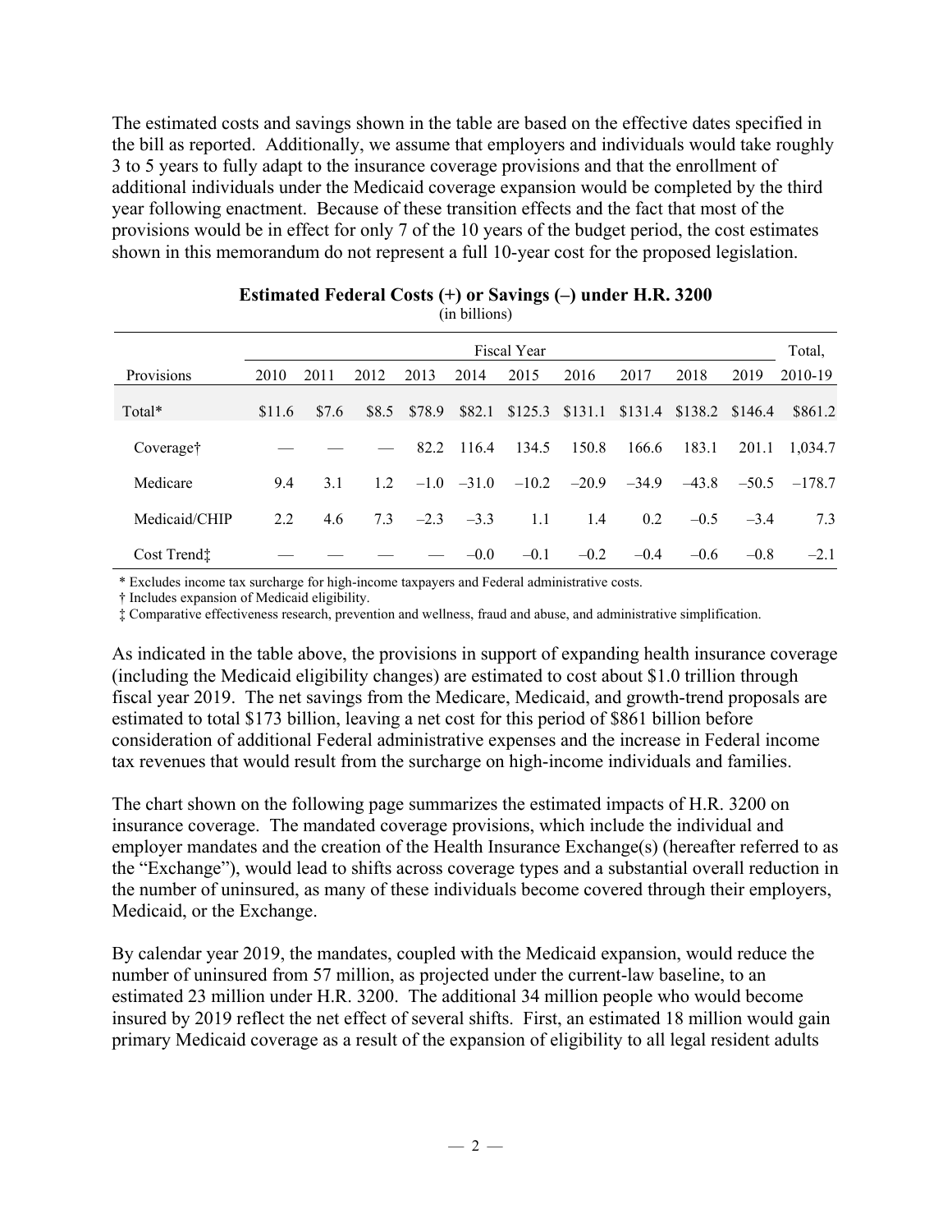The estimated costs and savings shown in the table are based on the effective dates specified in the bill as reported. Additionally, we assume that employers and individuals would take roughly 3 to 5 years to fully adapt to the insurance coverage provisions and that the enrollment of additional individuals under the Medicaid coverage expansion would be completed by the third year following enactment. Because of these transition effects and the fact that most of the provisions would be in effect for only 7 of the 10 years of the budget period, the cost estimates shown in this memorandum do not represent a full 10-year cost for the proposed legislation.

**Estimated Federal Costs (+) or Savings (–) under H.R. 3200**
(in billions)

| | Fiscal Year | | | | | | | | | | Total, |
|---|---|---|---|---|---|---|---|---|---|---|---|
| Provisions | 2010 | 2011 | 2012 | 2013 | 2014 | 2015 | 2016 | 2017 | 2018 | 2019 | 2010-19 |
| Total* | $11.6 | $7.6 | $8.5 | $78.9 | $82.1 | $125.3 | $131.1 | $131.4 | $138.2 | $146.4 | $861.2 |
| Coverage† | — | — | — | 82.2 | 116.4 | 134.5 | 150.8 | 166.6 | 183.1 | 201.1 | 1,034.7 |
| Medicare | 9.4 | 3.1 | 1.2 | –1.0 | –31.0 | –10.2 | –20.9 | –34.9 | –43.8 | –50.5 | –178.7 |
| Medicaid/CHIP | 2.2 | 4.6 | 7.3 | –2.3 | –3.3 | 1.1 | 1.4 | 0.2 | –0.5 | –3.4 | 7.3 |
| Cost Trend‡ | — | — | — | — | –0.0 | –0.1 | –0.2 | –0.4 | –0.6 | –0.8 | –2.1 |

\* Excludes income tax surcharge for high-income taxpayers and Federal administrative costs.
† Includes expansion of Medicaid eligibility.
‡ Comparative effectiveness research, prevention and wellness, fraud and abuse, and administrative simplification.

As indicated in the table above, the provisions in support of expanding health insurance coverage (including the Medicaid eligibility changes) are estimated to cost about $1.0 trillion through fiscal year 2019. The net savings from the Medicare, Medicaid, and growth-trend proposals are estimated to total $173 billion, leaving a net cost for this period of $861 billion before consideration of additional Federal administrative expenses and the increase in Federal income tax revenues that would result from the surcharge on high-income individuals and families.

The chart shown on the following page summarizes the estimated impacts of H.R. 3200 on insurance coverage. The mandated coverage provisions, which include the individual and employer mandates and the creation of the Health Insurance Exchange(s) (hereafter referred to as the "Exchange"), would lead to shifts across coverage types and a substantial overall reduction in the number of uninsured, as many of these individuals become covered through their employers, Medicaid, or the Exchange.

By calendar year 2019, the mandates, coupled with the Medicaid expansion, would reduce the number of uninsured from 57 million, as projected under the current-law baseline, to an estimated 23 million under H.R. 3200. The additional 34 million people who would become insured by 2019 reflect the net effect of several shifts. First, an estimated 18 million would gain primary Medicaid coverage as a result of the expansion of eligibility to all legal resident adults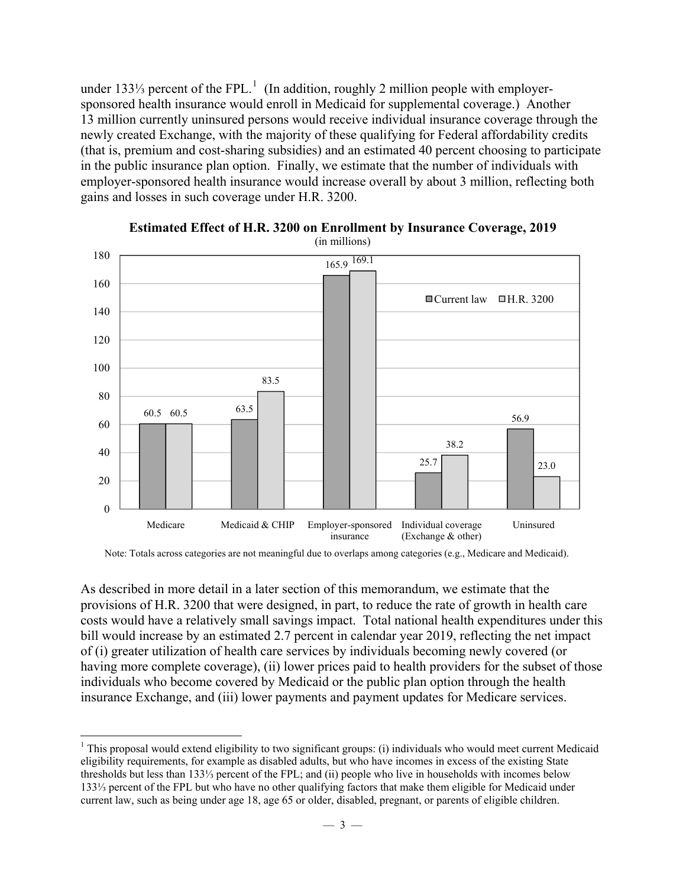under 133⅓ percent of the FPL.[1] (In addition, roughly 2 million people with employer-sponsored health insurance would enroll in Medicaid for supplemental coverage.) Another 13 million currently uninsured persons would receive individual insurance coverage through the newly created Exchange, with the majority of these qualifying for Federal affordability credits (that is, premium and cost-sharing subsidies) and an estimated 40 percent choosing to participate in the public insurance plan option. Finally, we estimate that the number of individuals with employer-sponsored health insurance would increase overall by about 3 million, reflecting both gains and losses in such coverage under H.R. 3200.

**Estimated Effect of H.R. 3200 on Enrollment by Insurance Coverage, 2019**

(in millions)

| | Current law | H.R. 3200 |
|---|---|---|
| Medicare | 60.5 | 60.5 |
| Medicaid & CHIP | 63.5 | 83.5 |
| Employer-sponsored insurance | 165.9 | 169.1 |
| Individual coverage (Exchange & other) | 25.7 | 38.2 |
| Uninsured | 56.9 | 23.0 |

Note: Totals across categories are not meaningful due to overlaps among categories (e.g., Medicare and Medicaid).

As described in more detail in a later section of this memorandum, we estimate that the provisions of H.R. 3200 that were designed, in part, to reduce the rate of growth in health care costs would have a relatively small savings impact. Total national health expenditures under this bill would increase by an estimated 2.7 percent in calendar year 2019, reflecting the net impact of (i) greater utilization of health care services by individuals becoming newly covered (or having more complete coverage), (ii) lower prices paid to health providers for the subset of those individuals who become covered by Medicaid or the public plan option through the health insurance Exchange, and (iii) lower payments and payment updates for Medicare services.

[1] This proposal would extend eligibility to two significant groups: (i) individuals who would meet current Medicaid eligibility requirements, for example as disabled adults, but who have incomes in excess of the existing State thresholds but less than 133⅓ percent of the FPL; and (ii) people who live in households with incomes below 133⅓ percent of the FPL but who have no other qualifying factors that make them eligible for Medicaid under current law, such as being under age 18, age 65 or older, disabled, pregnant, or parents of eligible children.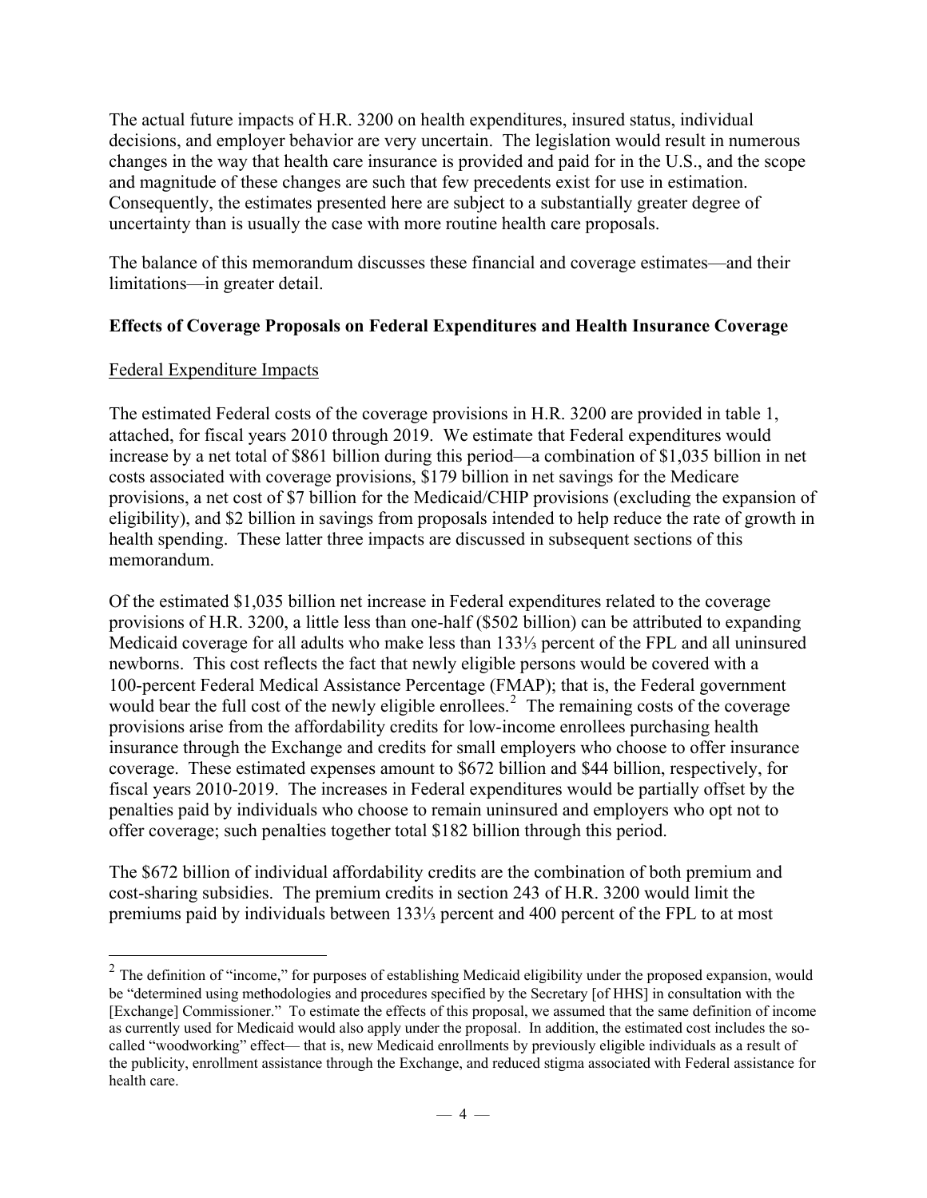The actual future impacts of H.R. 3200 on health expenditures, insured status, individual decisions, and employer behavior are very uncertain. The legislation would result in numerous changes in the way that health care insurance is provided and paid for in the U.S., and the scope and magnitude of these changes are such that few precedents exist for use in estimation. Consequently, the estimates presented here are subject to a substantially greater degree of uncertainty than is usually the case with more routine health care proposals.

The balance of this memorandum discusses these financial and coverage estimates—and their limitations—in greater detail.

**Effects of Coverage Proposals on Federal Expenditures and Health Insurance Coverage**

Federal Expenditure Impacts

The estimated Federal costs of the coverage provisions in H.R. 3200 are provided in table 1, attached, for fiscal years 2010 through 2019. We estimate that Federal expenditures would increase by a net total of \$861 billion during this period—a combination of \$1,035 billion in net costs associated with coverage provisions, \$179 billion in net savings for the Medicare provisions, a net cost of \$7 billion for the Medicaid/CHIP provisions (excluding the expansion of eligibility), and \$2 billion in savings from proposals intended to help reduce the rate of growth in health spending. These latter three impacts are discussed in subsequent sections of this memorandum.

Of the estimated \$1,035 billion net increase in Federal expenditures related to the coverage provisions of H.R. 3200, a little less than one-half (\$502 billion) can be attributed to expanding Medicaid coverage for all adults who make less than 133⅓ percent of the FPL and all uninsured newborns. This cost reflects the fact that newly eligible persons would be covered with a 100-percent Federal Medical Assistance Percentage (FMAP); that is, the Federal government would bear the full cost of the newly eligible enrollees.[2] The remaining costs of the coverage provisions arise from the affordability credits for low-income enrollees purchasing health insurance through the Exchange and credits for small employers who choose to offer insurance coverage. These estimated expenses amount to \$672 billion and \$44 billion, respectively, for fiscal years 2010-2019. The increases in Federal expenditures would be partially offset by the penalties paid by individuals who choose to remain uninsured and employers who opt not to offer coverage; such penalties together total \$182 billion through this period.

The \$672 billion of individual affordability credits are the combination of both premium and cost-sharing subsidies. The premium credits in section 243 of H.R. 3200 would limit the premiums paid by individuals between 133⅓ percent and 400 percent of the FPL to at most

[2] The definition of "income," for purposes of establishing Medicaid eligibility under the proposed expansion, would be "determined using methodologies and procedures specified by the Secretary [of HHS] in consultation with the [Exchange] Commissioner." To estimate the effects of this proposal, we assumed that the same definition of income as currently used for Medicaid would also apply under the proposal. In addition, the estimated cost includes the so-called "woodworking" effect— that is, new Medicaid enrollments by previously eligible individuals as a result of the publicity, enrollment assistance through the Exchange, and reduced stigma associated with Federal assistance for health care.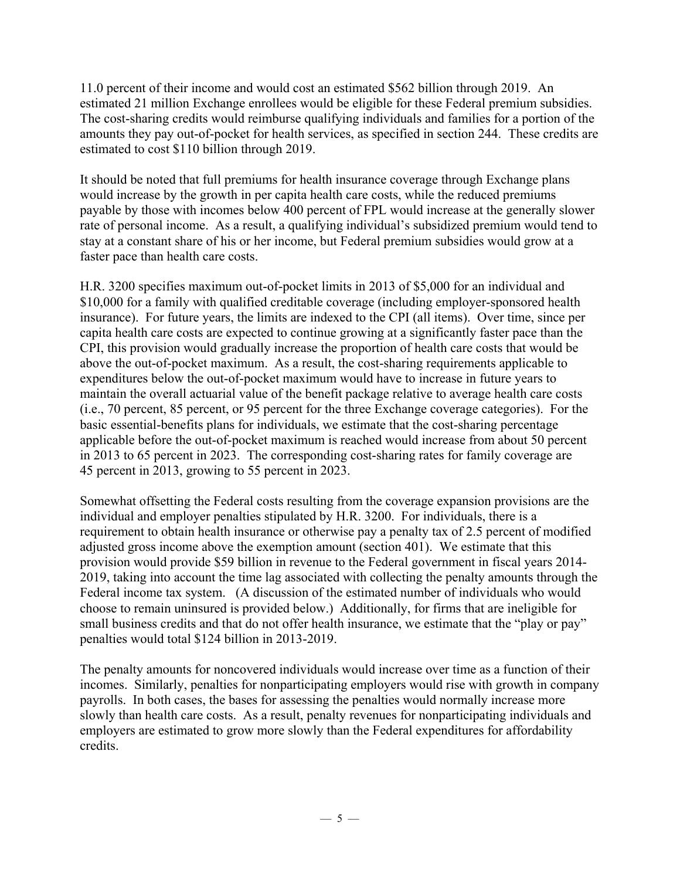11.0 percent of their income and would cost an estimated $562 billion through 2019. An estimated 21 million Exchange enrollees would be eligible for these Federal premium subsidies. The cost-sharing credits would reimburse qualifying individuals and families for a portion of the amounts they pay out-of-pocket for health services, as specified in section 244. These credits are estimated to cost $110 billion through 2019.

It should be noted that full premiums for health insurance coverage through Exchange plans would increase by the growth in per capita health care costs, while the reduced premiums payable by those with incomes below 400 percent of FPL would increase at the generally slower rate of personal income. As a result, a qualifying individual's subsidized premium would tend to stay at a constant share of his or her income, but Federal premium subsidies would grow at a faster pace than health care costs.

H.R. 3200 specifies maximum out-of-pocket limits in 2013 of $5,000 for an individual and $10,000 for a family with qualified creditable coverage (including employer-sponsored health insurance). For future years, the limits are indexed to the CPI (all items). Over time, since per capita health care costs are expected to continue growing at a significantly faster pace than the CPI, this provision would gradually increase the proportion of health care costs that would be above the out-of-pocket maximum. As a result, the cost-sharing requirements applicable to expenditures below the out-of-pocket maximum would have to increase in future years to maintain the overall actuarial value of the benefit package relative to average health care costs (i.e., 70 percent, 85 percent, or 95 percent for the three Exchange coverage categories). For the basic essential-benefits plans for individuals, we estimate that the cost-sharing percentage applicable before the out-of-pocket maximum is reached would increase from about 50 percent in 2013 to 65 percent in 2023. The corresponding cost-sharing rates for family coverage are 45 percent in 2013, growing to 55 percent in 2023.

Somewhat offsetting the Federal costs resulting from the coverage expansion provisions are the individual and employer penalties stipulated by H.R. 3200. For individuals, there is a requirement to obtain health insurance or otherwise pay a penalty tax of 2.5 percent of modified adjusted gross income above the exemption amount (section 401). We estimate that this provision would provide $59 billion in revenue to the Federal government in fiscal years 2014-2019, taking into account the time lag associated with collecting the penalty amounts through the Federal income tax system. (A discussion of the estimated number of individuals who would choose to remain uninsured is provided below.) Additionally, for firms that are ineligible for small business credits and that do not offer health insurance, we estimate that the "play or pay" penalties would total $124 billion in 2013-2019.

The penalty amounts for noncovered individuals would increase over time as a function of their incomes. Similarly, penalties for nonparticipating employers would rise with growth in company payrolls. In both cases, the bases for assessing the penalties would normally increase more slowly than health care costs. As a result, penalty revenues for nonparticipating individuals and employers are estimated to grow more slowly than the Federal expenditures for affordability credits.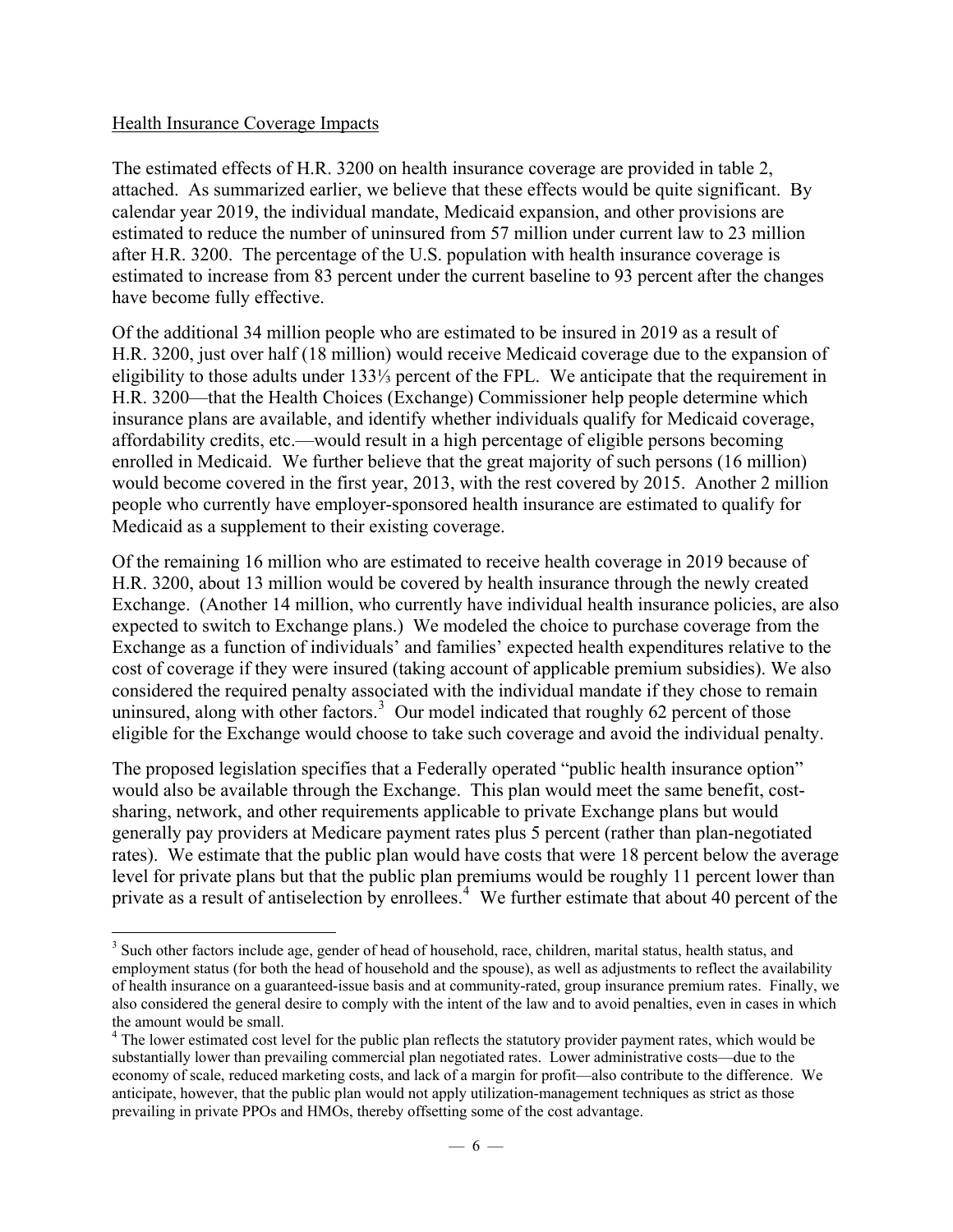Health Insurance Coverage Impacts

The estimated effects of H.R. 3200 on health insurance coverage are provided in table 2, attached. As summarized earlier, we believe that these effects would be quite significant. By calendar year 2019, the individual mandate, Medicaid expansion, and other provisions are estimated to reduce the number of uninsured from 57 million under current law to 23 million after H.R. 3200. The percentage of the U.S. population with health insurance coverage is estimated to increase from 83 percent under the current baseline to 93 percent after the changes have become fully effective.

Of the additional 34 million people who are estimated to be insured in 2019 as a result of H.R. 3200, just over half (18 million) would receive Medicaid coverage due to the expansion of eligibility to those adults under 133⅓ percent of the FPL. We anticipate that the requirement in H.R. 3200—that the Health Choices (Exchange) Commissioner help people determine which insurance plans are available, and identify whether individuals qualify for Medicaid coverage, affordability credits, etc.—would result in a high percentage of eligible persons becoming enrolled in Medicaid. We further believe that the great majority of such persons (16 million) would become covered in the first year, 2013, with the rest covered by 2015. Another 2 million people who currently have employer-sponsored health insurance are estimated to qualify for Medicaid as a supplement to their existing coverage.

Of the remaining 16 million who are estimated to receive health coverage in 2019 because of H.R. 3200, about 13 million would be covered by health insurance through the newly created Exchange. (Another 14 million, who currently have individual health insurance policies, are also expected to switch to Exchange plans.) We modeled the choice to purchase coverage from the Exchange as a function of individuals' and families' expected health expenditures relative to the cost of coverage if they were insured (taking account of applicable premium subsidies). We also considered the required penalty associated with the individual mandate if they chose to remain uninsured, along with other factors.[3] Our model indicated that roughly 62 percent of those eligible for the Exchange would choose to take such coverage and avoid the individual penalty.

The proposed legislation specifies that a Federally operated "public health insurance option" would also be available through the Exchange. This plan would meet the same benefit, cost-sharing, network, and other requirements applicable to private Exchange plans but would generally pay providers at Medicare payment rates plus 5 percent (rather than plan-negotiated rates). We estimate that the public plan would have costs that were 18 percent below the average level for private plans but that the public plan premiums would be roughly 11 percent lower than private as a result of antiselection by enrollees.[4] We further estimate that about 40 percent of the

---

[3] Such other factors include age, gender of head of household, race, children, marital status, health status, and employment status (for both the head of household and the spouse), as well as adjustments to reflect the availability of health insurance on a guaranteed-issue basis and at community-rated, group insurance premium rates. Finally, we also considered the general desire to comply with the intent of the law and to avoid penalties, even in cases in which the amount would be small.

[4] The lower estimated cost level for the public plan reflects the statutory provider payment rates, which would be substantially lower than prevailing commercial plan negotiated rates. Lower administrative costs—due to the economy of scale, reduced marketing costs, and lack of a margin for profit—also contribute to the difference. We anticipate, however, that the public plan would not apply utilization-management techniques as strict as those prevailing in private PPOs and HMOs, thereby offsetting some of the cost advantage.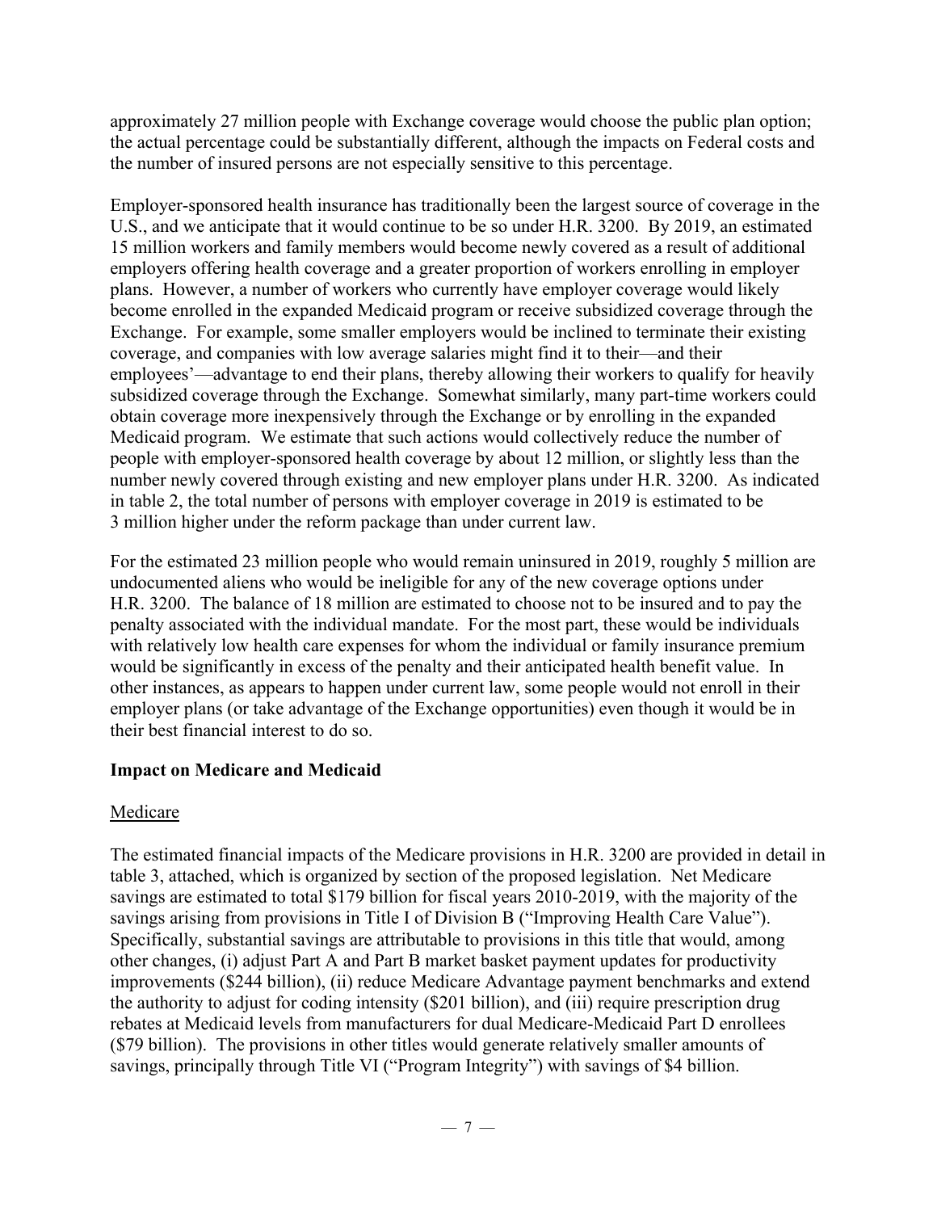approximately 27 million people with Exchange coverage would choose the public plan option; the actual percentage could be substantially different, although the impacts on Federal costs and the number of insured persons are not especially sensitive to this percentage.

Employer-sponsored health insurance has traditionally been the largest source of coverage in the U.S., and we anticipate that it would continue to be so under H.R. 3200. By 2019, an estimated 15 million workers and family members would become newly covered as a result of additional employers offering health coverage and a greater proportion of workers enrolling in employer plans. However, a number of workers who currently have employer coverage would likely become enrolled in the expanded Medicaid program or receive subsidized coverage through the Exchange. For example, some smaller employers would be inclined to terminate their existing coverage, and companies with low average salaries might find it to their—and their employees'—advantage to end their plans, thereby allowing their workers to qualify for heavily subsidized coverage through the Exchange. Somewhat similarly, many part-time workers could obtain coverage more inexpensively through the Exchange or by enrolling in the expanded Medicaid program. We estimate that such actions would collectively reduce the number of people with employer-sponsored health coverage by about 12 million, or slightly less than the number newly covered through existing and new employer plans under H.R. 3200. As indicated in table 2, the total number of persons with employer coverage in 2019 is estimated to be 3 million higher under the reform package than under current law.

For the estimated 23 million people who would remain uninsured in 2019, roughly 5 million are undocumented aliens who would be ineligible for any of the new coverage options under H.R. 3200. The balance of 18 million are estimated to choose not to be insured and to pay the penalty associated with the individual mandate. For the most part, these would be individuals with relatively low health care expenses for whom the individual or family insurance premium would be significantly in excess of the penalty and their anticipated health benefit value. In other instances, as appears to happen under current law, some people would not enroll in their employer plans (or take advantage of the Exchange opportunities) even though it would be in their best financial interest to do so.

**Impact on Medicare and Medicaid**

<u>Medicare</u>

The estimated financial impacts of the Medicare provisions in H.R. 3200 are provided in detail in table 3, attached, which is organized by section of the proposed legislation. Net Medicare savings are estimated to total $179 billion for fiscal years 2010-2019, with the majority of the savings arising from provisions in Title I of Division B ("Improving Health Care Value"). Specifically, substantial savings are attributable to provisions in this title that would, among other changes, (i) adjust Part A and Part B market basket payment updates for productivity improvements ($244 billion), (ii) reduce Medicare Advantage payment benchmarks and extend the authority to adjust for coding intensity ($201 billion), and (iii) require prescription drug rebates at Medicaid levels from manufacturers for dual Medicare-Medicaid Part D enrollees ($79 billion). The provisions in other titles would generate relatively smaller amounts of savings, principally through Title VI ("Program Integrity") with savings of $4 billion.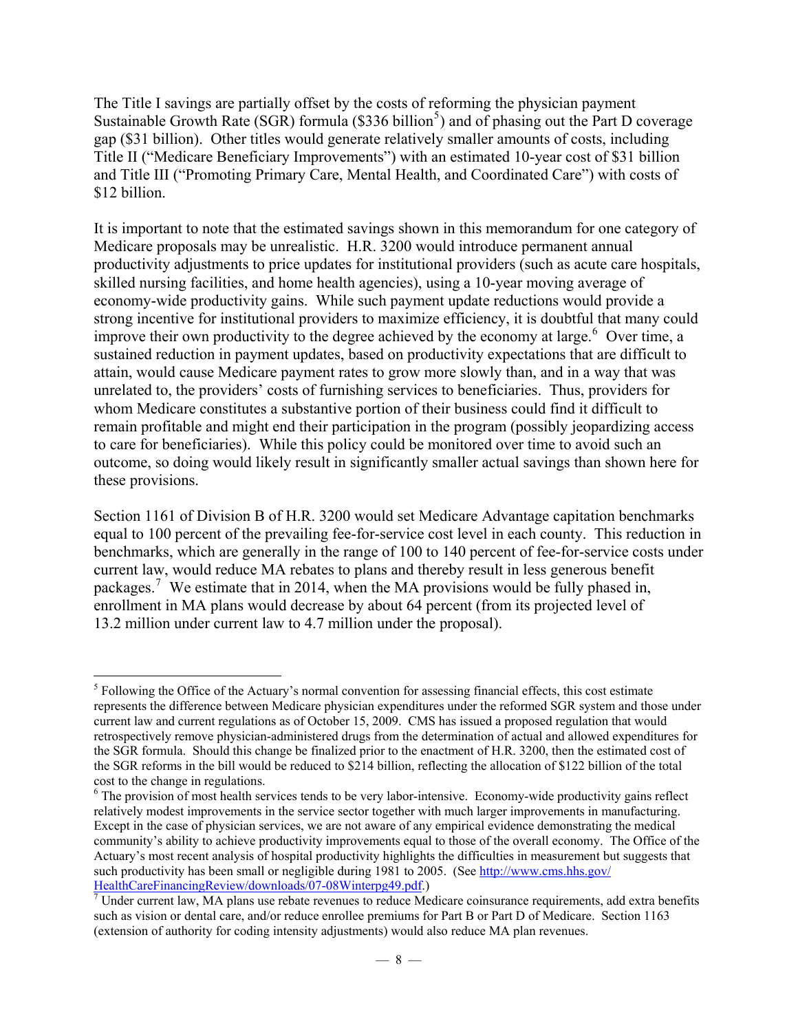The Title I savings are partially offset by the costs of reforming the physician payment Sustainable Growth Rate (SGR) formula ($336 billion[5]) and of phasing out the Part D coverage gap ($31 billion). Other titles would generate relatively smaller amounts of costs, including Title II ("Medicare Beneficiary Improvements") with an estimated 10-year cost of $31 billion and Title III ("Promoting Primary Care, Mental Health, and Coordinated Care") with costs of $12 billion.

It is important to note that the estimated savings shown in this memorandum for one category of Medicare proposals may be unrealistic. H.R. 3200 would introduce permanent annual productivity adjustments to price updates for institutional providers (such as acute care hospitals, skilled nursing facilities, and home health agencies), using a 10-year moving average of economy-wide productivity gains. While such payment update reductions would provide a strong incentive for institutional providers to maximize efficiency, it is doubtful that many could improve their own productivity to the degree achieved by the economy at large.[6] Over time, a sustained reduction in payment updates, based on productivity expectations that are difficult to attain, would cause Medicare payment rates to grow more slowly than, and in a way that was unrelated to, the providers' costs of furnishing services to beneficiaries. Thus, providers for whom Medicare constitutes a substantive portion of their business could find it difficult to remain profitable and might end their participation in the program (possibly jeopardizing access to care for beneficiaries). While this policy could be monitored over time to avoid such an outcome, so doing would likely result in significantly smaller actual savings than shown here for these provisions.

Section 1161 of Division B of H.R. 3200 would set Medicare Advantage capitation benchmarks equal to 100 percent of the prevailing fee-for-service cost level in each county. This reduction in benchmarks, which are generally in the range of 100 to 140 percent of fee-for-service costs under current law, would reduce MA rebates to plans and thereby result in less generous benefit packages.[7] We estimate that in 2014, when the MA provisions would be fully phased in, enrollment in MA plans would decrease by about 64 percent (from its projected level of 13.2 million under current law to 4.7 million under the proposal).

---

[5] Following the Office of the Actuary's normal convention for assessing financial effects, this cost estimate represents the difference between Medicare physician expenditures under the reformed SGR system and those under current law and current regulations as of October 15, 2009. CMS has issued a proposed regulation that would retrospectively remove physician-administered drugs from the determination of actual and allowed expenditures for the SGR formula. Should this change be finalized prior to the enactment of H.R. 3200, then the estimated cost of the SGR reforms in the bill would be reduced to $214 billion, reflecting the allocation of $122 billion of the total cost to the change in regulations.

[6] The provision of most health services tends to be very labor-intensive. Economy-wide productivity gains reflect relatively modest improvements in the service sector together with much larger improvements in manufacturing. Except in the case of physician services, we are not aware of any empirical evidence demonstrating the medical community's ability to achieve productivity improvements equal to those of the overall economy. The Office of the Actuary's most recent analysis of hospital productivity highlights the difficulties in measurement but suggests that such productivity has been small or negligible during 1981 to 2005. (See [http://www.cms.hhs.gov/HealthCareFinancingReview/downloads/07-08Winterpg49.pdf](http://www.cms.hhs.gov/HealthCareFinancingReview/downloads/07-08Winterpg49.pdf).)

[7] Under current law, MA plans use rebate revenues to reduce Medicare coinsurance requirements, add extra benefits such as vision or dental care, and/or reduce enrollee premiums for Part B or Part D of Medicare. Section 1163 (extension of authority for coding intensity adjustments) would also reduce MA plan revenues.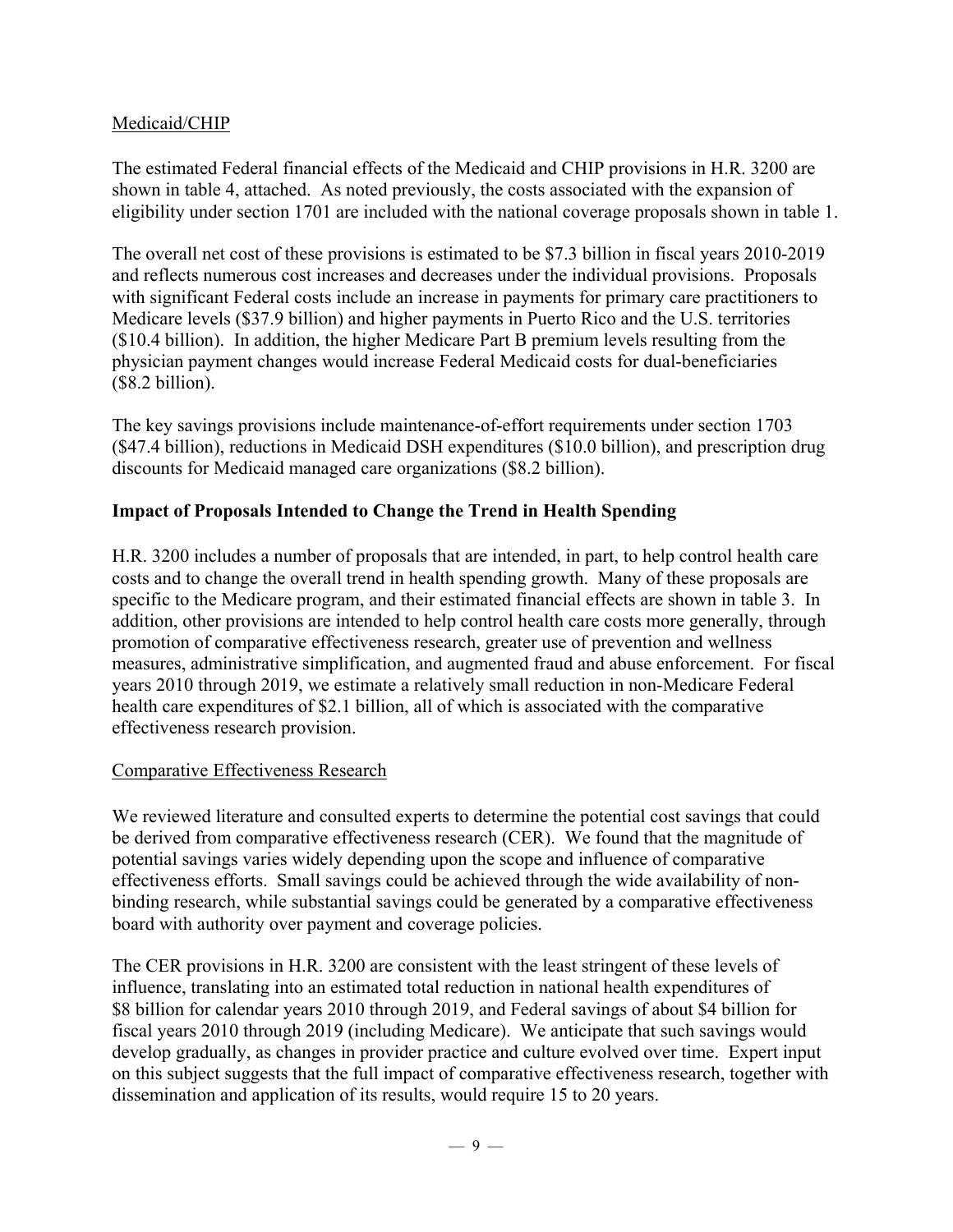Medicaid/CHIP

The estimated Federal financial effects of the Medicaid and CHIP provisions in H.R. 3200 are shown in table 4, attached. As noted previously, the costs associated with the expansion of eligibility under section 1701 are included with the national coverage proposals shown in table 1.

The overall net cost of these provisions is estimated to be $7.3 billion in fiscal years 2010-2019 and reflects numerous cost increases and decreases under the individual provisions. Proposals with significant Federal costs include an increase in payments for primary care practitioners to Medicare levels ($37.9 billion) and higher payments in Puerto Rico and the U.S. territories ($10.4 billion). In addition, the higher Medicare Part B premium levels resulting from the physician payment changes would increase Federal Medicaid costs for dual-beneficiaries ($8.2 billion).

The key savings provisions include maintenance-of-effort requirements under section 1703 ($47.4 billion), reductions in Medicaid DSH expenditures ($10.0 billion), and prescription drug discounts for Medicaid managed care organizations ($8.2 billion).

## Impact of Proposals Intended to Change the Trend in Health Spending

H.R. 3200 includes a number of proposals that are intended, in part, to help control health care costs and to change the overall trend in health spending growth. Many of these proposals are specific to the Medicare program, and their estimated financial effects are shown in table 3. In addition, other provisions are intended to help control health care costs more generally, through promotion of comparative effectiveness research, greater use of prevention and wellness measures, administrative simplification, and augmented fraud and abuse enforcement. For fiscal years 2010 through 2019, we estimate a relatively small reduction in non-Medicare Federal health care expenditures of $2.1 billion, all of which is associated with the comparative effectiveness research provision.

Comparative Effectiveness Research

We reviewed literature and consulted experts to determine the potential cost savings that could be derived from comparative effectiveness research (CER). We found that the magnitude of potential savings varies widely depending upon the scope and influence of comparative effectiveness efforts. Small savings could be achieved through the wide availability of non-binding research, while substantial savings could be generated by a comparative effectiveness board with authority over payment and coverage policies.

The CER provisions in H.R. 3200 are consistent with the least stringent of these levels of influence, translating into an estimated total reduction in national health expenditures of $8 billion for calendar years 2010 through 2019, and Federal savings of about $4 billion for fiscal years 2010 through 2019 (including Medicare). We anticipate that such savings would develop gradually, as changes in provider practice and culture evolved over time. Expert input on this subject suggests that the full impact of comparative effectiveness research, together with dissemination and application of its results, would require 15 to 20 years.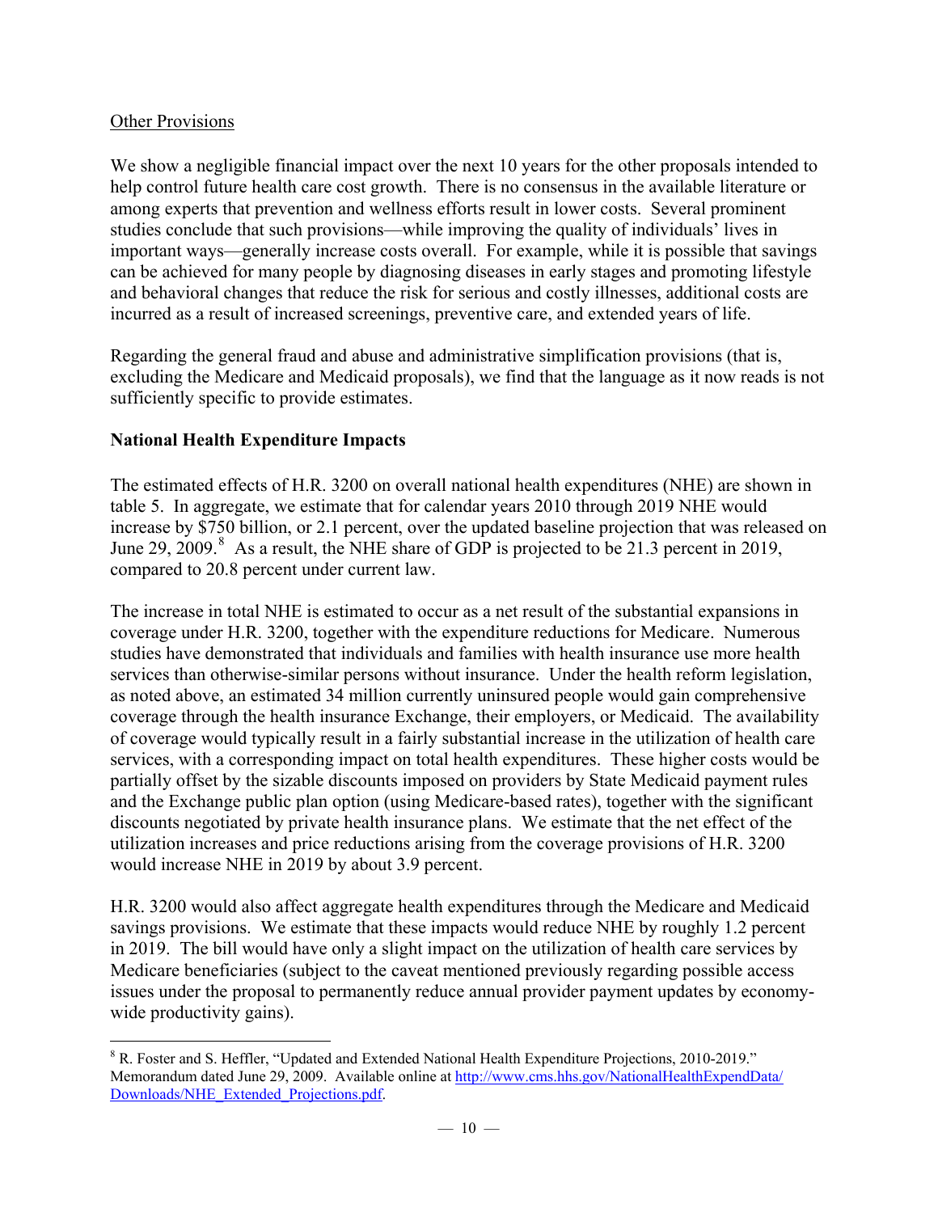Other Provisions

We show a negligible financial impact over the next 10 years for the other proposals intended to help control future health care cost growth. There is no consensus in the available literature or among experts that prevention and wellness efforts result in lower costs. Several prominent studies conclude that such provisions—while improving the quality of individuals' lives in important ways—generally increase costs overall. For example, while it is possible that savings can be achieved for many people by diagnosing diseases in early stages and promoting lifestyle and behavioral changes that reduce the risk for serious and costly illnesses, additional costs are incurred as a result of increased screenings, preventive care, and extended years of life.

Regarding the general fraud and abuse and administrative simplification provisions (that is, excluding the Medicare and Medicaid proposals), we find that the language as it now reads is not sufficiently specific to provide estimates.

**National Health Expenditure Impacts**

The estimated effects of H.R. 3200 on overall national health expenditures (NHE) are shown in table 5. In aggregate, we estimate that for calendar years 2010 through 2019 NHE would increase by $750 billion, or 2.1 percent, over the updated baseline projection that was released on June 29, 2009.[8] As a result, the NHE share of GDP is projected to be 21.3 percent in 2019, compared to 20.8 percent under current law.

The increase in total NHE is estimated to occur as a net result of the substantial expansions in coverage under H.R. 3200, together with the expenditure reductions for Medicare. Numerous studies have demonstrated that individuals and families with health insurance use more health services than otherwise-similar persons without insurance. Under the health reform legislation, as noted above, an estimated 34 million currently uninsured people would gain comprehensive coverage through the health insurance Exchange, their employers, or Medicaid. The availability of coverage would typically result in a fairly substantial increase in the utilization of health care services, with a corresponding impact on total health expenditures. These higher costs would be partially offset by the sizable discounts imposed on providers by State Medicaid payment rules and the Exchange public plan option (using Medicare-based rates), together with the significant discounts negotiated by private health insurance plans. We estimate that the net effect of the utilization increases and price reductions arising from the coverage provisions of H.R. 3200 would increase NHE in 2019 by about 3.9 percent.

H.R. 3200 would also affect aggregate health expenditures through the Medicare and Medicaid savings provisions. We estimate that these impacts would reduce NHE by roughly 1.2 percent in 2019. The bill would have only a slight impact on the utilization of health care services by Medicare beneficiaries (subject to the caveat mentioned previously regarding possible access issues under the proposal to permanently reduce annual provider payment updates by economy-wide productivity gains).

[8] R. Foster and S. Heffler, "Updated and Extended National Health Expenditure Projections, 2010-2019." Memorandum dated June 29, 2009. Available online at http://www.cms.hhs.gov/NationalHealthExpendData/Downloads/NHE_Extended_Projections.pdf.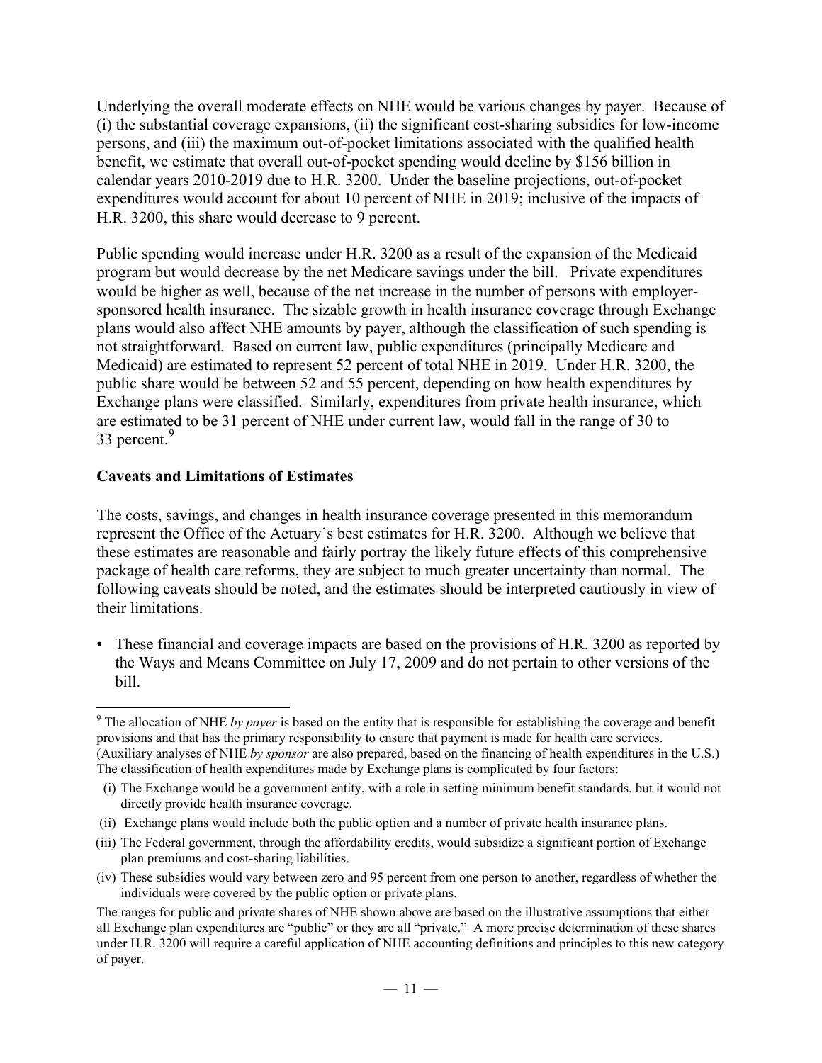Underlying the overall moderate effects on NHE would be various changes by payer. Because of (i) the substantial coverage expansions, (ii) the significant cost-sharing subsidies for low-income persons, and (iii) the maximum out-of-pocket limitations associated with the qualified health benefit, we estimate that overall out-of-pocket spending would decline by $156 billion in calendar years 2010-2019 due to H.R. 3200. Under the baseline projections, out-of-pocket expenditures would account for about 10 percent of NHE in 2019; inclusive of the impacts of H.R. 3200, this share would decrease to 9 percent.

Public spending would increase under H.R. 3200 as a result of the expansion of the Medicaid program but would decrease by the net Medicare savings under the bill. Private expenditures would be higher as well, because of the net increase in the number of persons with employer-sponsored health insurance. The sizable growth in health insurance coverage through Exchange plans would also affect NHE amounts by payer, although the classification of such spending is not straightforward. Based on current law, public expenditures (principally Medicare and Medicaid) are estimated to represent 52 percent of total NHE in 2019. Under H.R. 3200, the public share would be between 52 and 55 percent, depending on how health expenditures by Exchange plans were classified. Similarly, expenditures from private health insurance, which are estimated to be 31 percent of NHE under current law, would fall in the range of 30 to 33 percent.[9]

**Caveats and Limitations of Estimates**

The costs, savings, and changes in health insurance coverage presented in this memorandum represent the Office of the Actuary's best estimates for H.R. 3200. Although we believe that these estimates are reasonable and fairly portray the likely future effects of this comprehensive package of health care reforms, they are subject to much greater uncertainty than normal. The following caveats should be noted, and the estimates should be interpreted cautiously in view of their limitations.

- These financial and coverage impacts are based on the provisions of H.R. 3200 as reported by the Ways and Means Committee on July 17, 2009 and do not pertain to other versions of the bill.

---

[9] The allocation of NHE *by payer* is based on the entity that is responsible for establishing the coverage and benefit provisions and that has the primary responsibility to ensure that payment is made for health care services. (Auxiliary analyses of NHE *by sponsor* are also prepared, based on the financing of health expenditures in the U.S.) The classification of health expenditures made by Exchange plans is complicated by four factors:

(i) The Exchange would be a government entity, with a role in setting minimum benefit standards, but it would not directly provide health insurance coverage.

(ii) Exchange plans would include both the public option and a number of private health insurance plans.

(iii) The Federal government, through the affordability credits, would subsidize a significant portion of Exchange plan premiums and cost-sharing liabilities.

(iv) These subsidies would vary between zero and 95 percent from one person to another, regardless of whether the individuals were covered by the public option or private plans.

The ranges for public and private shares of NHE shown above are based on the illustrative assumptions that either all Exchange plan expenditures are "public" or they are all "private." A more precise determination of these shares under H.R. 3200 will require a careful application of NHE accounting definitions and principles to this new category of payer.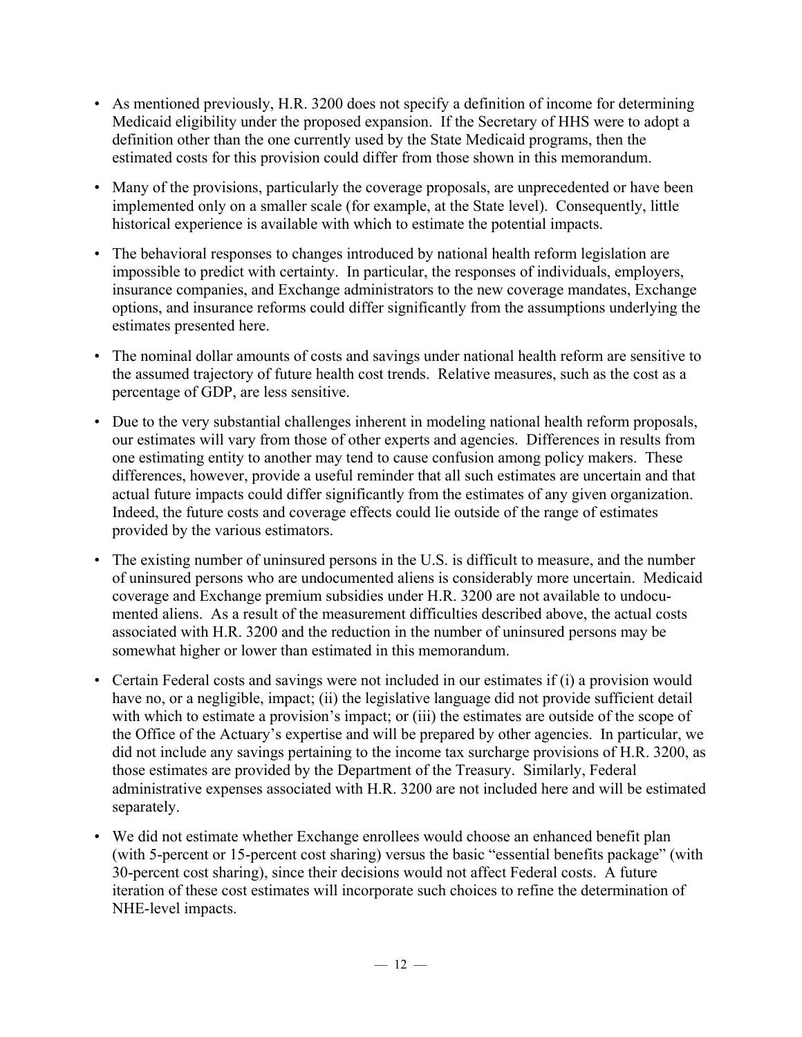- As mentioned previously, H.R. 3200 does not specify a definition of income for determining Medicaid eligibility under the proposed expansion. If the Secretary of HHS were to adopt a definition other than the one currently used by the State Medicaid programs, then the estimated costs for this provision could differ from those shown in this memorandum.

- Many of the provisions, particularly the coverage proposals, are unprecedented or have been implemented only on a smaller scale (for example, at the State level). Consequently, little historical experience is available with which to estimate the potential impacts.

- The behavioral responses to changes introduced by national health reform legislation are impossible to predict with certainty. In particular, the responses of individuals, employers, insurance companies, and Exchange administrators to the new coverage mandates, Exchange options, and insurance reforms could differ significantly from the assumptions underlying the estimates presented here.

- The nominal dollar amounts of costs and savings under national health reform are sensitive to the assumed trajectory of future health cost trends. Relative measures, such as the cost as a percentage of GDP, are less sensitive.

- Due to the very substantial challenges inherent in modeling national health reform proposals, our estimates will vary from those of other experts and agencies. Differences in results from one estimating entity to another may tend to cause confusion among policy makers. These differences, however, provide a useful reminder that all such estimates are uncertain and that actual future impacts could differ significantly from the estimates of any given organization. Indeed, the future costs and coverage effects could lie outside of the range of estimates provided by the various estimators.

- The existing number of uninsured persons in the U.S. is difficult to measure, and the number of uninsured persons who are undocumented aliens is considerably more uncertain. Medicaid coverage and Exchange premium subsidies under H.R. 3200 are not available to undocumented aliens. As a result of the measurement difficulties described above, the actual costs associated with H.R. 3200 and the reduction in the number of uninsured persons may be somewhat higher or lower than estimated in this memorandum.

- Certain Federal costs and savings were not included in our estimates if (i) a provision would have no, or a negligible, impact; (ii) the legislative language did not provide sufficient detail with which to estimate a provision's impact; or (iii) the estimates are outside of the scope of the Office of the Actuary's expertise and will be prepared by other agencies. In particular, we did not include any savings pertaining to the income tax surcharge provisions of H.R. 3200, as those estimates are provided by the Department of the Treasury. Similarly, Federal administrative expenses associated with H.R. 3200 are not included here and will be estimated separately.

- We did not estimate whether Exchange enrollees would choose an enhanced benefit plan (with 5-percent or 15-percent cost sharing) versus the basic "essential benefits package" (with 30-percent cost sharing), since their decisions would not affect Federal costs. A future iteration of these cost estimates will incorporate such choices to refine the determination of NHE-level impacts.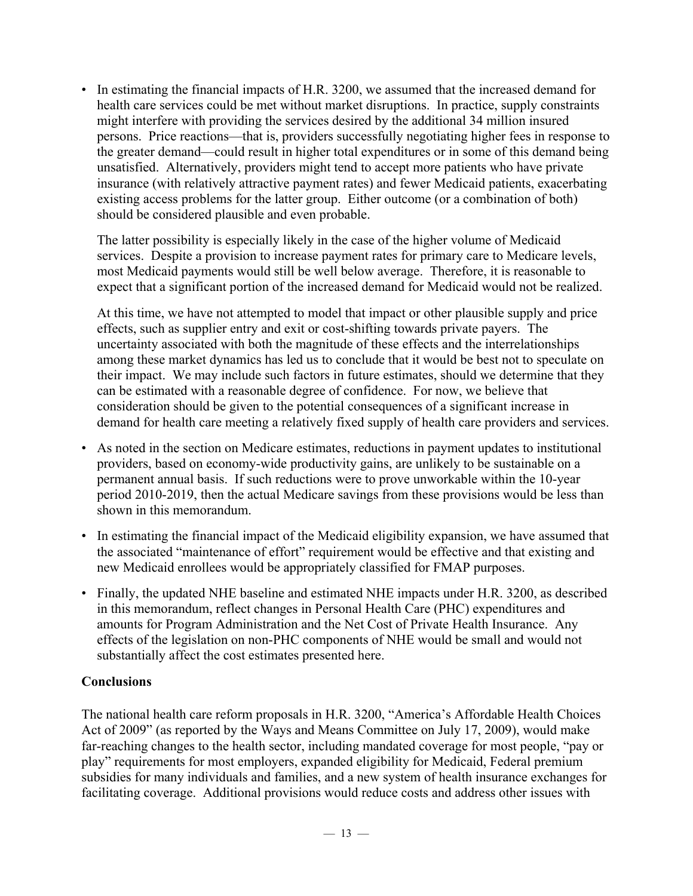- In estimating the financial impacts of H.R. 3200, we assumed that the increased demand for health care services could be met without market disruptions. In practice, supply constraints might interfere with providing the services desired by the additional 34 million insured persons. Price reactions—that is, providers successfully negotiating higher fees in response to the greater demand—could result in higher total expenditures or in some of this demand being unsatisfied. Alternatively, providers might tend to accept more patients who have private insurance (with relatively attractive payment rates) and fewer Medicaid patients, exacerbating existing access problems for the latter group. Either outcome (or a combination of both) should be considered plausible and even probable.

  The latter possibility is especially likely in the case of the higher volume of Medicaid services. Despite a provision to increase payment rates for primary care to Medicare levels, most Medicaid payments would still be well below average. Therefore, it is reasonable to expect that a significant portion of the increased demand for Medicaid would not be realized.

  At this time, we have not attempted to model that impact or other plausible supply and price effects, such as supplier entry and exit or cost-shifting towards private payers. The uncertainty associated with both the magnitude of these effects and the interrelationships among these market dynamics has led us to conclude that it would be best not to speculate on their impact. We may include such factors in future estimates, should we determine that they can be estimated with a reasonable degree of confidence. For now, we believe that consideration should be given to the potential consequences of a significant increase in demand for health care meeting a relatively fixed supply of health care providers and services.

- As noted in the section on Medicare estimates, reductions in payment updates to institutional providers, based on economy-wide productivity gains, are unlikely to be sustainable on a permanent annual basis. If such reductions were to prove unworkable within the 10-year period 2010-2019, then the actual Medicare savings from these provisions would be less than shown in this memorandum.

- In estimating the financial impact of the Medicaid eligibility expansion, we have assumed that the associated "maintenance of effort" requirement would be effective and that existing and new Medicaid enrollees would be appropriately classified for FMAP purposes.

- Finally, the updated NHE baseline and estimated NHE impacts under H.R. 3200, as described in this memorandum, reflect changes in Personal Health Care (PHC) expenditures and amounts for Program Administration and the Net Cost of Private Health Insurance. Any effects of the legislation on non-PHC components of NHE would be small and would not substantially affect the cost estimates presented here.

**Conclusions**

The national health care reform proposals in H.R. 3200, "America's Affordable Health Choices Act of 2009" (as reported by the Ways and Means Committee on July 17, 2009), would make far-reaching changes to the health sector, including mandated coverage for most people, "pay or play" requirements for most employers, expanded eligibility for Medicaid, Federal premium subsidies for many individuals and families, and a new system of health insurance exchanges for facilitating coverage. Additional provisions would reduce costs and address other issues with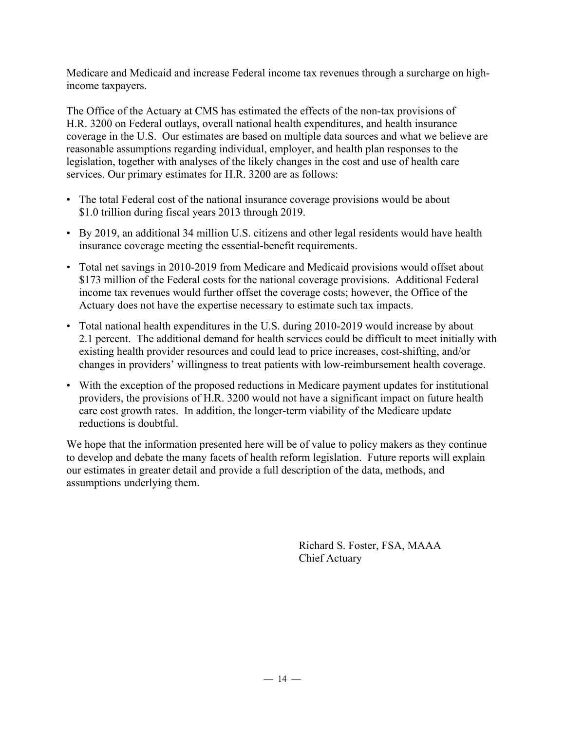Medicare and Medicaid and increase Federal income tax revenues through a surcharge on high-income taxpayers.

The Office of the Actuary at CMS has estimated the effects of the non-tax provisions of H.R. 3200 on Federal outlays, overall national health expenditures, and health insurance coverage in the U.S. Our estimates are based on multiple data sources and what we believe are reasonable assumptions regarding individual, employer, and health plan responses to the legislation, together with analyses of the likely changes in the cost and use of health care services. Our primary estimates for H.R. 3200 are as follows:

- The total Federal cost of the national insurance coverage provisions would be about \$1.0 trillion during fiscal years 2013 through 2019.
- By 2019, an additional 34 million U.S. citizens and other legal residents would have health insurance coverage meeting the essential-benefit requirements.
- Total net savings in 2010-2019 from Medicare and Medicaid provisions would offset about \$173 million of the Federal costs for the national coverage provisions. Additional Federal income tax revenues would further offset the coverage costs; however, the Office of the Actuary does not have the expertise necessary to estimate such tax impacts.
- Total national health expenditures in the U.S. during 2010-2019 would increase by about 2.1 percent. The additional demand for health services could be difficult to meet initially with existing health provider resources and could lead to price increases, cost-shifting, and/or changes in providers' willingness to treat patients with low-reimbursement health coverage.
- With the exception of the proposed reductions in Medicare payment updates for institutional providers, the provisions of H.R. 3200 would not have a significant impact on future health care cost growth rates. In addition, the longer-term viability of the Medicare update reductions is doubtful.

We hope that the information presented here will be of value to policy makers as they continue to develop and debate the many facets of health reform legislation. Future reports will explain our estimates in greater detail and provide a full description of the data, methods, and assumptions underlying them.

Richard S. Foster, FSA, MAAA
Chief Actuary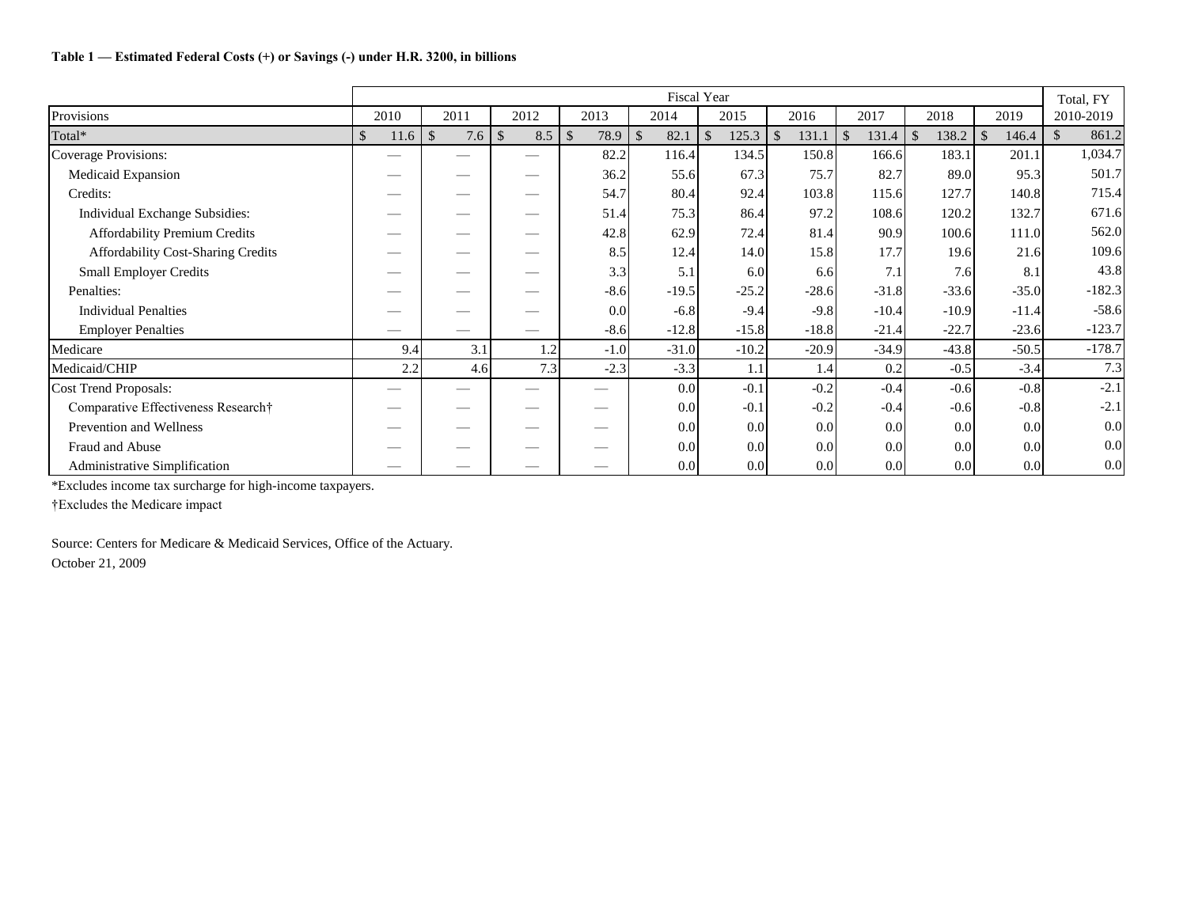**Table 1 — Estimated Federal Costs (+) or Savings (-) under H.R. 3200, in billions**

| | Fiscal Year | | | | | | | | | | Total, FY |
|---|---|---|---|---|---|---|---|---|---|---|---|
| Provisions | 2010 | 2011 | 2012 | 2013 | 2014 | 2015 | 2016 | 2017 | 2018 | 2019 | 2010-2019 |
| Total* | $ 11.6 | $ 7.6 | $ 8.5 | $ 78.9 | $ 82.1 | $ 125.3 | $ 131.1 | $ 131.4 | $ 138.2 | $ 146.4 | $ 861.2 |
| Coverage Provisions: | — | — | — | 82.2 | 116.4 | 134.5 | 150.8 | 166.6 | 183.1 | 201.1 | 1,034.7 |
| Medicaid Expansion | — | — | — | 36.2 | 55.6 | 67.3 | 75.7 | 82.7 | 89.0 | 95.3 | 501.7 |
| Credits: | — | — | — | 54.7 | 80.4 | 92.4 | 103.8 | 115.6 | 127.7 | 140.8 | 715.4 |
| Individual Exchange Subsidies: | — | — | — | 51.4 | 75.3 | 86.4 | 97.2 | 108.6 | 120.2 | 132.7 | 671.6 |
| Affordability Premium Credits | — | — | — | 42.8 | 62.9 | 72.4 | 81.4 | 90.9 | 100.6 | 111.0 | 562.0 |
| Affordability Cost-Sharing Credits | — | — | — | 8.5 | 12.4 | 14.0 | 15.8 | 17.7 | 19.6 | 21.6 | 109.6 |
| Small Employer Credits | — | — | — | 3.3 | 5.1 | 6.0 | 6.6 | 7.1 | 7.6 | 8.1 | 43.8 |
| Penalties: | — | — | — | -8.6 | -19.5 | -25.2 | -28.6 | -31.8 | -33.6 | -35.0 | -182.3 |
| Individual Penalties | — | — | — | 0.0 | -6.8 | -9.4 | -9.8 | -10.4 | -10.9 | -11.4 | -58.6 |
| Employer Penalties | — | — | — | -8.6 | -12.8 | -15.8 | -18.8 | -21.4 | -22.7 | -23.6 | -123.7 |
| Medicare | 9.4 | 3.1 | 1.2 | -1.0 | -31.0 | -10.2 | -20.9 | -34.9 | -43.8 | -50.5 | -178.7 |
| Medicaid/CHIP | 2.2 | 4.6 | 7.3 | -2.3 | -3.3 | 1.1 | 1.4 | 0.2 | -0.5 | -3.4 | 7.3 |
| Cost Trend Proposals: | — | — | — | — | 0.0 | -0.1 | -0.2 | -0.4 | -0.6 | -0.8 | -2.1 |
| Comparative Effectiveness Research† | — | — | — | — | 0.0 | -0.1 | -0.2 | -0.4 | -0.6 | -0.8 | -2.1 |
| Prevention and Wellness | — | — | — | — | 0.0 | 0.0 | 0.0 | 0.0 | 0.0 | 0.0 | 0.0 |
| Fraud and Abuse | — | — | — | — | 0.0 | 0.0 | 0.0 | 0.0 | 0.0 | 0.0 | 0.0 |
| Administrative Simplification | — | — | — | — | 0.0 | 0.0 | 0.0 | 0.0 | 0.0 | 0.0 | 0.0 |

*Excludes income tax surcharge for high-income taxpayers.

†Excludes the Medicare impact

Source: Centers for Medicare & Medicaid Services, Office of the Actuary.
October 21, 2009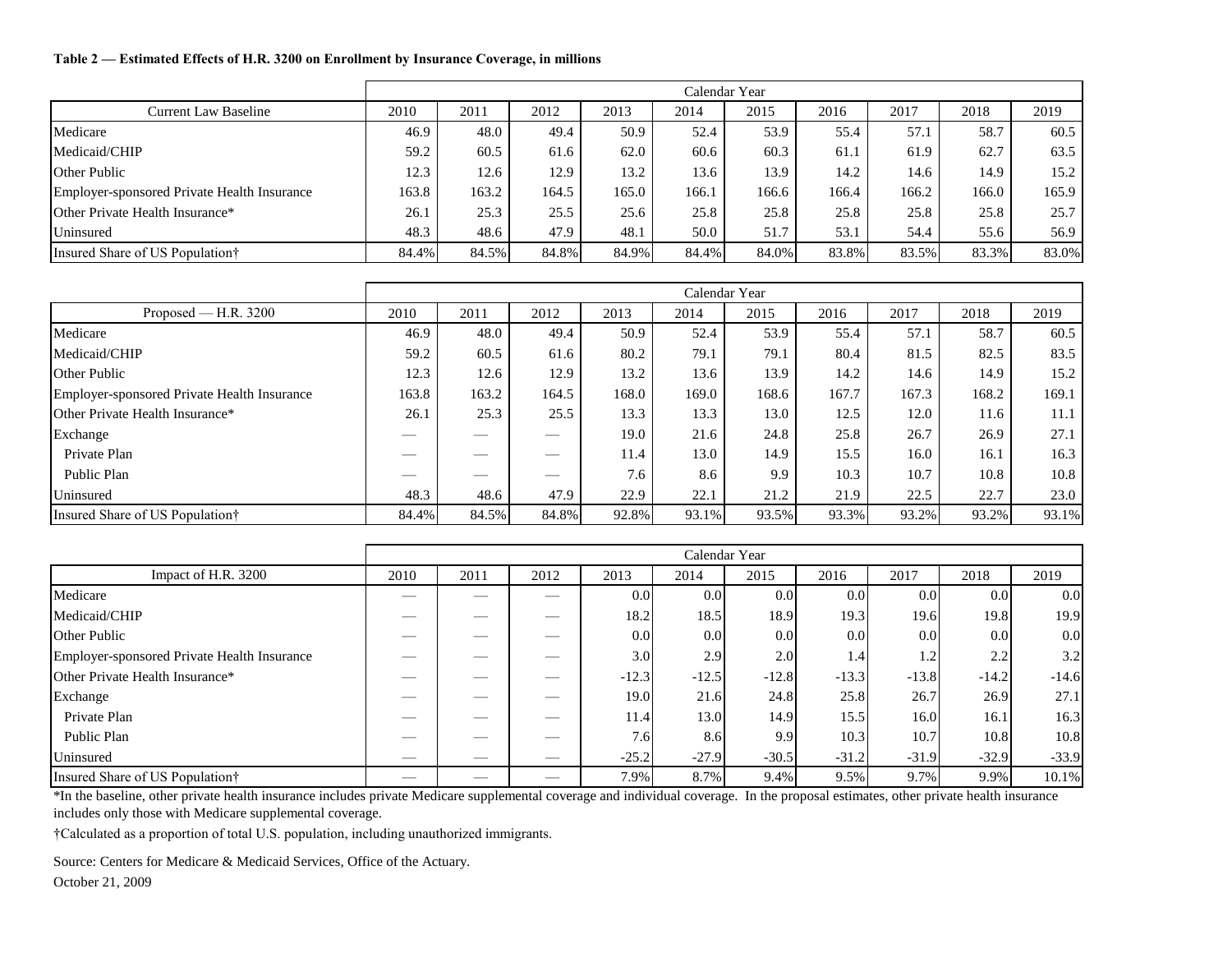**Table 2 — Estimated Effects of H.R. 3200 on Enrollment by Insurance Coverage, in millions**

| | Calendar Year | | | | | | | | | |
|---|---|---|---|---|---|---|---|---|---|---|
| Current Law Baseline | 2010 | 2011 | 2012 | 2013 | 2014 | 2015 | 2016 | 2017 | 2018 | 2019 |
| Medicare | 46.9 | 48.0 | 49.4 | 50.9 | 52.4 | 53.9 | 55.4 | 57.1 | 58.7 | 60.5 |
| Medicaid/CHIP | 59.2 | 60.5 | 61.6 | 62.0 | 60.6 | 60.3 | 61.1 | 61.9 | 62.7 | 63.5 |
| Other Public | 12.3 | 12.6 | 12.9 | 13.2 | 13.6 | 13.9 | 14.2 | 14.6 | 14.9 | 15.2 |
| Employer-sponsored Private Health Insurance | 163.8 | 163.2 | 164.5 | 165.0 | 166.1 | 166.6 | 166.4 | 166.2 | 166.0 | 165.9 |
| Other Private Health Insurance* | 26.1 | 25.3 | 25.5 | 25.6 | 25.8 | 25.8 | 25.8 | 25.8 | 25.8 | 25.7 |
| Uninsured | 48.3 | 48.6 | 47.9 | 48.1 | 50.0 | 51.7 | 53.1 | 54.4 | 55.6 | 56.9 |
| Insured Share of US Population† | 84.4% | 84.5% | 84.8% | 84.9% | 84.4% | 84.0% | 83.8% | 83.5% | 83.3% | 83.0% |

| | Calendar Year | | | | | | | | | |
|---|---|---|---|---|---|---|---|---|---|---|
| Proposed — H.R. 3200 | 2010 | 2011 | 2012 | 2013 | 2014 | 2015 | 2016 | 2017 | 2018 | 2019 |
| Medicare | 46.9 | 48.0 | 49.4 | 50.9 | 52.4 | 53.9 | 55.4 | 57.1 | 58.7 | 60.5 |
| Medicaid/CHIP | 59.2 | 60.5 | 61.6 | 80.2 | 79.1 | 79.1 | 80.4 | 81.5 | 82.5 | 83.5 |
| Other Public | 12.3 | 12.6 | 12.9 | 13.2 | 13.6 | 13.9 | 14.2 | 14.6 | 14.9 | 15.2 |
| Employer-sponsored Private Health Insurance | 163.8 | 163.2 | 164.5 | 168.0 | 169.0 | 168.6 | 167.7 | 167.3 | 168.2 | 169.1 |
| Other Private Health Insurance* | 26.1 | 25.3 | 25.5 | 13.3 | 13.3 | 13.0 | 12.5 | 12.0 | 11.6 | 11.1 |
| Exchange | — | — | — | 19.0 | 21.6 | 24.8 | 25.8 | 26.7 | 26.9 | 27.1 |
| Private Plan | — | — | — | 11.4 | 13.0 | 14.9 | 15.5 | 16.0 | 16.1 | 16.3 |
| Public Plan | — | — | — | 7.6 | 8.6 | 9.9 | 10.3 | 10.7 | 10.8 | 10.8 |
| Uninsured | 48.3 | 48.6 | 47.9 | 22.9 | 22.1 | 21.2 | 21.9 | 22.5 | 22.7 | 23.0 |
| Insured Share of US Population† | 84.4% | 84.5% | 84.8% | 92.8% | 93.1% | 93.5% | 93.3% | 93.2% | 93.2% | 93.1% |

| | Calendar Year | | | | | | | | | |
|---|---|---|---|---|---|---|---|---|---|---|
| Impact of H.R. 3200 | 2010 | 2011 | 2012 | 2013 | 2014 | 2015 | 2016 | 2017 | 2018 | 2019 |
| Medicare | — | — | — | 0.0 | 0.0 | 0.0 | 0.0 | 0.0 | 0.0 | 0.0 |
| Medicaid/CHIP | — | — | — | 18.2 | 18.5 | 18.9 | 19.3 | 19.6 | 19.8 | 19.9 |
| Other Public | — | — | — | 0.0 | 0.0 | 0.0 | 0.0 | 0.0 | 0.0 | 0.0 |
| Employer-sponsored Private Health Insurance | — | — | — | 3.0 | 2.9 | 2.0 | 1.4 | 1.2 | 2.2 | 3.2 |
| Other Private Health Insurance* | — | — | — | -12.3 | -12.5 | -12.8 | -13.3 | -13.8 | -14.2 | -14.6 |
| Exchange | — | — | — | 19.0 | 21.6 | 24.8 | 25.8 | 26.7 | 26.9 | 27.1 |
| Private Plan | — | — | — | 11.4 | 13.0 | 14.9 | 15.5 | 16.0 | 16.1 | 16.3 |
| Public Plan | — | — | — | 7.6 | 8.6 | 9.9 | 10.3 | 10.7 | 10.8 | 10.8 |
| Uninsured | — | — | — | -25.2 | -27.9 | -30.5 | -31.2 | -31.9 | -32.9 | -33.9 |
| Insured Share of US Population† | — | — | — | 7.9% | 8.7% | 9.4% | 9.5% | 9.7% | 9.9% | 10.1% |

*In the baseline, other private health insurance includes private Medicare supplemental coverage and individual coverage. In the proposal estimates, other private health insurance includes only those with Medicare supplemental coverage.

†Calculated as a proportion of total U.S. population, including unauthorized immigrants.

Source: Centers for Medicare & Medicaid Services, Office of the Actuary.

October 21, 2009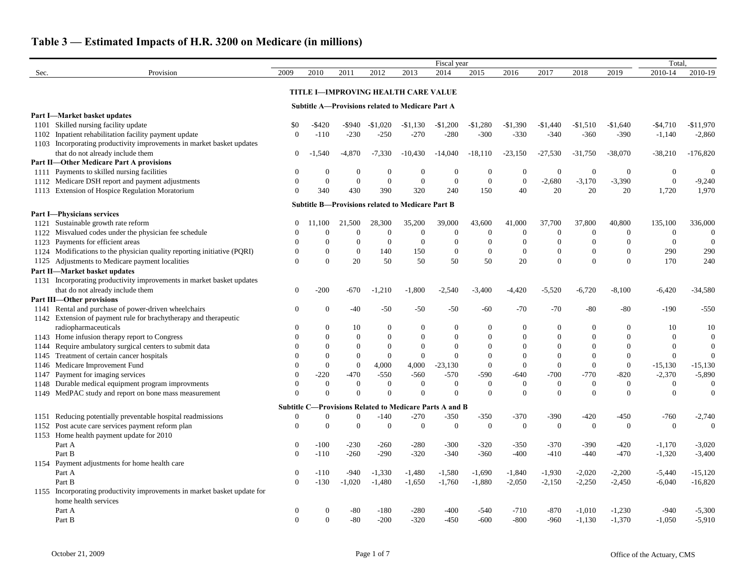# Table 3 — Estimated Impacts of H.R. 3200 on Medicare (in millions)

| Sec. | Provision | Fiscal year 2009 | 2010 | 2011 | 2012 | 2013 | 2014 | 2015 | 2016 | 2017 | 2018 | 2019 | Total, 2010-14 | 2010-19 |
|---|---|---|---|---|---|---|---|---|---|---|---|---|---|---|
| | **TITLE I—IMPROVING HEALTH CARE VALUE** | | | | | | | | | | | | | |
| | **Subtitle A—Provisions related to Medicare Part A** | | | | | | | | | | | | | |
| | **Part I—Market basket updates** | | | | | | | | | | | | | |
| 1101 | Skilled nursing facility update | $0 | -$420 | -$940 | -$1,020 | -$1,130 | -$1,200 | -$1,280 | -$1,390 | -$1,440 | -$1,510 | -$1,640 | -$4,710 | -$11,970 |
| 1102 | Inpatient rehabilitation facility payment update | 0 | -110 | -230 | -250 | -270 | -280 | -300 | -330 | -340 | -360 | -390 | -1,140 | -2,860 |
| 1103 | Incorporating productivity improvements in market basket updates that do not already include them | 0 | -1,540 | -4,870 | -7,330 | -10,430 | -14,040 | -18,110 | -23,150 | -27,530 | -31,750 | -38,070 | -38,210 | -176,820 |
| | **Part II—Other Medicare Part A provisions** | | | | | | | | | | | | | |
| 1111 | Payments to skilled nursing facilities | 0 | 0 | 0 | 0 | 0 | 0 | 0 | 0 | 0 | 0 | 0 | 0 | 0 |
| 1112 | Medicare DSH report and payment adjustments | 0 | 0 | 0 | 0 | 0 | 0 | 0 | 0 | -2,680 | -3,170 | -3,390 | 0 | -9,240 |
| 1113 | Extension of Hospice Regulation Moratorium | 0 | 340 | 430 | 390 | 320 | 240 | 150 | 40 | 20 | 20 | 20 | 1,720 | 1,970 |
| | **Subtitle B—Provisions related to Medicare Part B** | | | | | | | | | | | | | |
| | **Part I—Physicians services** | | | | | | | | | | | | | |
| 1121 | Sustainable growth rate reform | 0 | 11,100 | 21,500 | 28,300 | 35,200 | 39,000 | 43,600 | 41,000 | 37,700 | 37,800 | 40,800 | 135,100 | 336,000 |
| 1122 | Misvalued codes under the physician fee schedule | 0 | 0 | 0 | 0 | 0 | 0 | 0 | 0 | 0 | 0 | 0 | 0 | 0 |
| 1123 | Payments for efficient areas | 0 | 0 | 0 | 0 | 0 | 0 | 0 | 0 | 0 | 0 | 0 | 0 | 0 |
| 1124 | Modifications to the physician quality reporting initiative (PQRI) | 0 | 0 | 0 | 140 | 150 | 0 | 0 | 0 | 0 | 0 | 0 | 290 | 290 |
| 1125 | Adjustments to Medicare payment localities | 0 | 0 | 20 | 50 | 50 | 50 | 50 | 20 | 0 | 0 | 0 | 170 | 240 |
| | **Part II—Market basket updates** | | | | | | | | | | | | | |
| 1131 | Incorporating productivity improvements in market basket updates that do not already include them | 0 | -200 | -670 | -1,210 | -1,800 | -2,540 | -3,400 | -4,420 | -5,520 | -6,720 | -8,100 | -6,420 | -34,580 |
| | **Part III—Other provisions** | | | | | | | | | | | | | |
| 1141 | Rental and purchase of power-driven wheelchairs | 0 | 0 | -40 | -50 | -50 | -50 | -60 | -70 | -70 | -80 | -80 | -190 | -550 |
| 1142 | Extension of payment rule for brachytherapy and therapeutic radiopharmaceuticals | 0 | 0 | 10 | 0 | 0 | 0 | 0 | 0 | 0 | 0 | 0 | 10 | 10 |
| 1143 | Home infusion therapy report to Congress | 0 | 0 | 0 | 0 | 0 | 0 | 0 | 0 | 0 | 0 | 0 | 0 | 0 |
| 1144 | Require ambulatory surgical centers to submit data | 0 | 0 | 0 | 0 | 0 | 0 | 0 | 0 | 0 | 0 | 0 | 0 | 0 |
| 1145 | Treatment of certain cancer hospitals | 0 | 0 | 0 | 0 | 0 | 0 | 0 | 0 | 0 | 0 | 0 | 0 | 0 |
| 1146 | Medicare Improvement Fund | 0 | 0 | 0 | 4,000 | 4,000 | -23,130 | 0 | 0 | 0 | 0 | 0 | -15,130 | -15,130 |
| 1147 | Payment for imaging services | 0 | -220 | -470 | -550 | -560 | -570 | -590 | -640 | -700 | -770 | -820 | -2,370 | -5,890 |
| 1148 | Durable medical equipment program improvments | 0 | 0 | 0 | 0 | 0 | 0 | 0 | 0 | 0 | 0 | 0 | 0 | 0 |
| 1149 | MedPAC study and report on bone mass measurement | 0 | 0 | 0 | 0 | 0 | 0 | 0 | 0 | 0 | 0 | 0 | 0 | 0 |
| | **Subtitle C—Provisions Related to Medicare Parts A and B** | | | | | | | | | | | | | |
| 1151 | Reducing potentially preventable hospital readmissions | 0 | 0 | 0 | -140 | -270 | -350 | -350 | -370 | -390 | -420 | -450 | -760 | -2,740 |
| 1152 | Post acute care services payment reform plan | 0 | 0 | 0 | 0 | 0 | 0 | 0 | 0 | 0 | 0 | 0 | 0 | 0 |
| 1153 | Home health payment update for 2010 | | | | | | | | | | | | | |
| | Part A | 0 | -100 | -230 | -260 | -280 | -300 | -320 | -350 | -370 | -390 | -420 | -1,170 | -3,020 |
| | Part B | 0 | -110 | -260 | -290 | -320 | -340 | -360 | -400 | -410 | -440 | -470 | -1,320 | -3,400 |
| 1154 | Payment adjustments for home health care | | | | | | | | | | | | | |
| | Part A | 0 | -110 | -940 | -1,330 | -1,480 | -1,580 | -1,690 | -1,840 | -1,930 | -2,020 | -2,200 | -5,440 | -15,120 |
| | Part B | 0 | -130 | -1,020 | -1,480 | -1,650 | -1,760 | -1,880 | -2,050 | -2,150 | -2,250 | -2,450 | -6,040 | -16,820 |
| 1155 | Incorporating productivity improvements in market basket update for home health services | | | | | | | | | | | | | |
| | Part A | 0 | 0 | -80 | -180 | -280 | -400 | -540 | -710 | -870 | -1,010 | -1,230 | -940 | -5,300 |
| | Part B | 0 | 0 | -80 | -200 | -320 | -450 | -600 | -800 | -960 | -1,130 | -1,370 | -1,050 | -5,910 |

October 21, 2009 — Office of the Actuary, CMS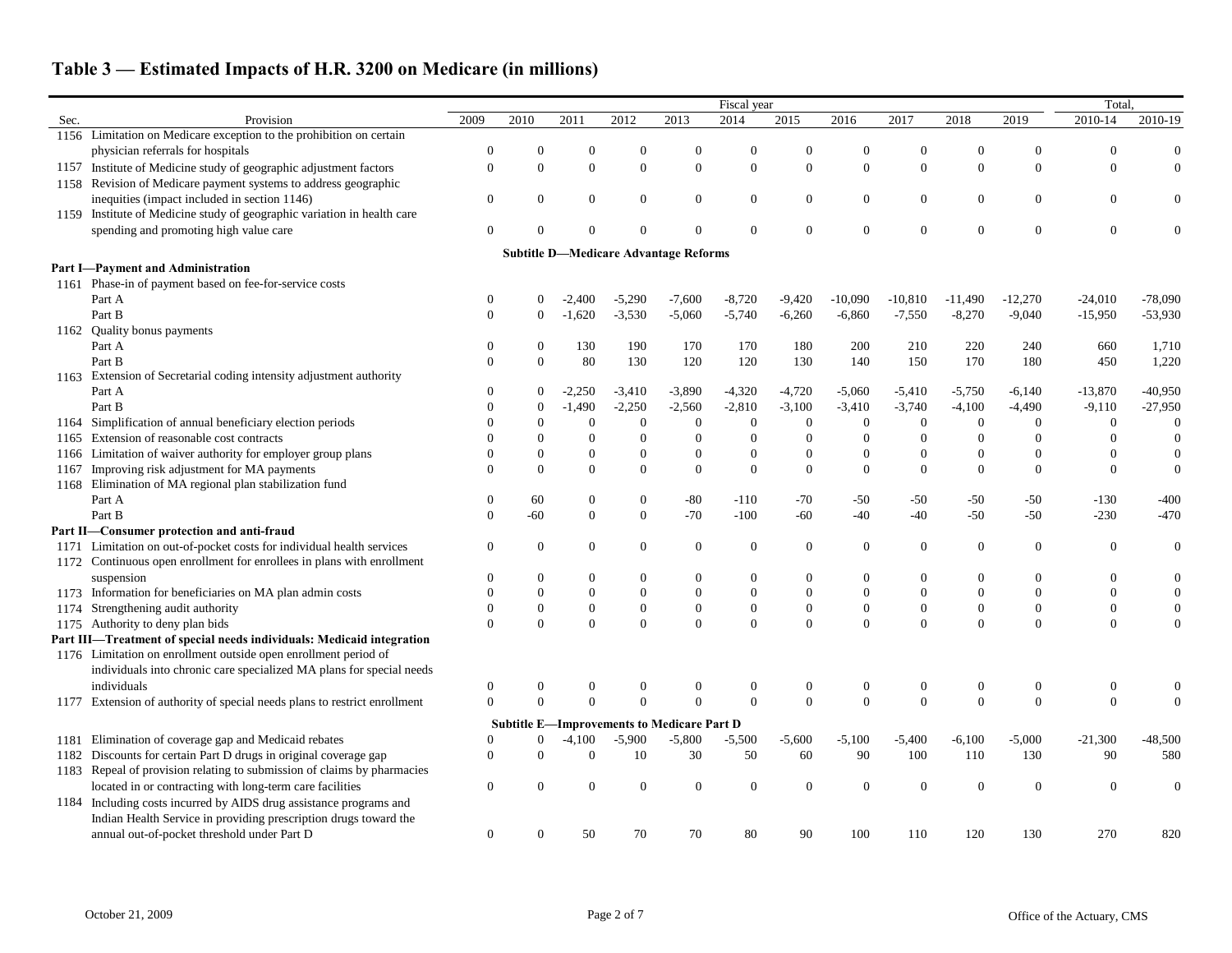## Table 3 — Estimated Impacts of H.R. 3200 on Medicare (in millions)

| Sec. | Provision | 2009 | 2010 | 2011 | 2012 | 2013 | 2014 | 2015 | 2016 | 2017 | 2018 | 2019 | Total, 2010-14 | Total, 2010-19 |
|---|---|---|---|---|---|---|---|---|---|---|---|---|---|---|
| 1156 | Limitation on Medicare exception to the prohibition on certain physician referrals for hospitals | 0 | 0 | 0 | 0 | 0 | 0 | 0 | 0 | 0 | 0 | 0 | 0 | 0 |
| 1157 | Institute of Medicine study of geographic adjustment factors | 0 | 0 | 0 | 0 | 0 | 0 | 0 | 0 | 0 | 0 | 0 | 0 | 0 |
| 1158 | Revision of Medicare payment systems to address geographic inequities (impact included in section 1146) | 0 | 0 | 0 | 0 | 0 | 0 | 0 | 0 | 0 | 0 | 0 | 0 | 0 |
| 1159 | Institute of Medicine study of geographic variation in health care spending and promoting high value care | 0 | 0 | 0 | 0 | 0 | 0 | 0 | 0 | 0 | 0 | 0 | 0 | 0 |
| | **Subtitle D—Medicare Advantage Reforms** | | | | | | | | | | | | | |
| | **Part I—Payment and Administration** | | | | | | | | | | | | | |
| 1161 | Phase-in of payment based on fee-for-service costs | | | | | | | | | | | | | |
| | Part A | 0 | 0 | -2,400 | -5,290 | -7,600 | -8,720 | -9,420 | -10,090 | -10,810 | -11,490 | -12,270 | -24,010 | -78,090 |
| | Part B | 0 | 0 | -1,620 | -3,530 | -5,060 | -5,740 | -6,260 | -6,860 | -7,550 | -8,270 | -9,040 | -15,950 | -53,930 |
| 1162 | Quality bonus payments | | | | | | | | | | | | | |
| | Part A | 0 | 0 | 130 | 190 | 170 | 170 | 180 | 200 | 210 | 220 | 240 | 660 | 1,710 |
| | Part B | 0 | 0 | 80 | 130 | 120 | 120 | 130 | 140 | 150 | 170 | 180 | 450 | 1,220 |
| 1163 | Extension of Secretarial coding intensity adjustment authority | | | | | | | | | | | | | |
| | Part A | 0 | 0 | -2,250 | -3,410 | -3,890 | -4,320 | -4,720 | -5,060 | -5,410 | -5,750 | -6,140 | -13,870 | -40,950 |
| | Part B | 0 | 0 | -1,490 | -2,250 | -2,560 | -2,810 | -3,100 | -3,410 | -3,740 | -4,100 | -4,490 | -9,110 | -27,950 |
| 1164 | Simplification of annual beneficiary election periods | 0 | 0 | 0 | 0 | 0 | 0 | 0 | 0 | 0 | 0 | 0 | 0 | 0 |
| 1165 | Extension of reasonable cost contracts | 0 | 0 | 0 | 0 | 0 | 0 | 0 | 0 | 0 | 0 | 0 | 0 | 0 |
| 1166 | Limitation of waiver authority for employer group plans | 0 | 0 | 0 | 0 | 0 | 0 | 0 | 0 | 0 | 0 | 0 | 0 | 0 |
| 1167 | Improving risk adjustment for MA payments | 0 | 0 | 0 | 0 | 0 | 0 | 0 | 0 | 0 | 0 | 0 | 0 | 0 |
| 1168 | Elimination of MA regional plan stabilization fund | | | | | | | | | | | | | |
| | Part A | 0 | 60 | 0 | 0 | -80 | -110 | -70 | -50 | -50 | -50 | -50 | -130 | -400 |
| | Part B | 0 | -60 | 0 | 0 | -70 | -100 | -60 | -40 | -40 | -50 | -50 | -230 | -470 |
| | **Part II—Consumer protection and anti-fraud** | | | | | | | | | | | | | |
| 1171 | Limitation on out-of-pocket costs for individual health services | 0 | 0 | 0 | 0 | 0 | 0 | 0 | 0 | 0 | 0 | 0 | 0 | 0 |
| 1172 | Continuous open enrollment for enrollees in plans with enrollment suspension | 0 | 0 | 0 | 0 | 0 | 0 | 0 | 0 | 0 | 0 | 0 | 0 | 0 |
| 1173 | Information for beneficiaries on MA plan admin costs | 0 | 0 | 0 | 0 | 0 | 0 | 0 | 0 | 0 | 0 | 0 | 0 | 0 |
| 1174 | Strengthening audit authority | 0 | 0 | 0 | 0 | 0 | 0 | 0 | 0 | 0 | 0 | 0 | 0 | 0 |
| 1175 | Authority to deny plan bids | 0 | 0 | 0 | 0 | 0 | 0 | 0 | 0 | 0 | 0 | 0 | 0 | 0 |
| | **Part III—Treatment of special needs individuals: Medicaid integration** | | | | | | | | | | | | | |
| 1176 | Limitation on enrollment outside open enrollment period of individuals into chronic care specialized MA plans for special needs individuals | 0 | 0 | 0 | 0 | 0 | 0 | 0 | 0 | 0 | 0 | 0 | 0 | 0 |
| 1177 | Extension of authority of special needs plans to restrict enrollment | 0 | 0 | 0 | 0 | 0 | 0 | 0 | 0 | 0 | 0 | 0 | 0 | 0 |
| | **Subtitle E—Improvements to Medicare Part D** | | | | | | | | | | | | | |
| 1181 | Elimination of coverage gap and Medicaid rebates | 0 | 0 | -4,100 | -5,900 | -5,800 | -5,500 | -5,600 | -5,100 | -5,400 | -6,100 | -5,000 | -21,300 | -48,500 |
| 1182 | Discounts for certain Part D drugs in original coverage gap | 0 | 0 | 0 | 10 | 30 | 50 | 60 | 90 | 100 | 110 | 130 | 90 | 580 |
| 1183 | Repeal of provision relating to submission of claims by pharmacies located in or contracting with long-term care facilities | 0 | 0 | 0 | 0 | 0 | 0 | 0 | 0 | 0 | 0 | 0 | 0 | 0 |
| 1184 | Including costs incurred by AIDS drug assistance programs and Indian Health Service in providing prescription drugs toward the annual out-of-pocket threshold under Part D | 0 | 0 | 50 | 70 | 70 | 80 | 90 | 100 | 110 | 120 | 130 | 270 | 820 |

October 21, 2009 — Office of the Actuary, CMS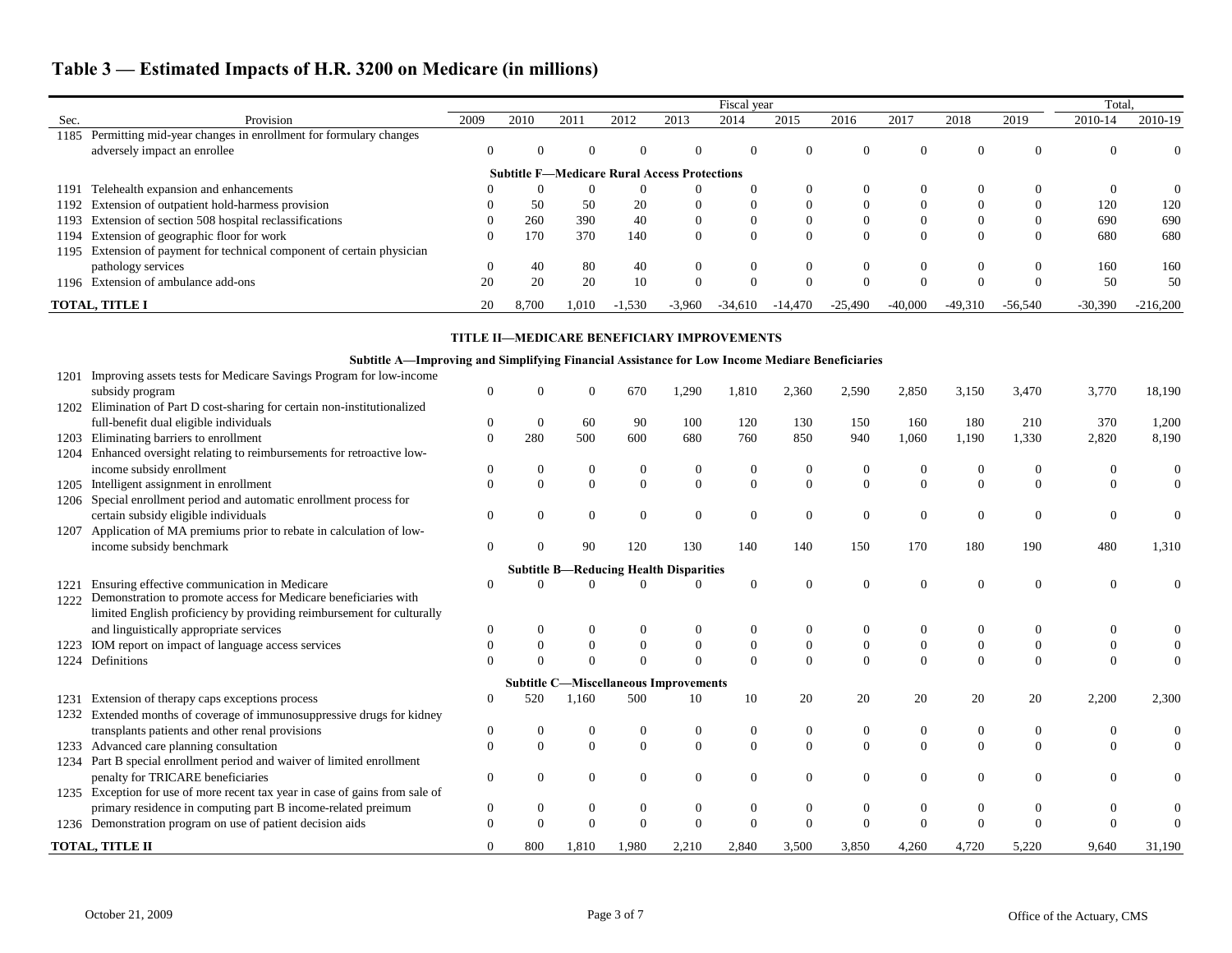## Table 3 — Estimated Impacts of H.R. 3200 on Medicare (in millions)

| Sec. | Provision | 2009 | 2010 | 2011 | 2012 | 2013 | 2014 | 2015 | 2016 | 2017 | 2018 | 2019 | Total, 2010-14 | Total, 2010-19 |
|---|---|---|---|---|---|---|---|---|---|---|---|---|---|---|
| | | Fiscal year | | | | | | | | | | | | |
| 1185 | Permitting mid-year changes in enrollment for formulary changes adversely impact an enrollee | 0 | 0 | 0 | 0 | 0 | 0 | 0 | 0 | 0 | 0 | 0 | 0 | 0 |
| | **Subtitle F—Medicare Rural Access Protections** | | | | | | | | | | | | | |
| 1191 | Telehealth expansion and enhancements | 0 | 0 | 0 | 0 | 0 | 0 | 0 | 0 | 0 | 0 | 0 | 0 | 0 |
| 1192 | Extension of outpatient hold-harmess provision | 0 | 50 | 50 | 20 | 0 | 0 | 0 | 0 | 0 | 0 | 0 | 120 | 120 |
| 1193 | Extension of section 508 hospital reclassifications | 0 | 260 | 390 | 40 | 0 | 0 | 0 | 0 | 0 | 0 | 0 | 690 | 690 |
| 1194 | Extension of geographic floor for work | 0 | 170 | 370 | 140 | 0 | 0 | 0 | 0 | 0 | 0 | 0 | 680 | 680 |
| 1195 | Extension of payment for technical component of certain physician pathology services | 0 | 40 | 80 | 40 | 0 | 0 | 0 | 0 | 0 | 0 | 0 | 160 | 160 |
| 1196 | Extension of ambulance add-ons | 20 | 20 | 20 | 10 | 0 | 0 | 0 | 0 | 0 | 0 | 0 | 50 | 50 |
| **TOTAL, TITLE I** | | 20 | 8,700 | 1,010 | -1,530 | -3,960 | -34,610 | -14,470 | -25,490 | -40,000 | -49,310 | -56,540 | -30,390 | -216,200 |
| | **TITLE II—MEDICARE BENEFICIARY IMPROVEMENTS** | | | | | | | | | | | | | |
| | **Subtitle A—Improving and Simplifying Financial Assistance for Low Income Mediare Beneficiaries** | | | | | | | | | | | | | |
| 1201 | Improving assets tests for Medicare Savings Program for low-income subsidy program | 0 | 0 | 0 | 670 | 1,290 | 1,810 | 2,360 | 2,590 | 2,850 | 3,150 | 3,470 | 3,770 | 18,190 |
| 1202 | Elimination of Part D cost-sharing for certain non-institutionalized full-benefit dual eligible individuals | 0 | 0 | 60 | 90 | 100 | 120 | 130 | 150 | 160 | 180 | 210 | 370 | 1,200 |
| 1203 | Eliminating barriers to enrollment | 0 | 280 | 500 | 600 | 680 | 760 | 850 | 940 | 1,060 | 1,190 | 1,330 | 2,820 | 8,190 |
| 1204 | Enhanced oversight relating to reimbursements for retroactive low-income subsidy enrollment | 0 | 0 | 0 | 0 | 0 | 0 | 0 | 0 | 0 | 0 | 0 | 0 | 0 |
| 1205 | Intelligent assignment in enrollment | 0 | 0 | 0 | 0 | 0 | 0 | 0 | 0 | 0 | 0 | 0 | 0 | 0 |
| 1206 | Special enrollment period and automatic enrollment process for certain subsidy eligible individuals | 0 | 0 | 0 | 0 | 0 | 0 | 0 | 0 | 0 | 0 | 0 | 0 | 0 |
| 1207 | Application of MA premiums prior to rebate in calculation of low-income subsidy benchmark | 0 | 0 | 90 | 120 | 130 | 140 | 140 | 150 | 170 | 180 | 190 | 480 | 1,310 |
| | **Subtitle B—Reducing Health Disparities** | | | | | | | | | | | | | |
| 1221 | Ensuring effective communication in Medicare | 0 | 0 | 0 | 0 | 0 | 0 | 0 | 0 | 0 | 0 | 0 | 0 | 0 |
| 1222 | Demonstration to promote access for Medicare beneficiaries with limited English proficiency by providing reimbursement for culturally and linguistically appropriate services | 0 | 0 | 0 | 0 | 0 | 0 | 0 | 0 | 0 | 0 | 0 | 0 | 0 |
| 1223 | IOM report on impact of language access services | 0 | 0 | 0 | 0 | 0 | 0 | 0 | 0 | 0 | 0 | 0 | 0 | 0 |
| 1224 | Definitions | 0 | 0 | 0 | 0 | 0 | 0 | 0 | 0 | 0 | 0 | 0 | 0 | 0 |
| | **Subtitle C—Miscellaneous Improvements** | | | | | | | | | | | | | |
| 1231 | Extension of therapy caps exceptions process | 0 | 520 | 1,160 | 500 | 10 | 10 | 20 | 20 | 20 | 20 | 20 | 2,200 | 2,300 |
| 1232 | Extended months of coverage of immunosuppressive drugs for kidney transplants patients and other renal provisions | 0 | 0 | 0 | 0 | 0 | 0 | 0 | 0 | 0 | 0 | 0 | 0 | 0 |
| 1233 | Advanced care planning consultation | 0 | 0 | 0 | 0 | 0 | 0 | 0 | 0 | 0 | 0 | 0 | 0 | 0 |
| 1234 | Part B special enrollment period and waiver of limited enrollment penalty for TRICARE beneficiaries | 0 | 0 | 0 | 0 | 0 | 0 | 0 | 0 | 0 | 0 | 0 | 0 | 0 |
| 1235 | Exception for use of more recent tax year in case of gains from sale of primary residence in computing part B income-related preimum | 0 | 0 | 0 | 0 | 0 | 0 | 0 | 0 | 0 | 0 | 0 | 0 | 0 |
| 1236 | Demonstration program on use of patient decision aids | 0 | 0 | 0 | 0 | 0 | 0 | 0 | 0 | 0 | 0 | 0 | 0 | 0 |
| **TOTAL, TITLE II** | | 0 | 800 | 1,810 | 1,980 | 2,210 | 2,840 | 3,500 | 3,850 | 4,260 | 4,720 | 5,220 | 9,640 | 31,190 |

October 21, 2009 — Office of the Actuary, CMS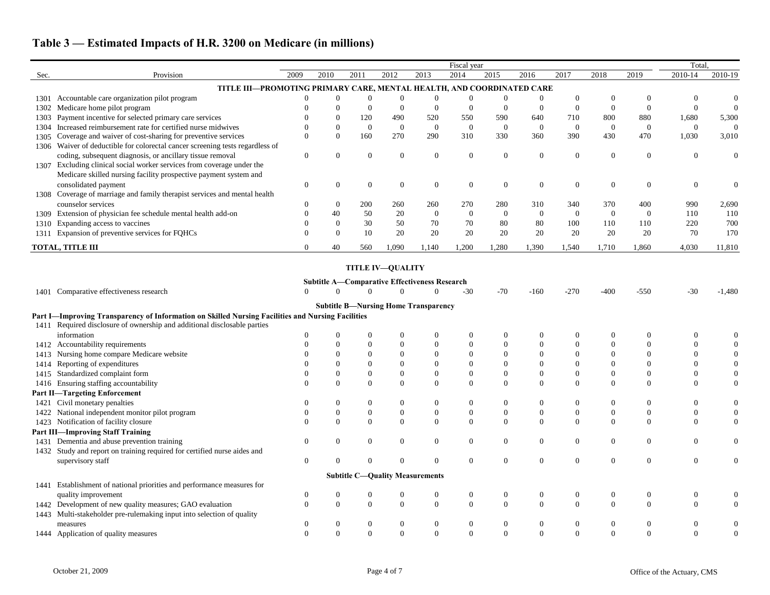## Table 3 — Estimated Impacts of H.R. 3200 on Medicare (in millions)

| Sec. | Provision | 2009 | 2010 | 2011 | 2012 | 2013 | 2014 | 2015 | 2016 | 2017 | 2018 | 2019 | Total, 2010-14 | Total, 2010-19 |
|---|---|---|---|---|---|---|---|---|---|---|---|---|---|---|
| | **TITLE III—PROMOTING PRIMARY CARE, MENTAL HEALTH, AND COORDINATED CARE** | | | | | | | | | | | | | |
| 1301 | Accountable care organization pilot program | 0 | 0 | 0 | 0 | 0 | 0 | 0 | 0 | 0 | 0 | 0 | 0 | 0 |
| 1302 | Medicare home pilot program | 0 | 0 | 0 | 0 | 0 | 0 | 0 | 0 | 0 | 0 | 0 | 0 | 0 |
| 1303 | Payment incentive for selected primary care services | 0 | 0 | 120 | 490 | 520 | 550 | 590 | 640 | 710 | 800 | 880 | 1,680 | 5,300 |
| 1304 | Increased reimbursement rate for certified nurse midwives | 0 | 0 | 0 | 0 | 0 | 0 | 0 | 0 | 0 | 0 | 0 | 0 | 0 |
| 1305 | Coverage and waiver of cost-sharing for preventive services | 0 | 0 | 160 | 270 | 290 | 310 | 330 | 360 | 390 | 430 | 470 | 1,030 | 3,010 |
| 1306 | Waiver of deductible for colorectal cancer screening tests regardless of coding, subsequent diagnosis, or ancillary tissue removal | 0 | 0 | 0 | 0 | 0 | 0 | 0 | 0 | 0 | 0 | 0 | 0 | 0 |
| 1307 | Excluding clinical social worker services from coverage under the Medicare skilled nursing facility prospective payment system and consolidated payment | 0 | 0 | 0 | 0 | 0 | 0 | 0 | 0 | 0 | 0 | 0 | 0 | 0 |
| 1308 | Coverage of marriage and family therapist services and mental health counselor services | 0 | 0 | 200 | 260 | 260 | 270 | 280 | 310 | 340 | 370 | 400 | 990 | 2,690 |
| 1309 | Extension of physician fee schedule mental health add-on | 0 | 40 | 50 | 20 | 0 | 0 | 0 | 0 | 0 | 0 | 0 | 110 | 110 |
| 1310 | Expanding access to vaccines | 0 | 0 | 30 | 50 | 70 | 70 | 80 | 80 | 100 | 110 | 110 | 220 | 700 |
| 1311 | Expansion of preventive services for FQHCs | 0 | 0 | 10 | 20 | 20 | 20 | 20 | 20 | 20 | 20 | 20 | 70 | 170 |
| **TOTAL, TITLE III** | | 0 | 40 | 560 | 1,090 | 1,140 | 1,200 | 1,280 | 1,390 | 1,540 | 1,710 | 1,860 | 4,030 | 11,810 |
| | **TITLE IV—QUALITY** | | | | | | | | | | | | | |
| | **Subtitle A—Comparative Effectiveness Research** | | | | | | | | | | | | | |
| 1401 | Comparative effectiveness research | 0 | 0 | 0 | 0 | 0 | -30 | -70 | -160 | -270 | -400 | -550 | -30 | -1,480 |
| | **Subtitle B—Nursing Home Transparency** | | | | | | | | | | | | | |
| **Part I—Improving Transparency of Information on Skilled Nursing Facilities and Nursing Facilities** | | | | | | | | | | | | | | |
| 1411 | Required disclosure of ownership and additional disclosable parties information | 0 | 0 | 0 | 0 | 0 | 0 | 0 | 0 | 0 | 0 | 0 | 0 | 0 |
| 1412 | Accountability requirements | 0 | 0 | 0 | 0 | 0 | 0 | 0 | 0 | 0 | 0 | 0 | 0 | 0 |
| 1413 | Nursing home compare Medicare website | 0 | 0 | 0 | 0 | 0 | 0 | 0 | 0 | 0 | 0 | 0 | 0 | 0 |
| 1414 | Reporting of expenditures | 0 | 0 | 0 | 0 | 0 | 0 | 0 | 0 | 0 | 0 | 0 | 0 | 0 |
| 1415 | Standardized complaint form | 0 | 0 | 0 | 0 | 0 | 0 | 0 | 0 | 0 | 0 | 0 | 0 | 0 |
| 1416 | Ensuring staffing accountability | 0 | 0 | 0 | 0 | 0 | 0 | 0 | 0 | 0 | 0 | 0 | 0 | 0 |
| **Part II—Targeting Enforcement** | | | | | | | | | | | | | | |
| 1421 | Civil monetary penalties | 0 | 0 | 0 | 0 | 0 | 0 | 0 | 0 | 0 | 0 | 0 | 0 | 0 |
| 1422 | National independent monitor pilot program | 0 | 0 | 0 | 0 | 0 | 0 | 0 | 0 | 0 | 0 | 0 | 0 | 0 |
| 1423 | Notification of facility closure | 0 | 0 | 0 | 0 | 0 | 0 | 0 | 0 | 0 | 0 | 0 | 0 | 0 |
| **Part III—Improving Staff Training** | | | | | | | | | | | | | | |
| 1431 | Dementia and abuse prevention training | 0 | 0 | 0 | 0 | 0 | 0 | 0 | 0 | 0 | 0 | 0 | 0 | 0 |
| 1432 | Study and report on training required for certified nurse aides and supervisory staff | 0 | 0 | 0 | 0 | 0 | 0 | 0 | 0 | 0 | 0 | 0 | 0 | 0 |
| | **Subtitle C—Quality Measurements** | | | | | | | | | | | | | |
| 1441 | Establishment of national priorities and performance measures for quality improvement | 0 | 0 | 0 | 0 | 0 | 0 | 0 | 0 | 0 | 0 | 0 | 0 | 0 |
| 1442 | Development of new quality measures; GAO evaluation | 0 | 0 | 0 | 0 | 0 | 0 | 0 | 0 | 0 | 0 | 0 | 0 | 0 |
| 1443 | Multi-stakeholder pre-rulemaking input into selection of quality measures | 0 | 0 | 0 | 0 | 0 | 0 | 0 | 0 | 0 | 0 | 0 | 0 | 0 |
| 1444 | Application of quality measures | 0 | 0 | 0 | 0 | 0 | 0 | 0 | 0 | 0 | 0 | 0 | 0 | 0 |

October 21, 2009 — Office of the Actuary, CMS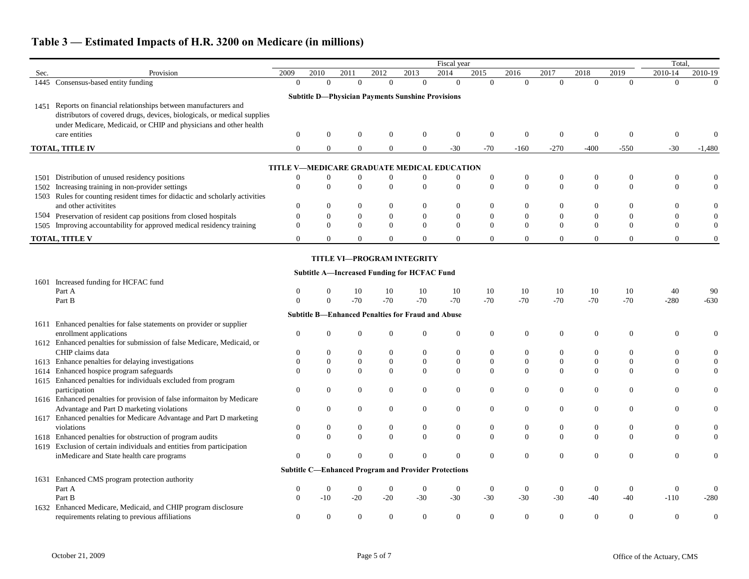# Table 3 — Estimated Impacts of H.R. 3200 on Medicare (in millions)

| Sec. | Provision | 2009 | 2010 | 2011 | 2012 | 2013 | 2014 | 2015 | 2016 | 2017 | 2018 | 2019 | Total, 2010-14 | Total, 2010-19 |
|---|---|---|---|---|---|---|---|---|---|---|---|---|---|---|
| 1445 | Consensus-based entity funding | 0 | 0 | 0 | 0 | 0 | 0 | 0 | 0 | 0 | 0 | 0 | 0 | 0 |
| | **Subtitle D—Physician Payments Sunshine Provisions** | | | | | | | | | | | | | |
| 1451 | Reports on financial relationships between manufacturers and distributors of covered drugs, devices, biologicals, or medical supplies under Medicare, Medicaid, or CHIP and physicians and other health care entities | 0 | 0 | 0 | 0 | 0 | 0 | 0 | 0 | 0 | 0 | 0 | 0 | 0 |
| | **TOTAL, TITLE IV** | 0 | 0 | 0 | 0 | 0 | -30 | -70 | -160 | -270 | -400 | -550 | -30 | -1,480 |
| | **TITLE V—MEDICARE GRADUATE MEDICAL EDUCATION** | | | | | | | | | | | | | |
| 1501 | Distribution of unused residency positions | 0 | 0 | 0 | 0 | 0 | 0 | 0 | 0 | 0 | 0 | 0 | 0 | 0 |
| 1502 | Increasing training in non-provider settings | 0 | 0 | 0 | 0 | 0 | 0 | 0 | 0 | 0 | 0 | 0 | 0 | 0 |
| 1503 | Rules for counting resident times for didactic and scholarly activities and other activitites | 0 | 0 | 0 | 0 | 0 | 0 | 0 | 0 | 0 | 0 | 0 | 0 | 0 |
| 1504 | Preservation of resident cap positions from closed hospitals | 0 | 0 | 0 | 0 | 0 | 0 | 0 | 0 | 0 | 0 | 0 | 0 | 0 |
| 1505 | Improving accountability for approved medical residency training | 0 | 0 | 0 | 0 | 0 | 0 | 0 | 0 | 0 | 0 | 0 | 0 | 0 |
| | **TOTAL, TITLE V** | 0 | 0 | 0 | 0 | 0 | 0 | 0 | 0 | 0 | 0 | 0 | 0 | 0 |
| | **TITLE VI—PROGRAM INTEGRITY** | | | | | | | | | | | | | |
| | **Subtitle A—Increased Funding for HCFAC Fund** | | | | | | | | | | | | | |
| 1601 | Increased funding for HCFAC fund | | | | | | | | | | | | | |
| | Part A | 0 | 0 | 10 | 10 | 10 | 10 | 10 | 10 | 10 | 10 | 10 | 40 | 90 |
| | Part B | 0 | 0 | -70 | -70 | -70 | -70 | -70 | -70 | -70 | -70 | -70 | -280 | -630 |
| | **Subtitle B—Enhanced Penalties for Fraud and Abuse** | | | | | | | | | | | | | |
| 1611 | Enhanced penalties for false statements on provider or supplier enrollment applications | 0 | 0 | 0 | 0 | 0 | 0 | 0 | 0 | 0 | 0 | 0 | 0 | 0 |
| 1612 | Enhanced penalties for submission of false Medicare, Medicaid, or CHIP claims data | 0 | 0 | 0 | 0 | 0 | 0 | 0 | 0 | 0 | 0 | 0 | 0 | 0 |
| 1613 | Enhance penalties for delaying investigations | 0 | 0 | 0 | 0 | 0 | 0 | 0 | 0 | 0 | 0 | 0 | 0 | 0 |
| 1614 | Enhanced hospice program safeguards | 0 | 0 | 0 | 0 | 0 | 0 | 0 | 0 | 0 | 0 | 0 | 0 | 0 |
| 1615 | Enhanced penalties for individuals excluded from program participation | 0 | 0 | 0 | 0 | 0 | 0 | 0 | 0 | 0 | 0 | 0 | 0 | 0 |
| 1616 | Enhanced penalties for provision of false informaiton by Medicare Advantage and Part D marketing violations | 0 | 0 | 0 | 0 | 0 | 0 | 0 | 0 | 0 | 0 | 0 | 0 | 0 |
| 1617 | Enhanced penalties for Medicare Advantage and Part D marketing violations | 0 | 0 | 0 | 0 | 0 | 0 | 0 | 0 | 0 | 0 | 0 | 0 | 0 |
| 1618 | Enhanced penalties for obstruction of program audits | 0 | 0 | 0 | 0 | 0 | 0 | 0 | 0 | 0 | 0 | 0 | 0 | 0 |
| 1619 | Exclusion of certain individuals and entities from participation inMedicare and State health care programs | 0 | 0 | 0 | 0 | 0 | 0 | 0 | 0 | 0 | 0 | 0 | 0 | 0 |
| | **Subtitle C—Enhanced Program and Provider Protections** | | | | | | | | | | | | | |
| 1631 | Enhanced CMS program protection authority | | | | | | | | | | | | | |
| | Part A | 0 | 0 | 0 | 0 | 0 | 0 | 0 | 0 | 0 | 0 | 0 | 0 | 0 |
| | Part B | 0 | -10 | -20 | -20 | -30 | -30 | -30 | -30 | -30 | -40 | -40 | -110 | -280 |
| 1632 | Enhanced Medicare, Medicaid, and CHIP program disclosure requirements relating to previous affiliations | 0 | 0 | 0 | 0 | 0 | 0 | 0 | 0 | 0 | 0 | 0 | 0 | 0 |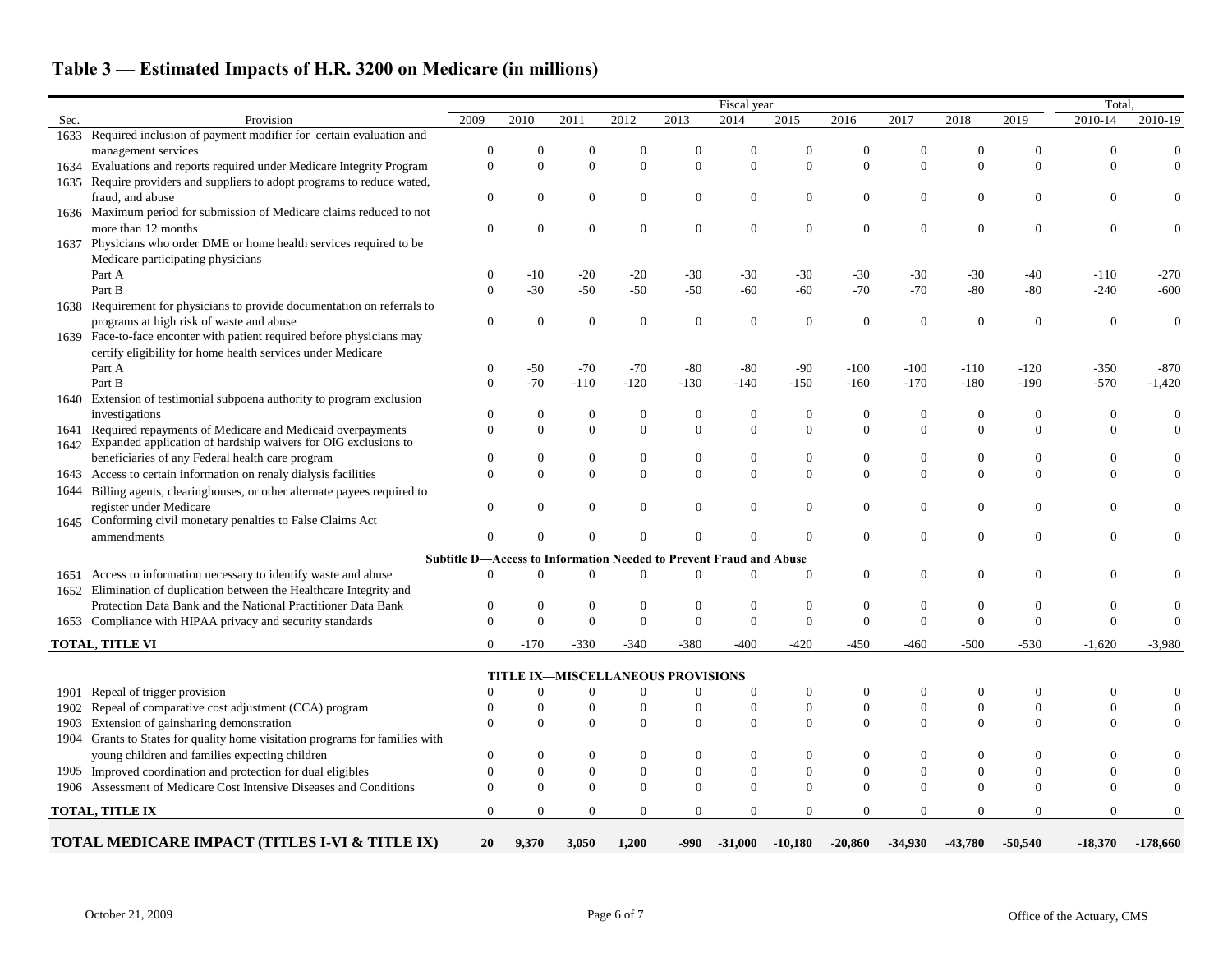## Table 3 — Estimated Impacts of H.R. 3200 on Medicare (in millions)

| Sec. | Provision | 2009 | 2010 | 2011 | 2012 | 2013 | 2014 | 2015 | 2016 | 2017 | 2018 | 2019 | Total, 2010-14 | Total, 2010-19 |
|---|---|---|---|---|---|---|---|---|---|---|---|---|---|---|
| 1633 | Required inclusion of payment modifier for certain evaluation and management services | 0 | 0 | 0 | 0 | 0 | 0 | 0 | 0 | 0 | 0 | 0 | 0 | 0 |
| 1634 | Evaluations and reports required under Medicare Integrity Program | 0 | 0 | 0 | 0 | 0 | 0 | 0 | 0 | 0 | 0 | 0 | 0 | 0 |
| 1635 | Require providers and suppliers to adopt programs to reduce wated, fraud, and abuse | 0 | 0 | 0 | 0 | 0 | 0 | 0 | 0 | 0 | 0 | 0 | 0 | 0 |
| 1636 | Maximum period for submission of Medicare claims reduced to not more than 12 months | 0 | 0 | 0 | 0 | 0 | 0 | 0 | 0 | 0 | 0 | 0 | 0 | 0 |
| 1637 | Physicians who order DME or home health services required to be Medicare participating physicians | | | | | | | | | | | | | |
| | Part A | 0 | -10 | -20 | -20 | -30 | -30 | -30 | -30 | -30 | -30 | -40 | -110 | -270 |
| | Part B | 0 | -30 | -50 | -50 | -50 | -60 | -60 | -70 | -70 | -80 | -80 | -240 | -600 |
| 1638 | Requirement for physicians to provide documentation on referrals to programs at high risk of waste and abuse | 0 | 0 | 0 | 0 | 0 | 0 | 0 | 0 | 0 | 0 | 0 | 0 | 0 |
| 1639 | Face-to-face enconter with patient required before physicians may certify eligibility for home health services under Medicare | | | | | | | | | | | | | |
| | Part A | 0 | -50 | -70 | -70 | -80 | -80 | -90 | -100 | -100 | -110 | -120 | -350 | -870 |
| | Part B | 0 | -70 | -110 | -120 | -130 | -140 | -150 | -160 | -170 | -180 | -190 | -570 | -1,420 |
| 1640 | Extension of testimonial subpoena authority to program exclusion investigations | 0 | 0 | 0 | 0 | 0 | 0 | 0 | 0 | 0 | 0 | 0 | 0 | 0 |
| 1641 | Required repayments of Medicare and Medicaid overpayments | 0 | 0 | 0 | 0 | 0 | 0 | 0 | 0 | 0 | 0 | 0 | 0 | 0 |
| 1642 | Expanded application of hardship waivers for OIG exclusions to beneficiaries of any Federal health care program | 0 | 0 | 0 | 0 | 0 | 0 | 0 | 0 | 0 | 0 | 0 | 0 | 0 |
| 1643 | Access to certain information on renaly dialysis facilities | 0 | 0 | 0 | 0 | 0 | 0 | 0 | 0 | 0 | 0 | 0 | 0 | 0 |
| 1644 | Billing agents, clearinghouses, or other alternate payees required to register under Medicare | 0 | 0 | 0 | 0 | 0 | 0 | 0 | 0 | 0 | 0 | 0 | 0 | 0 |
| 1645 | Conforming civil monetary penalties to False Claims Act ammendments | 0 | 0 | 0 | 0 | 0 | 0 | 0 | 0 | 0 | 0 | 0 | 0 | 0 |
| | **Subtitle D—Access to Information Needed to Prevent Fraud and Abuse** | | | | | | | | | | | | | |
| 1651 | Access to information necessary to identify waste and abuse | 0 | 0 | 0 | 0 | 0 | 0 | 0 | 0 | 0 | 0 | 0 | 0 | 0 |
| 1652 | Elimination of duplication between the Healthcare Integrity and Protection Data Bank and the National Practitioner Data Bank | 0 | 0 | 0 | 0 | 0 | 0 | 0 | 0 | 0 | 0 | 0 | 0 | 0 |
| 1653 | Compliance with HIPAA privacy and security standards | 0 | 0 | 0 | 0 | 0 | 0 | 0 | 0 | 0 | 0 | 0 | 0 | 0 |
| **TOTAL, TITLE VI** | | 0 | -170 | -330 | -340 | -380 | -400 | -420 | -450 | -460 | -500 | -530 | -1,620 | -3,980 |
| | **TITLE IX—MISCELLANEOUS PROVISIONS** | | | | | | | | | | | | | |
| 1901 | Repeal of trigger provision | 0 | 0 | 0 | 0 | 0 | 0 | 0 | 0 | 0 | 0 | 0 | 0 | 0 |
| 1902 | Repeal of comparative cost adjustment (CCA) program | 0 | 0 | 0 | 0 | 0 | 0 | 0 | 0 | 0 | 0 | 0 | 0 | 0 |
| 1903 | Extension of gainsharing demonstration | 0 | 0 | 0 | 0 | 0 | 0 | 0 | 0 | 0 | 0 | 0 | 0 | 0 |
| 1904 | Grants to States for quality home visitation programs for families with young children and families expecting children | 0 | 0 | 0 | 0 | 0 | 0 | 0 | 0 | 0 | 0 | 0 | 0 | 0 |
| 1905 | Improved coordination and protection for dual eligibles | 0 | 0 | 0 | 0 | 0 | 0 | 0 | 0 | 0 | 0 | 0 | 0 | 0 |
| 1906 | Assessment of Medicare Cost Intensive Diseases and Conditions | 0 | 0 | 0 | 0 | 0 | 0 | 0 | 0 | 0 | 0 | 0 | 0 | 0 |
| **TOTAL, TITLE IX** | | 0 | 0 | 0 | 0 | 0 | 0 | 0 | 0 | 0 | 0 | 0 | 0 | 0 |
| **TOTAL MEDICARE IMPACT (TITLES I-VI & TITLE IX)** | | **20** | **9,370** | **3,050** | **1,200** | **-990** | **-31,000** | **-10,180** | **-20,860** | **-34,930** | **-43,780** | **-50,540** | **-18,370** | **-178,660** |

October 21, 2009 — Office of the Actuary, CMS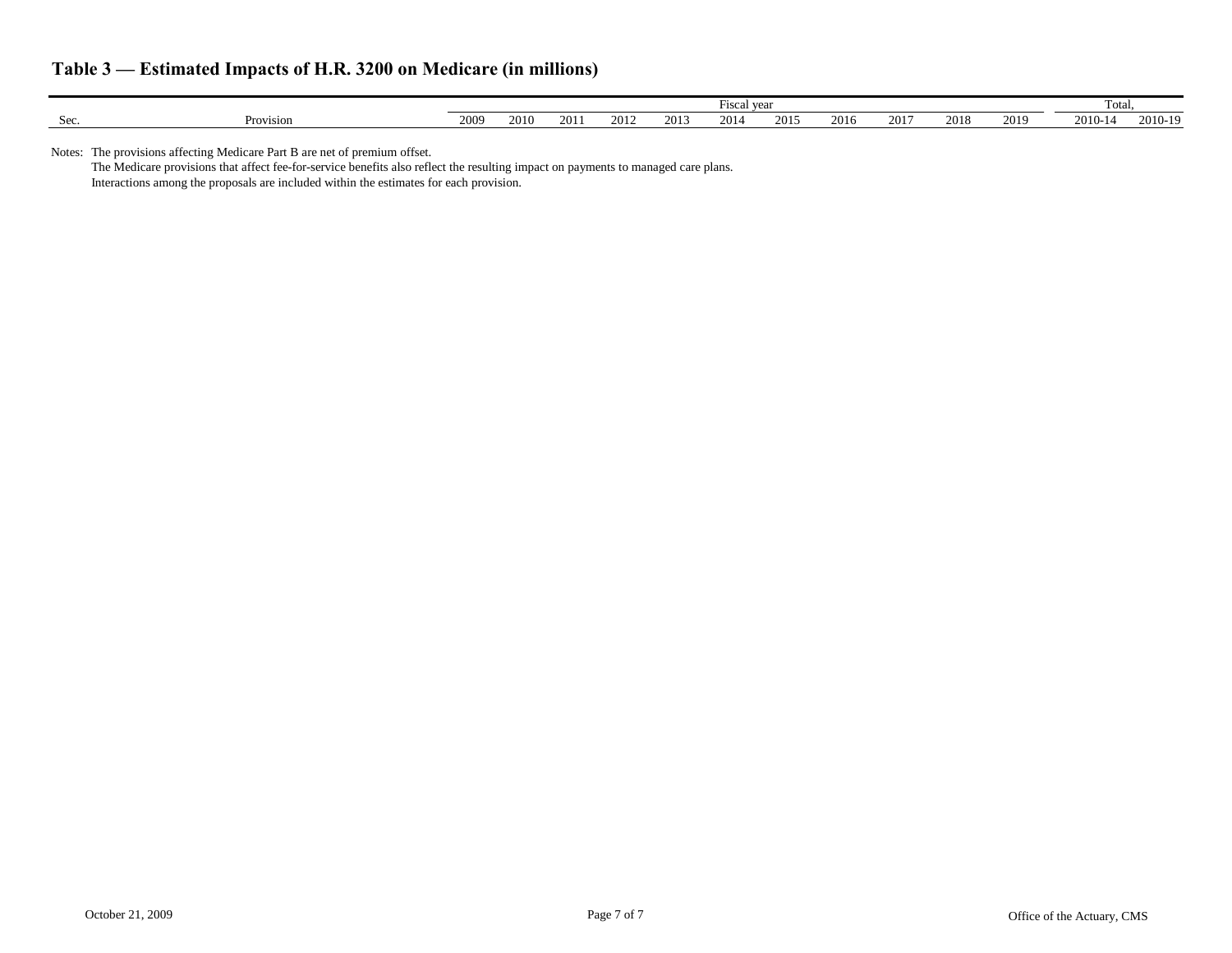## Table 3 — Estimated Impacts of H.R. 3200 on Medicare (in millions)

| | | Fiscal year | | | | | | | | | | | Total, | |
|---|---|---|---|---|---|---|---|---|---|---|---|---|---|---|
| Sec. | Provision | 2009 | 2010 | 2011 | 2012 | 2013 | 2014 | 2015 | 2016 | 2017 | 2018 | 2019 | 2010-14 | 2010-19 |

Notes: The provisions affecting Medicare Part B are net of premium offset.
The Medicare provisions that affect fee-for-service benefits also reflect the resulting impact on payments to managed care plans.
Interactions among the proposals are included within the estimates for each provision.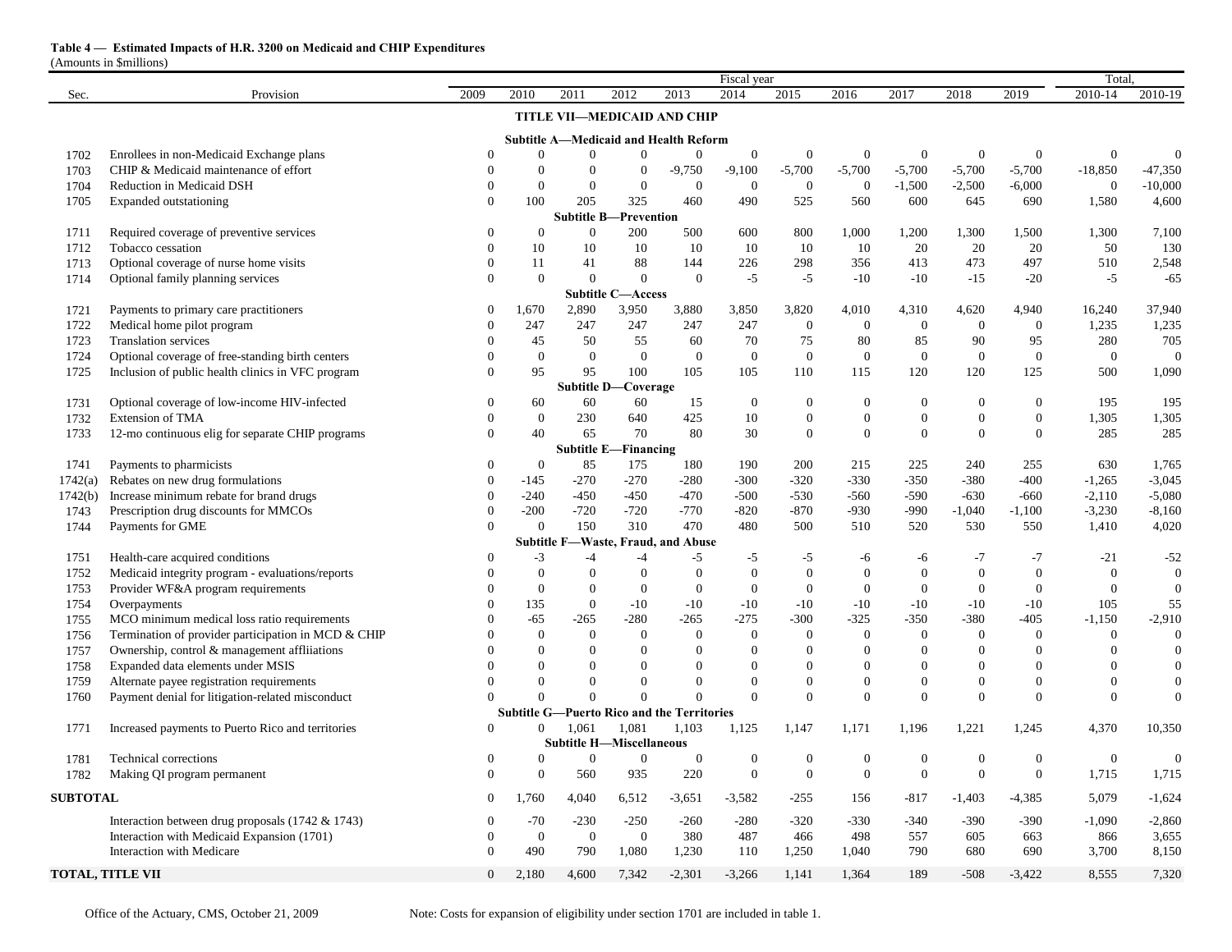**Table 4 — Estimated Impacts of H.R. 3200 on Medicaid and CHIP Expenditures**
(Amounts in $millions)

| Sec. | Provision | Fiscal year | | | | | | | | | | | Total, | |
|---|---|---|---|---|---|---|---|---|---|---|---|---|---|---|
| | | 2009 | 2010 | 2011 | 2012 | 2013 | 2014 | 2015 | 2016 | 2017 | 2018 | 2019 | 2010-14 | 2010-19 |
| | **TITLE VII—MEDICAID AND CHIP** | | | | | | | | | | | | | |
| | **Subtitle A—Medicaid and Health Reform** | | | | | | | | | | | | | |
| 1702 | Enrollees in non-Medicaid Exchange plans | 0 | 0 | 0 | 0 | 0 | 0 | 0 | 0 | 0 | 0 | 0 | 0 | 0 |
| 1703 | CHIP & Medicaid maintenance of effort | 0 | 0 | 0 | 0 | -9,750 | -9,100 | -5,700 | -5,700 | -5,700 | -5,700 | -5,700 | -18,850 | -47,350 |
| 1704 | Reduction in Medicaid DSH | 0 | 0 | 0 | 0 | 0 | 0 | 0 | 0 | -1,500 | -2,500 | -6,000 | 0 | -10,000 |
| 1705 | Expanded outstationing | 0 | 100 | 205 | 325 | 460 | 490 | 525 | 560 | 600 | 645 | 690 | 1,580 | 4,600 |
| | **Subtitle B—Prevention** | | | | | | | | | | | | | |
| 1711 | Required coverage of preventive services | 0 | 0 | 0 | 200 | 500 | 600 | 800 | 1,000 | 1,200 | 1,300 | 1,500 | 1,300 | 7,100 |
| 1712 | Tobacco cessation | 0 | 10 | 10 | 10 | 10 | 10 | 10 | 10 | 20 | 20 | 20 | 50 | 130 |
| 1713 | Optional coverage of nurse home visits | 0 | 11 | 41 | 88 | 144 | 226 | 298 | 356 | 413 | 473 | 497 | 510 | 2,548 |
| 1714 | Optional family planning services | 0 | 0 | 0 | 0 | 0 | -5 | -5 | -10 | -10 | -15 | -20 | -5 | -65 |
| | **Subtitle C—Access** | | | | | | | | | | | | | |
| 1721 | Payments to primary care practitioners | 0 | 1,670 | 2,890 | 3,950 | 3,880 | 3,850 | 3,820 | 4,010 | 4,310 | 4,620 | 4,940 | 16,240 | 37,940 |
| 1722 | Medical home pilot program | 0 | 247 | 247 | 247 | 247 | 247 | 0 | 0 | 0 | 0 | 0 | 1,235 | 1,235 |
| 1723 | Translation services | 0 | 45 | 50 | 55 | 60 | 70 | 75 | 80 | 85 | 90 | 95 | 280 | 705 |
| 1724 | Optional coverage of free-standing birth centers | 0 | 0 | 0 | 0 | 0 | 0 | 0 | 0 | 0 | 0 | 0 | 0 | 0 |
| 1725 | Inclusion of public health clinics in VFC program | 0 | 95 | 95 | 100 | 105 | 105 | 110 | 115 | 120 | 120 | 125 | 500 | 1,090 |
| | **Subtitle D—Coverage** | | | | | | | | | | | | | |
| 1731 | Optional coverage of low-income HIV-infected | 0 | 60 | 60 | 60 | 15 | 0 | 0 | 0 | 0 | 0 | 0 | 195 | 195 |
| 1732 | Extension of TMA | 0 | 0 | 230 | 640 | 425 | 10 | 0 | 0 | 0 | 0 | 0 | 1,305 | 1,305 |
| 1733 | 12-mo continuous elig for separate CHIP programs | 0 | 40 | 65 | 70 | 80 | 30 | 0 | 0 | 0 | 0 | 0 | 285 | 285 |
| | **Subtitle E—Financing** | | | | | | | | | | | | | |
| 1741 | Payments to pharmicists | 0 | 0 | 85 | 175 | 180 | 190 | 200 | 215 | 225 | 240 | 255 | 630 | 1,765 |
| 1742(a) | Rebates on new drug formulations | 0 | -145 | -270 | -270 | -280 | -300 | -320 | -330 | -350 | -380 | -400 | -1,265 | -3,045 |
| 1742(b) | Increase minimum rebate for brand drugs | 0 | -240 | -450 | -450 | -470 | -500 | -530 | -560 | -590 | -630 | -660 | -2,110 | -5,080 |
| 1743 | Prescription drug discounts for MMCOs | 0 | -200 | -720 | -720 | -770 | -820 | -870 | -930 | -990 | -1,040 | -1,100 | -3,230 | -8,160 |
| 1744 | Payments for GME | 0 | 0 | 150 | 310 | 470 | 480 | 500 | 510 | 520 | 530 | 550 | 1,410 | 4,020 |
| | **Subtitle F—Waste, Fraud, and Abuse** | | | | | | | | | | | | | |
| 1751 | Health-care acquired conditions | 0 | -3 | -4 | -4 | -5 | -5 | -5 | -6 | -6 | -7 | -7 | -21 | -52 |
| 1752 | Medicaid integrity program - evaluations/reports | 0 | 0 | 0 | 0 | 0 | 0 | 0 | 0 | 0 | 0 | 0 | 0 | 0 |
| 1753 | Provider WF&A program requirements | 0 | 0 | 0 | 0 | 0 | 0 | 0 | 0 | 0 | 0 | 0 | 0 | 0 |
| 1754 | Overpayments | 0 | 135 | 0 | -10 | -10 | -10 | -10 | -10 | -10 | -10 | -10 | 105 | 55 |
| 1755 | MCO minimum medical loss ratio requirements | 0 | -65 | -265 | -280 | -265 | -275 | -300 | -325 | -350 | -380 | -405 | -1,150 | -2,910 |
| 1756 | Termination of provider participation in MCD & CHIP | 0 | 0 | 0 | 0 | 0 | 0 | 0 | 0 | 0 | 0 | 0 | 0 | 0 |
| 1757 | Ownership, control & management affliiations | 0 | 0 | 0 | 0 | 0 | 0 | 0 | 0 | 0 | 0 | 0 | 0 | 0 |
| 1758 | Expanded data elements under MSIS | 0 | 0 | 0 | 0 | 0 | 0 | 0 | 0 | 0 | 0 | 0 | 0 | 0 |
| 1759 | Alternate payee registration requirements | 0 | 0 | 0 | 0 | 0 | 0 | 0 | 0 | 0 | 0 | 0 | 0 | 0 |
| 1760 | Payment denial for litigation-related misconduct | 0 | 0 | 0 | 0 | 0 | 0 | 0 | 0 | 0 | 0 | 0 | 0 | 0 |
| | **Subtitle G—Puerto Rico and the Territories** | | | | | | | | | | | | | |
| 1771 | Increased payments to Puerto Rico and territories | 0 | 0 | 1,061 | 1,081 | 1,103 | 1,125 | 1,147 | 1,171 | 1,196 | 1,221 | 1,245 | 4,370 | 10,350 |
| | **Subtitle H—Miscellaneous** | | | | | | | | | | | | | |
| 1781 | Technical corrections | 0 | 0 | 0 | 0 | 0 | 0 | 0 | 0 | 0 | 0 | 0 | 0 | 0 |
| 1782 | Making QI program permanent | 0 | 0 | 560 | 935 | 220 | 0 | 0 | 0 | 0 | 0 | 0 | 1,715 | 1,715 |
| **SUBTOTAL** | | 0 | 1,760 | 4,040 | 6,512 | -3,651 | -3,582 | -255 | 156 | -817 | -1,403 | -4,385 | 5,079 | -1,624 |
| | Interaction between drug proposals (1742 & 1743) | 0 | -70 | -230 | -250 | -260 | -280 | -320 | -330 | -340 | -390 | -390 | -1,090 | -2,860 |
| | Interaction with Medicaid Expansion (1701) | 0 | 0 | 0 | 0 | 380 | 487 | 466 | 498 | 557 | 605 | 663 | 866 | 3,655 |
| | Interaction with Medicare | 0 | 490 | 790 | 1,080 | 1,230 | 110 | 1,250 | 1,040 | 790 | 680 | 690 | 3,700 | 8,150 |
| **TOTAL, TITLE VII** | | 0 | 2,180 | 4,600 | 7,342 | -2,301 | -3,266 | 1,141 | 1,364 | 189 | -508 | -3,422 | 8,555 | 7,320 |

Office of the Actuary, CMS, October 21, 2009

Note: Costs for expansion of eligibility under section 1701 are included in table 1.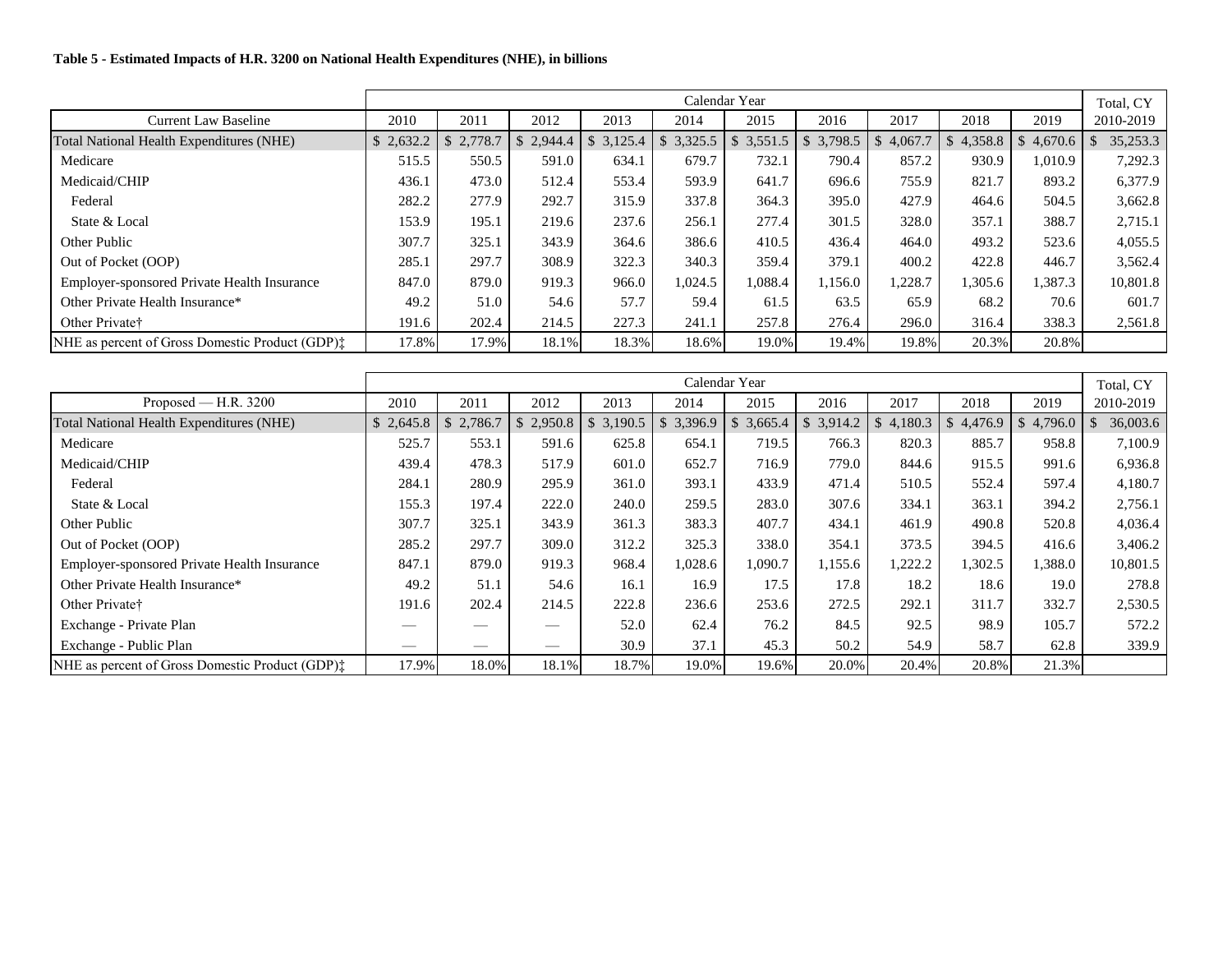**Table 5 - Estimated Impacts of H.R. 3200 on National Health Expenditures (NHE), in billions**

| | Calendar Year | | | | | | | | | | Total, CY |
|---|---|---|---|---|---|---|---|---|---|---|---|
| Current Law Baseline | 2010 | 2011 | 2012 | 2013 | 2014 | 2015 | 2016 | 2017 | 2018 | 2019 | 2010-2019 |
| Total National Health Expenditures (NHE) | $ 2,632.2 | $ 2,778.7 | $ 2,944.4 | $ 3,125.4 | $ 3,325.5 | $ 3,551.5 | $ 3,798.5 | $ 4,067.7 | $ 4,358.8 | $ 4,670.6 | $ 35,253.3 |
| Medicare | 515.5 | 550.5 | 591.0 | 634.1 | 679.7 | 732.1 | 790.4 | 857.2 | 930.9 | 1,010.9 | 7,292.3 |
| Medicaid/CHIP | 436.1 | 473.0 | 512.4 | 553.4 | 593.9 | 641.7 | 696.6 | 755.9 | 821.7 | 893.2 | 6,377.9 |
| Federal | 282.2 | 277.9 | 292.7 | 315.9 | 337.8 | 364.3 | 395.0 | 427.9 | 464.6 | 504.5 | 3,662.8 |
| State & Local | 153.9 | 195.1 | 219.6 | 237.6 | 256.1 | 277.4 | 301.5 | 328.0 | 357.1 | 388.7 | 2,715.1 |
| Other Public | 307.7 | 325.1 | 343.9 | 364.6 | 386.6 | 410.5 | 436.4 | 464.0 | 493.2 | 523.6 | 4,055.5 |
| Out of Pocket (OOP) | 285.1 | 297.7 | 308.9 | 322.3 | 340.3 | 359.4 | 379.1 | 400.2 | 422.8 | 446.7 | 3,562.4 |
| Employer-sponsored Private Health Insurance | 847.0 | 879.0 | 919.3 | 966.0 | 1,024.5 | 1,088.4 | 1,156.0 | 1,228.7 | 1,305.6 | 1,387.3 | 10,801.8 |
| Other Private Health Insurance* | 49.2 | 51.0 | 54.6 | 57.7 | 59.4 | 61.5 | 63.5 | 65.9 | 68.2 | 70.6 | 601.7 |
| Other Private† | 191.6 | 202.4 | 214.5 | 227.3 | 241.1 | 257.8 | 276.4 | 296.0 | 316.4 | 338.3 | 2,561.8 |
| NHE as percent of Gross Domestic Product (GDP)‡ | 17.8% | 17.9% | 18.1% | 18.3% | 18.6% | 19.0% | 19.4% | 19.8% | 20.3% | 20.8% | |

| | Calendar Year | | | | | | | | | | Total, CY |
|---|---|---|---|---|---|---|---|---|---|---|---|
| Proposed — H.R. 3200 | 2010 | 2011 | 2012 | 2013 | 2014 | 2015 | 2016 | 2017 | 2018 | 2019 | 2010-2019 |
| Total National Health Expenditures (NHE) | $ 2,645.8 | $ 2,786.7 | $ 2,950.8 | $ 3,190.5 | $ 3,396.9 | $ 3,665.4 | $ 3,914.2 | $ 4,180.3 | $ 4,476.9 | $ 4,796.0 | $ 36,003.6 |
| Medicare | 525.7 | 553.1 | 591.6 | 625.8 | 654.1 | 719.5 | 766.3 | 820.3 | 885.7 | 958.8 | 7,100.9 |
| Medicaid/CHIP | 439.4 | 478.3 | 517.9 | 601.0 | 652.7 | 716.9 | 779.0 | 844.6 | 915.5 | 991.6 | 6,936.8 |
| Federal | 284.1 | 280.9 | 295.9 | 361.0 | 393.1 | 433.9 | 471.4 | 510.5 | 552.4 | 597.4 | 4,180.7 |
| State & Local | 155.3 | 197.4 | 222.0 | 240.0 | 259.5 | 283.0 | 307.6 | 334.1 | 363.1 | 394.2 | 2,756.1 |
| Other Public | 307.7 | 325.1 | 343.9 | 361.3 | 383.3 | 407.7 | 434.1 | 461.9 | 490.8 | 520.8 | 4,036.4 |
| Out of Pocket (OOP) | 285.2 | 297.7 | 309.0 | 312.2 | 325.3 | 338.0 | 354.1 | 373.5 | 394.5 | 416.6 | 3,406.2 |
| Employer-sponsored Private Health Insurance | 847.1 | 879.0 | 919.3 | 968.4 | 1,028.6 | 1,090.7 | 1,155.6 | 1,222.2 | 1,302.5 | 1,388.0 | 10,801.5 |
| Other Private Health Insurance* | 49.2 | 51.1 | 54.6 | 16.1 | 16.9 | 17.5 | 17.8 | 18.2 | 18.6 | 19.0 | 278.8 |
| Other Private† | 191.6 | 202.4 | 214.5 | 222.8 | 236.6 | 253.6 | 272.5 | 292.1 | 311.7 | 332.7 | 2,530.5 |
| Exchange - Private Plan | — | — | — | 52.0 | 62.4 | 76.2 | 84.5 | 92.5 | 98.9 | 105.7 | 572.2 |
| Exchange - Public Plan | — | — | — | 30.9 | 37.1 | 45.3 | 50.2 | 54.9 | 58.7 | 62.8 | 339.9 |
| NHE as percent of Gross Domestic Product (GDP)‡ | 17.9% | 18.0% | 18.1% | 18.7% | 19.0% | 19.6% | 20.0% | 20.4% | 20.8% | 21.3% | |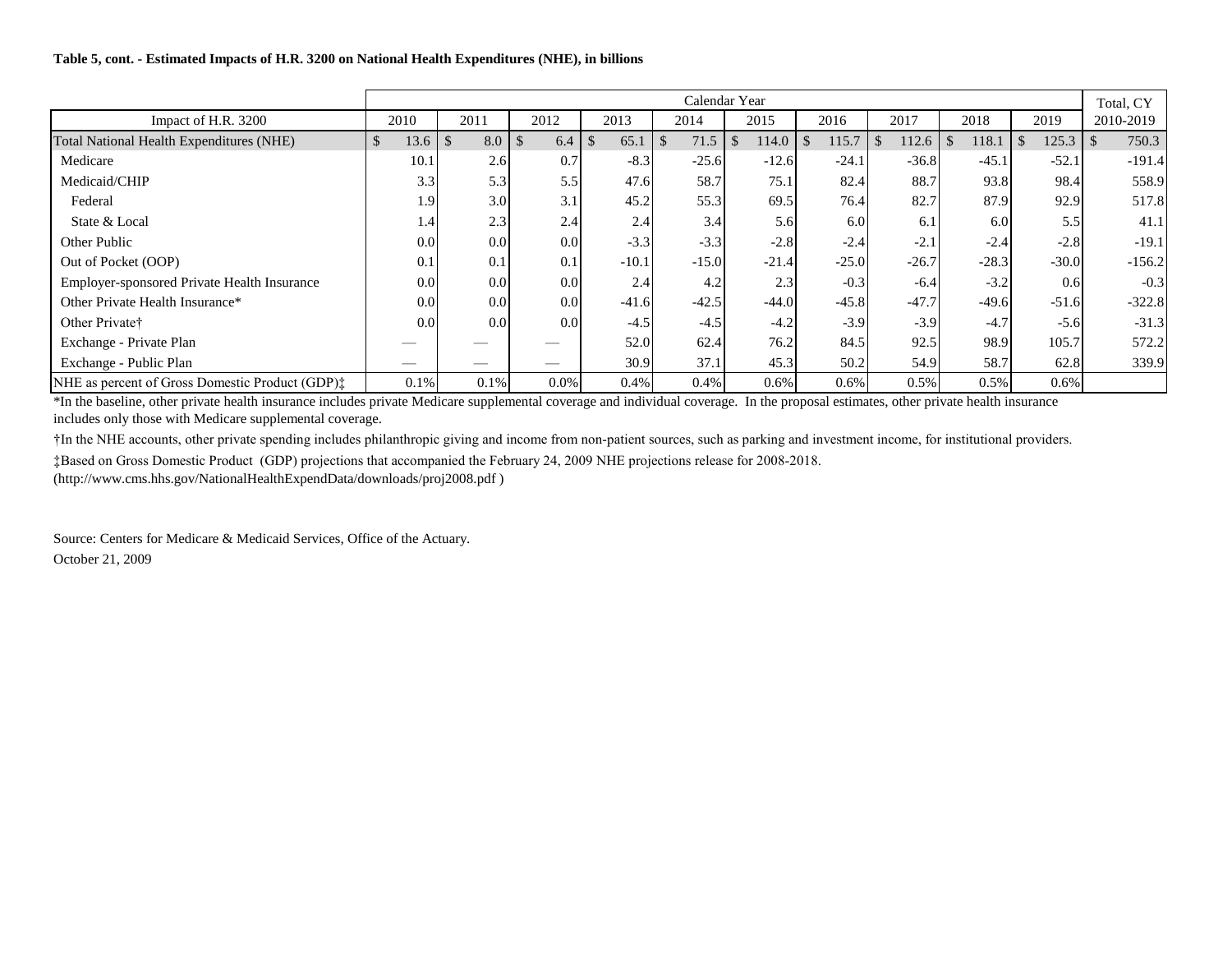**Table 5, cont. - Estimated Impacts of H.R. 3200 on National Health Expenditures (NHE), in billions**

| | Calendar Year | | | | | | | | | | Total, CY |
|---|---|---|---|---|---|---|---|---|---|---|---|
| Impact of H.R. 3200 | 2010 | 2011 | 2012 | 2013 | 2014 | 2015 | 2016 | 2017 | 2018 | 2019 | 2010-2019 |
| Total National Health Expenditures (NHE) | $ 13.6 | $ 8.0 | $ 6.4 | $ 65.1 | $ 71.5 | $ 114.0 | $ 115.7 | $ 112.6 | $ 118.1 | $ 125.3 | $ 750.3 |
| Medicare | 10.1 | 2.6 | 0.7 | -8.3 | -25.6 | -12.6 | -24.1 | -36.8 | -45.1 | -52.1 | -191.4 |
| Medicaid/CHIP | 3.3 | 5.3 | 5.5 | 47.6 | 58.7 | 75.1 | 82.4 | 88.7 | 93.8 | 98.4 | 558.9 |
| Federal | 1.9 | 3.0 | 3.1 | 45.2 | 55.3 | 69.5 | 76.4 | 82.7 | 87.9 | 92.9 | 517.8 |
| State & Local | 1.4 | 2.3 | 2.4 | 2.4 | 3.4 | 5.6 | 6.0 | 6.1 | 6.0 | 5.5 | 41.1 |
| Other Public | 0.0 | 0.0 | 0.0 | -3.3 | -3.3 | -2.8 | -2.4 | -2.1 | -2.4 | -2.8 | -19.1 |
| Out of Pocket (OOP) | 0.1 | 0.1 | 0.1 | -10.1 | -15.0 | -21.4 | -25.0 | -26.7 | -28.3 | -30.0 | -156.2 |
| Employer-sponsored Private Health Insurance | 0.0 | 0.0 | 0.0 | 2.4 | 4.2 | 2.3 | -0.3 | -6.4 | -3.2 | 0.6 | -0.3 |
| Other Private Health Insurance* | 0.0 | 0.0 | 0.0 | -41.6 | -42.5 | -44.0 | -45.8 | -47.7 | -49.6 | -51.6 | -322.8 |
| Other Private† | 0.0 | 0.0 | 0.0 | -4.5 | -4.5 | -4.2 | -3.9 | -3.9 | -4.7 | -5.6 | -31.3 |
| Exchange - Private Plan | — | — | — | 52.0 | 62.4 | 76.2 | 84.5 | 92.5 | 98.9 | 105.7 | 572.2 |
| Exchange - Public Plan | — | — | — | 30.9 | 37.1 | 45.3 | 50.2 | 54.9 | 58.7 | 62.8 | 339.9 |
| NHE as percent of Gross Domestic Product (GDP)‡ | 0.1% | 0.1% | 0.0% | 0.4% | 0.4% | 0.6% | 0.6% | 0.5% | 0.5% | 0.6% | |

*In the baseline, other private health insurance includes private Medicare supplemental coverage and individual coverage. In the proposal estimates, other private health insurance includes only those with Medicare supplemental coverage.

†In the NHE accounts, other private spending includes philanthropic giving and income from non-patient sources, such as parking and investment income, for institutional providers.

‡Based on Gross Domestic Product (GDP) projections that accompanied the February 24, 2009 NHE projections release for 2008-2018.
(http://www.cms.hhs.gov/NationalHealthExpendData/downloads/proj2008.pdf )

Source: Centers for Medicare & Medicaid Services, Office of the Actuary.
October 21, 2009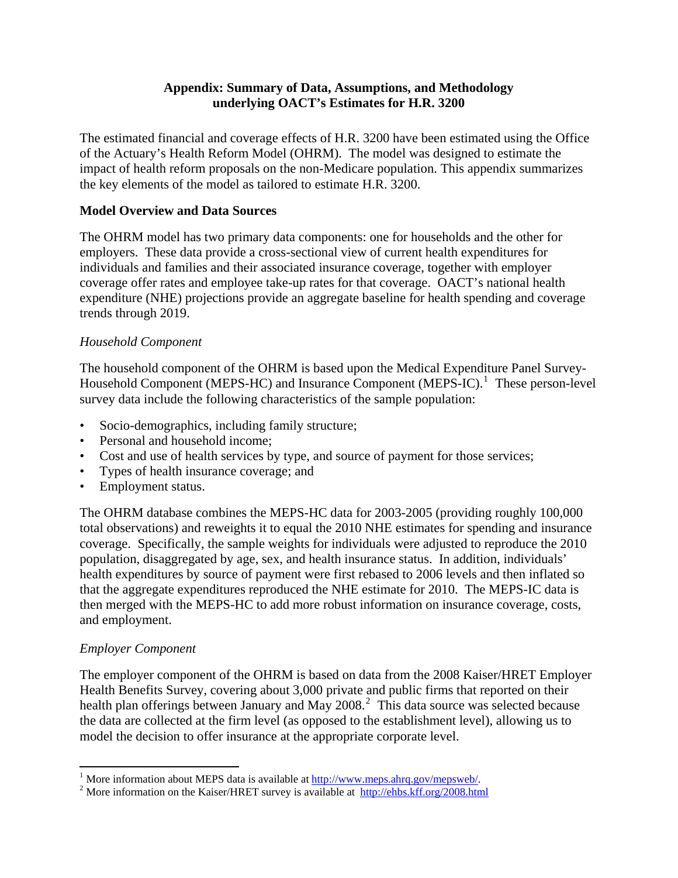# Appendix: Summary of Data, Assumptions, and Methodology underlying OACT's Estimates for H.R. 3200

The estimated financial and coverage effects of H.R. 3200 have been estimated using the Office of the Actuary's Health Reform Model (OHRM). The model was designed to estimate the impact of health reform proposals on the non-Medicare population. This appendix summarizes the key elements of the model as tailored to estimate H.R. 3200.

## Model Overview and Data Sources

The OHRM model has two primary data components: one for households and the other for employers. These data provide a cross-sectional view of current health expenditures for individuals and families and their associated insurance coverage, together with employer coverage offer rates and employee take-up rates for that coverage. OACT's national health expenditure (NHE) projections provide an aggregate baseline for health spending and coverage trends through 2019.

### *Household Component*

The household component of the OHRM is based upon the Medical Expenditure Panel Survey-Household Component (MEPS-HC) and Insurance Component (MEPS-IC).[1] These person-level survey data include the following characteristics of the sample population:

- Socio-demographics, including family structure;
- Personal and household income;
- Cost and use of health services by type, and source of payment for those services;
- Types of health insurance coverage; and
- Employment status.

The OHRM database combines the MEPS-HC data for 2003-2005 (providing roughly 100,000 total observations) and reweights it to equal the 2010 NHE estimates for spending and insurance coverage. Specifically, the sample weights for individuals were adjusted to reproduce the 2010 population, disaggregated by age, sex, and health insurance status. In addition, individuals' health expenditures by source of payment were first rebased to 2006 levels and then inflated so that the aggregate expenditures reproduced the NHE estimate for 2010. The MEPS-IC data is then merged with the MEPS-HC to add more robust information on insurance coverage, costs, and employment.

### *Employer Component*

The employer component of the OHRM is based on data from the 2008 Kaiser/HRET Employer Health Benefits Survey, covering about 3,000 private and public firms that reported on their health plan offerings between January and May 2008.[2] This data source was selected because the data are collected at the firm level (as opposed to the establishment level), allowing us to model the decision to offer insurance at the appropriate corporate level.

---

[1] More information about MEPS data is available at http://www.meps.ahrq.gov/mepsweb/.

[2] More information on the Kaiser/HRET survey is available at http://ehbs.kff.org/2008.html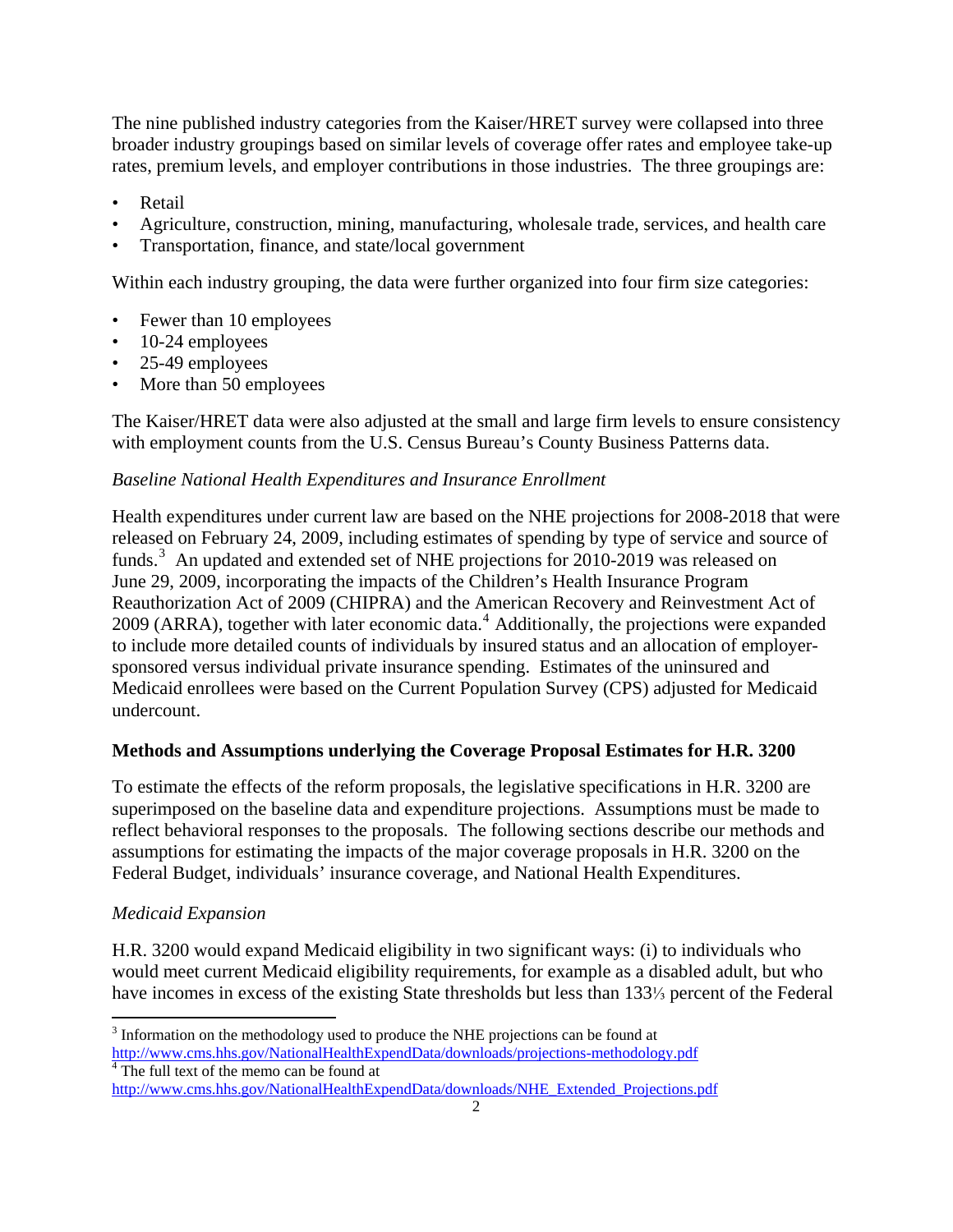The nine published industry categories from the Kaiser/HRET survey were collapsed into three broader industry groupings based on similar levels of coverage offer rates and employee take-up rates, premium levels, and employer contributions in those industries. The three groupings are:

- Retail
- Agriculture, construction, mining, manufacturing, wholesale trade, services, and health care
- Transportation, finance, and state/local government

Within each industry grouping, the data were further organized into four firm size categories:

- Fewer than 10 employees
- 10-24 employees
- 25-49 employees
- More than 50 employees

The Kaiser/HRET data were also adjusted at the small and large firm levels to ensure consistency with employment counts from the U.S. Census Bureau's County Business Patterns data.

*Baseline National Health Expenditures and Insurance Enrollment*

Health expenditures under current law are based on the NHE projections for 2008-2018 that were released on February 24, 2009, including estimates of spending by type of service and source of funds.[3] An updated and extended set of NHE projections for 2010-2019 was released on June 29, 2009, incorporating the impacts of the Children's Health Insurance Program Reauthorization Act of 2009 (CHIPRA) and the American Recovery and Reinvestment Act of 2009 (ARRA), together with later economic data.[4] Additionally, the projections were expanded to include more detailed counts of individuals by insured status and an allocation of employer-sponsored versus individual private insurance spending. Estimates of the uninsured and Medicaid enrollees were based on the Current Population Survey (CPS) adjusted for Medicaid undercount.

**Methods and Assumptions underlying the Coverage Proposal Estimates for H.R. 3200**

To estimate the effects of the reform proposals, the legislative specifications in H.R. 3200 are superimposed on the baseline data and expenditure projections. Assumptions must be made to reflect behavioral responses to the proposals. The following sections describe our methods and assumptions for estimating the impacts of the major coverage proposals in H.R. 3200 on the Federal Budget, individuals' insurance coverage, and National Health Expenditures.

*Medicaid Expansion*

H.R. 3200 would expand Medicaid eligibility in two significant ways: (i) to individuals who would meet current Medicaid eligibility requirements, for example as a disabled adult, but who have incomes in excess of the existing State thresholds but less than 133⅓ percent of the Federal

---

[3] Information on the methodology used to produce the NHE projections can be found at http://www.cms.hhs.gov/NationalHealthExpendData/downloads/projections-methodology.pdf

[4] The full text of the memo can be found at http://www.cms.hhs.gov/NationalHealthExpendData/downloads/NHE_Extended_Projections.pdf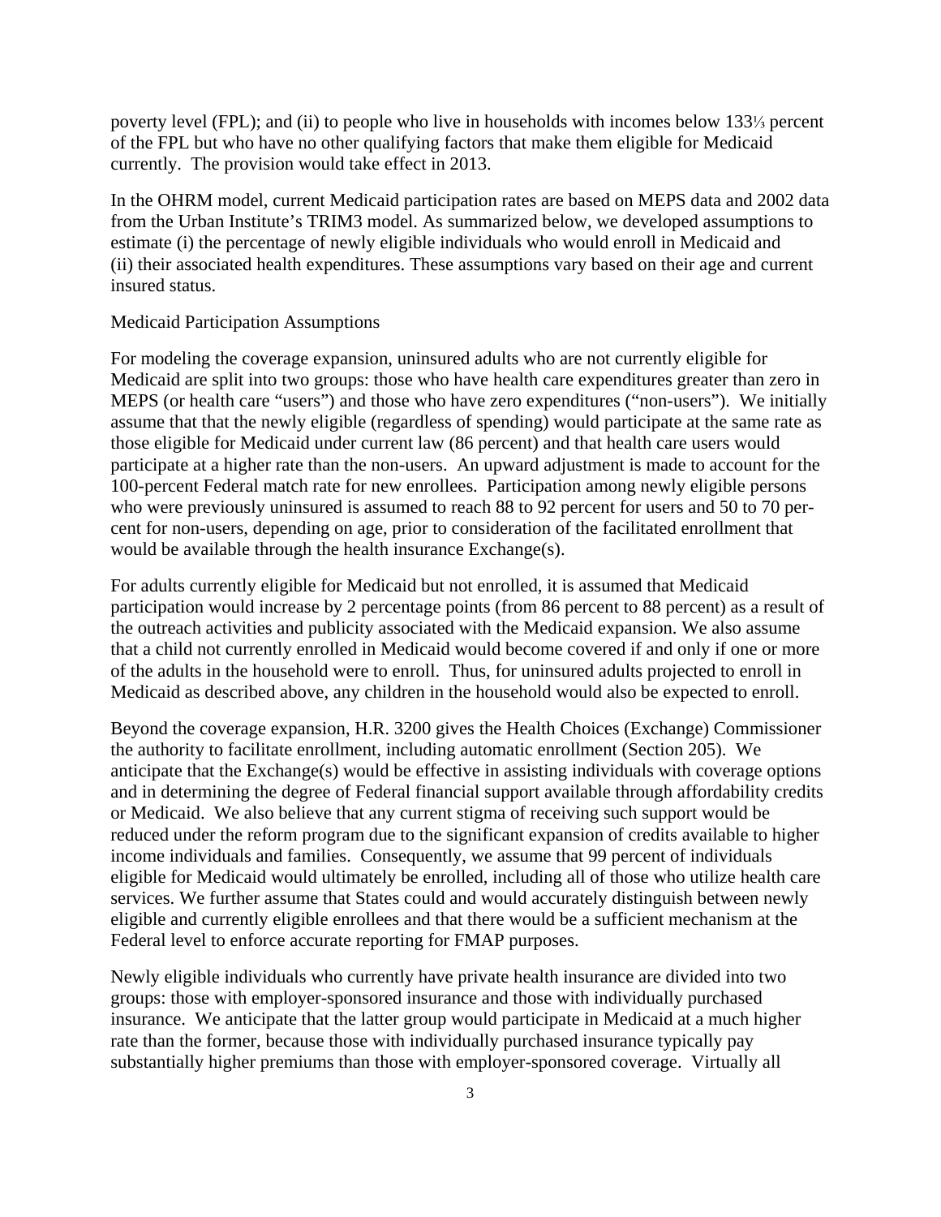poverty level (FPL); and (ii) to people who live in households with incomes below 133⅓ percent of the FPL but who have no other qualifying factors that make them eligible for Medicaid currently. The provision would take effect in 2013.

In the OHRM model, current Medicaid participation rates are based on MEPS data and 2002 data from the Urban Institute's TRIM3 model. As summarized below, we developed assumptions to estimate (i) the percentage of newly eligible individuals who would enroll in Medicaid and (ii) their associated health expenditures. These assumptions vary based on their age and current insured status.

Medicaid Participation Assumptions

For modeling the coverage expansion, uninsured adults who are not currently eligible for Medicaid are split into two groups: those who have health care expenditures greater than zero in MEPS (or health care "users") and those who have zero expenditures ("non-users"). We initially assume that that the newly eligible (regardless of spending) would participate at the same rate as those eligible for Medicaid under current law (86 percent) and that health care users would participate at a higher rate than the non-users. An upward adjustment is made to account for the 100-percent Federal match rate for new enrollees. Participation among newly eligible persons who were previously uninsured is assumed to reach 88 to 92 percent for users and 50 to 70 percent for non-users, depending on age, prior to consideration of the facilitated enrollment that would be available through the health insurance Exchange(s).

For adults currently eligible for Medicaid but not enrolled, it is assumed that Medicaid participation would increase by 2 percentage points (from 86 percent to 88 percent) as a result of the outreach activities and publicity associated with the Medicaid expansion. We also assume that a child not currently enrolled in Medicaid would become covered if and only if one or more of the adults in the household were to enroll. Thus, for uninsured adults projected to enroll in Medicaid as described above, any children in the household would also be expected to enroll.

Beyond the coverage expansion, H.R. 3200 gives the Health Choices (Exchange) Commissioner the authority to facilitate enrollment, including automatic enrollment (Section 205). We anticipate that the Exchange(s) would be effective in assisting individuals with coverage options and in determining the degree of Federal financial support available through affordability credits or Medicaid. We also believe that any current stigma of receiving such support would be reduced under the reform program due to the significant expansion of credits available to higher income individuals and families. Consequently, we assume that 99 percent of individuals eligible for Medicaid would ultimately be enrolled, including all of those who utilize health care services. We further assume that States could and would accurately distinguish between newly eligible and currently eligible enrollees and that there would be a sufficient mechanism at the Federal level to enforce accurate reporting for FMAP purposes.

Newly eligible individuals who currently have private health insurance are divided into two groups: those with employer-sponsored insurance and those with individually purchased insurance. We anticipate that the latter group would participate in Medicaid at a much higher rate than the former, because those with individually purchased insurance typically pay substantially higher premiums than those with employer-sponsored coverage. Virtually all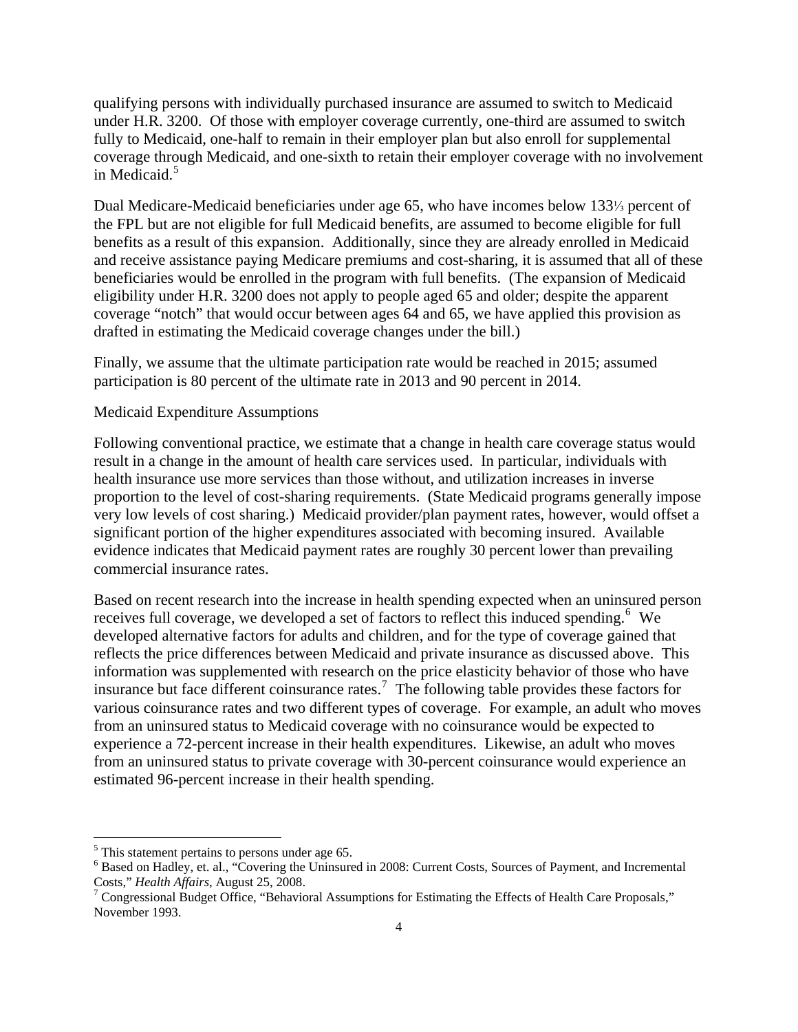qualifying persons with individually purchased insurance are assumed to switch to Medicaid under H.R. 3200. Of those with employer coverage currently, one-third are assumed to switch fully to Medicaid, one-half to remain in their employer plan but also enroll for supplemental coverage through Medicaid, and one-sixth to retain their employer coverage with no involvement in Medicaid.[5]

Dual Medicare-Medicaid beneficiaries under age 65, who have incomes below 133⅓ percent of the FPL but are not eligible for full Medicaid benefits, are assumed to become eligible for full benefits as a result of this expansion. Additionally, since they are already enrolled in Medicaid and receive assistance paying Medicare premiums and cost-sharing, it is assumed that all of these beneficiaries would be enrolled in the program with full benefits. (The expansion of Medicaid eligibility under H.R. 3200 does not apply to people aged 65 and older; despite the apparent coverage "notch" that would occur between ages 64 and 65, we have applied this provision as drafted in estimating the Medicaid coverage changes under the bill.)

Finally, we assume that the ultimate participation rate would be reached in 2015; assumed participation is 80 percent of the ultimate rate in 2013 and 90 percent in 2014.

Medicaid Expenditure Assumptions

Following conventional practice, we estimate that a change in health care coverage status would result in a change in the amount of health care services used. In particular, individuals with health insurance use more services than those without, and utilization increases in inverse proportion to the level of cost-sharing requirements. (State Medicaid programs generally impose very low levels of cost sharing.) Medicaid provider/plan payment rates, however, would offset a significant portion of the higher expenditures associated with becoming insured. Available evidence indicates that Medicaid payment rates are roughly 30 percent lower than prevailing commercial insurance rates.

Based on recent research into the increase in health spending expected when an uninsured person receives full coverage, we developed a set of factors to reflect this induced spending.[6] We developed alternative factors for adults and children, and for the type of coverage gained that reflects the price differences between Medicaid and private insurance as discussed above. This information was supplemented with research on the price elasticity behavior of those who have insurance but face different coinsurance rates.[7] The following table provides these factors for various coinsurance rates and two different types of coverage. For example, an adult who moves from an uninsured status to Medicaid coverage with no coinsurance would be expected to experience a 72-percent increase in their health expenditures. Likewise, an adult who moves from an uninsured status to private coverage with 30-percent coinsurance would experience an estimated 96-percent increase in their health spending.

[5] This statement pertains to persons under age 65.

[6] Based on Hadley, et. al., "Covering the Uninsured in 2008: Current Costs, Sources of Payment, and Incremental Costs," *Health Affairs*, August 25, 2008.

[7] Congressional Budget Office, "Behavioral Assumptions for Estimating the Effects of Health Care Proposals," November 1993.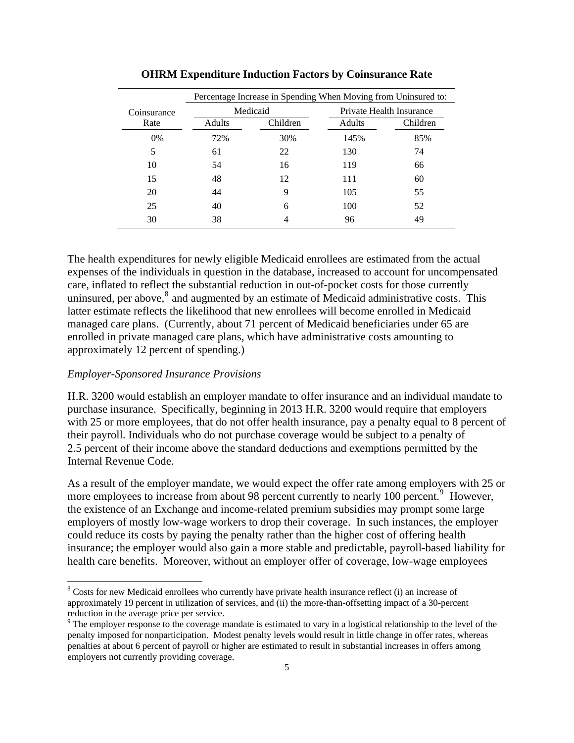**OHRM Expenditure Induction Factors by Coinsurance Rate**

| Coinsurance Rate | Percentage Increase in Spending When Moving from Uninsured to: | | | |
|---|---|---|---|---|
| | Medicaid | | Private Health Insurance | |
| | Adults | Children | Adults | Children |
| 0% | 72% | 30% | 145% | 85% |
| 5 | 61 | 22 | 130 | 74 |
| 10 | 54 | 16 | 119 | 66 |
| 15 | 48 | 12 | 111 | 60 |
| 20 | 44 | 9 | 105 | 55 |
| 25 | 40 | 6 | 100 | 52 |
| 30 | 38 | 4 | 96 | 49 |

The health expenditures for newly eligible Medicaid enrollees are estimated from the actual expenses of the individuals in question in the database, increased to account for uncompensated care, inflated to reflect the substantial reduction in out-of-pocket costs for those currently uninsured, per above,[8] and augmented by an estimate of Medicaid administrative costs. This latter estimate reflects the likelihood that new enrollees will become enrolled in Medicaid managed care plans. (Currently, about 71 percent of Medicaid beneficiaries under 65 are enrolled in private managed care plans, which have administrative costs amounting to approximately 12 percent of spending.)

*Employer-Sponsored Insurance Provisions*

H.R. 3200 would establish an employer mandate to offer insurance and an individual mandate to purchase insurance. Specifically, beginning in 2013 H.R. 3200 would require that employers with 25 or more employees, that do not offer health insurance, pay a penalty equal to 8 percent of their payroll. Individuals who do not purchase coverage would be subject to a penalty of 2.5 percent of their income above the standard deductions and exemptions permitted by the Internal Revenue Code.

As a result of the employer mandate, we would expect the offer rate among employers with 25 or more employees to increase from about 98 percent currently to nearly 100 percent.[9] However, the existence of an Exchange and income-related premium subsidies may prompt some large employers of mostly low-wage workers to drop their coverage. In such instances, the employer could reduce its costs by paying the penalty rather than the higher cost of offering health insurance; the employer would also gain a more stable and predictable, payroll-based liability for health care benefits. Moreover, without an employer offer of coverage, low-wage employees

[8] Costs for new Medicaid enrollees who currently have private health insurance reflect (i) an increase of approximately 19 percent in utilization of services, and (ii) the more-than-offsetting impact of a 30-percent reduction in the average price per service.

[9] The employer response to the coverage mandate is estimated to vary in a logistical relationship to the level of the penalty imposed for nonparticipation. Modest penalty levels would result in little change in offer rates, whereas penalties at about 6 percent of payroll or higher are estimated to result in substantial increases in offers among employers not currently providing coverage.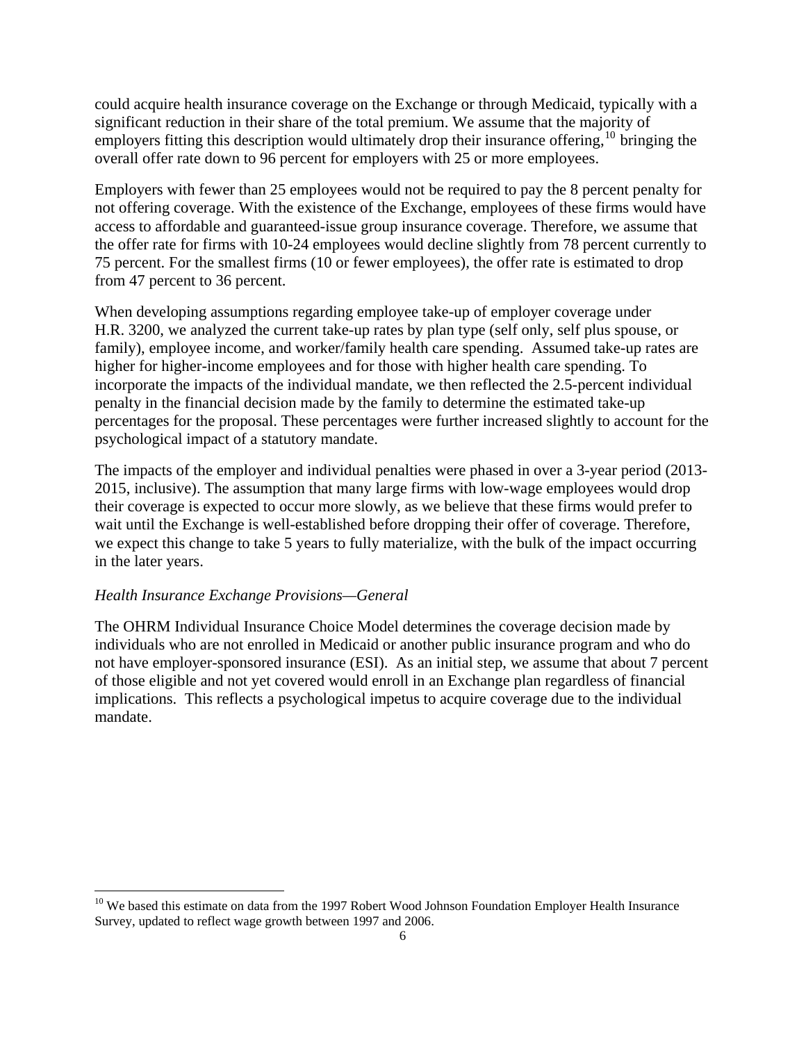could acquire health insurance coverage on the Exchange or through Medicaid, typically with a significant reduction in their share of the total premium. We assume that the majority of employers fitting this description would ultimately drop their insurance offering,[10] bringing the overall offer rate down to 96 percent for employers with 25 or more employees.

Employers with fewer than 25 employees would not be required to pay the 8 percent penalty for not offering coverage. With the existence of the Exchange, employees of these firms would have access to affordable and guaranteed-issue group insurance coverage. Therefore, we assume that the offer rate for firms with 10-24 employees would decline slightly from 78 percent currently to 75 percent. For the smallest firms (10 or fewer employees), the offer rate is estimated to drop from 47 percent to 36 percent.

When developing assumptions regarding employee take-up of employer coverage under H.R. 3200, we analyzed the current take-up rates by plan type (self only, self plus spouse, or family), employee income, and worker/family health care spending. Assumed take-up rates are higher for higher-income employees and for those with higher health care spending. To incorporate the impacts of the individual mandate, we then reflected the 2.5-percent individual penalty in the financial decision made by the family to determine the estimated take-up percentages for the proposal. These percentages were further increased slightly to account for the psychological impact of a statutory mandate.

The impacts of the employer and individual penalties were phased in over a 3-year period (2013-2015, inclusive). The assumption that many large firms with low-wage employees would drop their coverage is expected to occur more slowly, as we believe that these firms would prefer to wait until the Exchange is well-established before dropping their offer of coverage. Therefore, we expect this change to take 5 years to fully materialize, with the bulk of the impact occurring in the later years.

*Health Insurance Exchange Provisions—General*

The OHRM Individual Insurance Choice Model determines the coverage decision made by individuals who are not enrolled in Medicaid or another public insurance program and who do not have employer-sponsored insurance (ESI). As an initial step, we assume that about 7 percent of those eligible and not yet covered would enroll in an Exchange plan regardless of financial implications. This reflects a psychological impetus to acquire coverage due to the individual mandate.

---

[10] We based this estimate on data from the 1997 Robert Wood Johnson Foundation Employer Health Insurance Survey, updated to reflect wage growth between 1997 and 2006.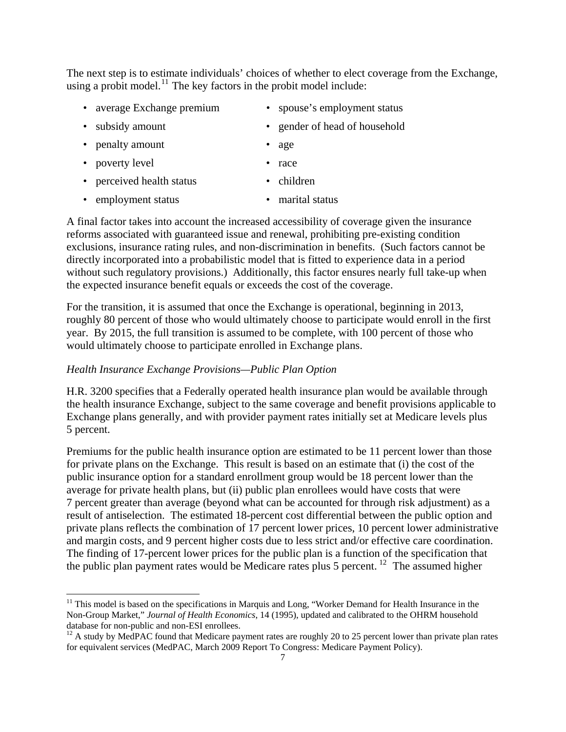The next step is to estimate individuals' choices of whether to elect coverage from the Exchange, using a probit model.[11] The key factors in the probit model include:

- average Exchange premium
- subsidy amount
- penalty amount
- poverty level
- perceived health status
- employment status
- spouse's employment status
- gender of head of household
- age
- race
- children
- marital status

A final factor takes into account the increased accessibility of coverage given the insurance reforms associated with guaranteed issue and renewal, prohibiting pre-existing condition exclusions, insurance rating rules, and non-discrimination in benefits. (Such factors cannot be directly incorporated into a probabilistic model that is fitted to experience data in a period without such regulatory provisions.) Additionally, this factor ensures nearly full take-up when the expected insurance benefit equals or exceeds the cost of the coverage.

For the transition, it is assumed that once the Exchange is operational, beginning in 2013, roughly 80 percent of those who would ultimately choose to participate would enroll in the first year. By 2015, the full transition is assumed to be complete, with 100 percent of those who would ultimately choose to participate enrolled in Exchange plans.

*Health Insurance Exchange Provisions—Public Plan Option*

H.R. 3200 specifies that a Federally operated health insurance plan would be available through the health insurance Exchange, subject to the same coverage and benefit provisions applicable to Exchange plans generally, and with provider payment rates initially set at Medicare levels plus 5 percent.

Premiums for the public health insurance option are estimated to be 11 percent lower than those for private plans on the Exchange. This result is based on an estimate that (i) the cost of the public insurance option for a standard enrollment group would be 18 percent lower than the average for private health plans, but (ii) public plan enrollees would have costs that were 7 percent greater than average (beyond what can be accounted for through risk adjustment) as a result of antiselection. The estimated 18-percent cost differential between the public option and private plans reflects the combination of 17 percent lower prices, 10 percent lower administrative and margin costs, and 9 percent higher costs due to less strict and/or effective care coordination. The finding of 17-percent lower prices for the public plan is a function of the specification that the public plan payment rates would be Medicare rates plus 5 percent.[12] The assumed higher

---

[11] This model is based on the specifications in Marquis and Long, "Worker Demand for Health Insurance in the Non-Group Market," *Journal of Health Economics*, 14 (1995), updated and calibrated to the OHRM household database for non-public and non-ESI enrollees.

[12] A study by MedPAC found that Medicare payment rates are roughly 20 to 25 percent lower than private plan rates for equivalent services (MedPAC, March 2009 Report To Congress: Medicare Payment Policy).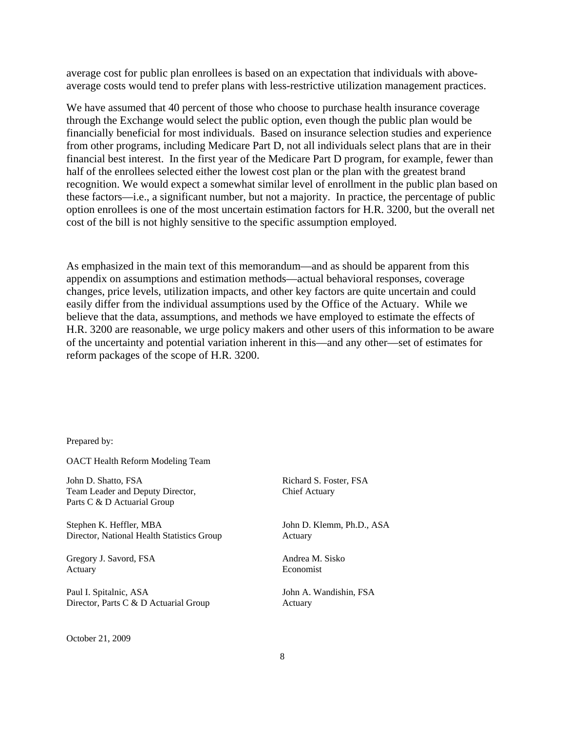average cost for public plan enrollees is based on an expectation that individuals with above-average costs would tend to prefer plans with less-restrictive utilization management practices.

We have assumed that 40 percent of those who choose to purchase health insurance coverage through the Exchange would select the public option, even though the public plan would be financially beneficial for most individuals. Based on insurance selection studies and experience from other programs, including Medicare Part D, not all individuals select plans that are in their financial best interest. In the first year of the Medicare Part D program, for example, fewer than half of the enrollees selected either the lowest cost plan or the plan with the greatest brand recognition. We would expect a somewhat similar level of enrollment in the public plan based on these factors—i.e., a significant number, but not a majority. In practice, the percentage of public option enrollees is one of the most uncertain estimation factors for H.R. 3200, but the overall net cost of the bill is not highly sensitive to the specific assumption employed.

As emphasized in the main text of this memorandum—and as should be apparent from this appendix on assumptions and estimation methods—actual behavioral responses, coverage changes, price levels, utilization impacts, and other key factors are quite uncertain and could easily differ from the individual assumptions used by the Office of the Actuary. While we believe that the data, assumptions, and methods we have employed to estimate the effects of H.R. 3200 are reasonable, we urge policy makers and other users of this information to be aware of the uncertainty and potential variation inherent in this—and any other—set of estimates for reform packages of the scope of H.R. 3200.

Prepared by:

OACT Health Reform Modeling Team

John D. Shatto, FSA
Team Leader and Deputy Director,
Parts C & D Actuarial Group

Richard S. Foster, FSA
Chief Actuary

Stephen K. Heffler, MBA
Director, National Health Statistics Group

John D. Klemm, Ph.D., ASA
Actuary

Gregory J. Savord, FSA
Actuary

Andrea M. Sisko
Economist

Paul I. Spitalnic, ASA
Director, Parts C & D Actuarial Group

John A. Wandishin, FSA
Actuary

October 21, 2009